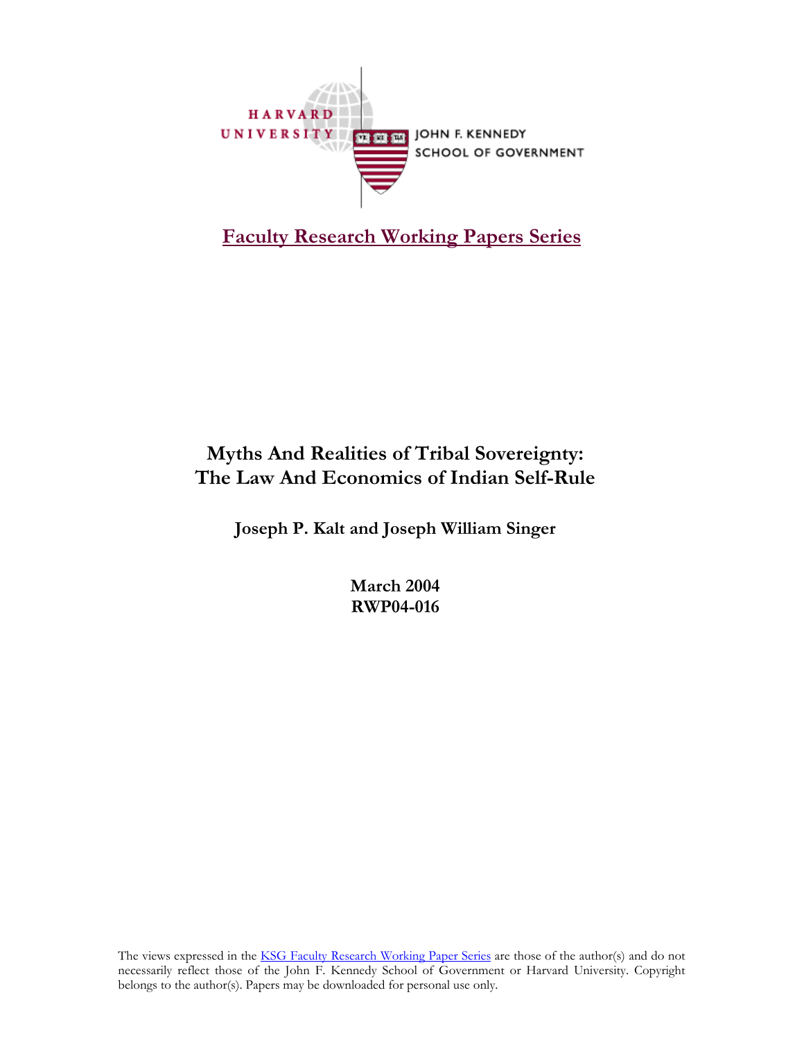HARVARD UNIVERSITY

JOHN F. KENNEDY SCHOOL OF GOVERNMENT

**Faculty Research Working Papers Series**

# Myths And Realities of Tribal Sovereignty: The Law And Economics of Indian Self-Rule

**Joseph P. Kalt and Joseph William Singer**

**March 2004**
**RWP04-016**

The views expressed in the KSG Faculty Research Working Paper Series are those of the author(s) and do not necessarily reflect those of the John F. Kennedy School of Government or Harvard University. Copyright belongs to the author(s). Papers may be downloaded for personal use only.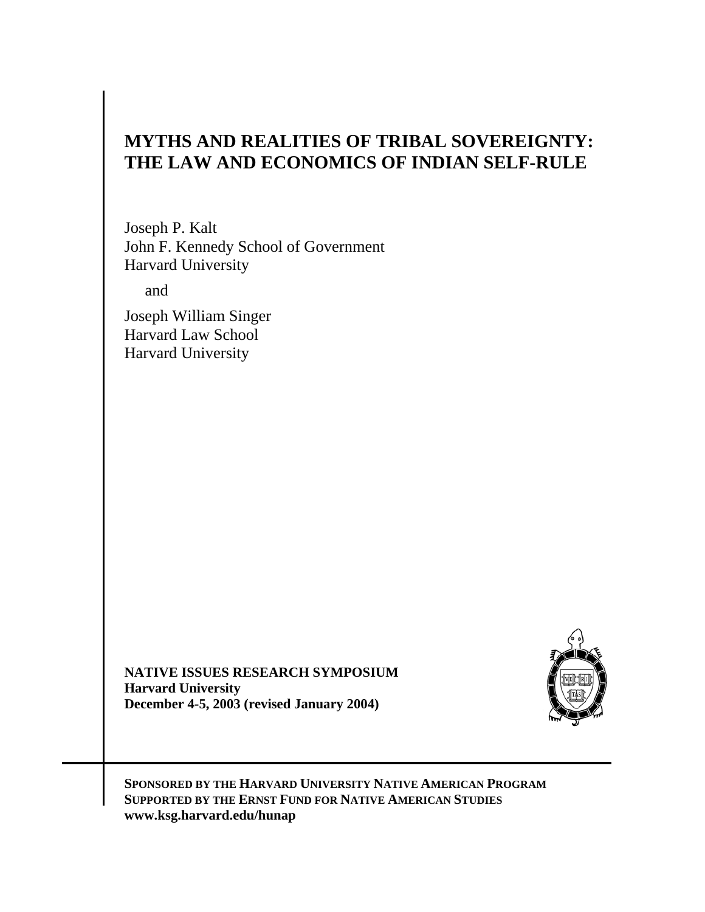# MYTHS AND REALITIES OF TRIBAL SOVEREIGNTY: THE LAW AND ECONOMICS OF INDIAN SELF-RULE

Joseph P. Kalt
John F. Kennedy School of Government
Harvard University

and

Joseph William Singer
Harvard Law School
Harvard University

**NATIVE ISSUES RESEARCH SYMPOSIUM**
**Harvard University**
**December 4-5, 2003 (revised January 2004)**

**SPONSORED BY THE HARVARD UNIVERSITY NATIVE AMERICAN PROGRAM**
**SUPPORTED BY THE ERNST FUND FOR NATIVE AMERICAN STUDIES**
**www.ksg.harvard.edu/hunap**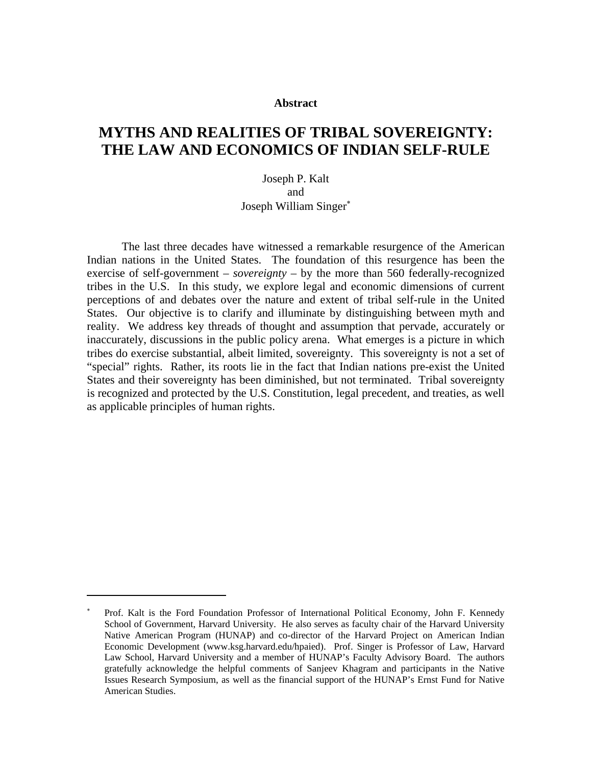**Abstract**

# MYTHS AND REALITIES OF TRIBAL SOVEREIGNTY: THE LAW AND ECONOMICS OF INDIAN SELF-RULE

Joseph P. Kalt
and
Joseph William Singer[*]

The last three decades have witnessed a remarkable resurgence of the American Indian nations in the United States. The foundation of this resurgence has been the exercise of self-government – *sovereignty* – by the more than 560 federally-recognized tribes in the U.S. In this study, we explore legal and economic dimensions of current perceptions of and debates over the nature and extent of tribal self-rule in the United States. Our objective is to clarify and illuminate by distinguishing between myth and reality. We address key threads of thought and assumption that pervade, accurately or inaccurately, discussions in the public policy arena. What emerges is a picture in which tribes do exercise substantial, albeit limited, sovereignty. This sovereignty is not a set of "special" rights. Rather, its roots lie in the fact that Indian nations pre-exist the United States and their sovereignty has been diminished, but not terminated. Tribal sovereignty is recognized and protected by the U.S. Constitution, legal precedent, and treaties, as well as applicable principles of human rights.

---

[*] Prof. Kalt is the Ford Foundation Professor of International Political Economy, John F. Kennedy School of Government, Harvard University. He also serves as faculty chair of the Harvard University Native American Program (HUNAP) and co-director of the Harvard Project on American Indian Economic Development (www.ksg.harvard.edu/hpaied). Prof. Singer is Professor of Law, Harvard Law School, Harvard University and a member of HUNAP's Faculty Advisory Board. The authors gratefully acknowledge the helpful comments of Sanjeev Khagram and participants in the Native Issues Research Symposium, as well as the financial support of the HUNAP's Ernst Fund for Native American Studies.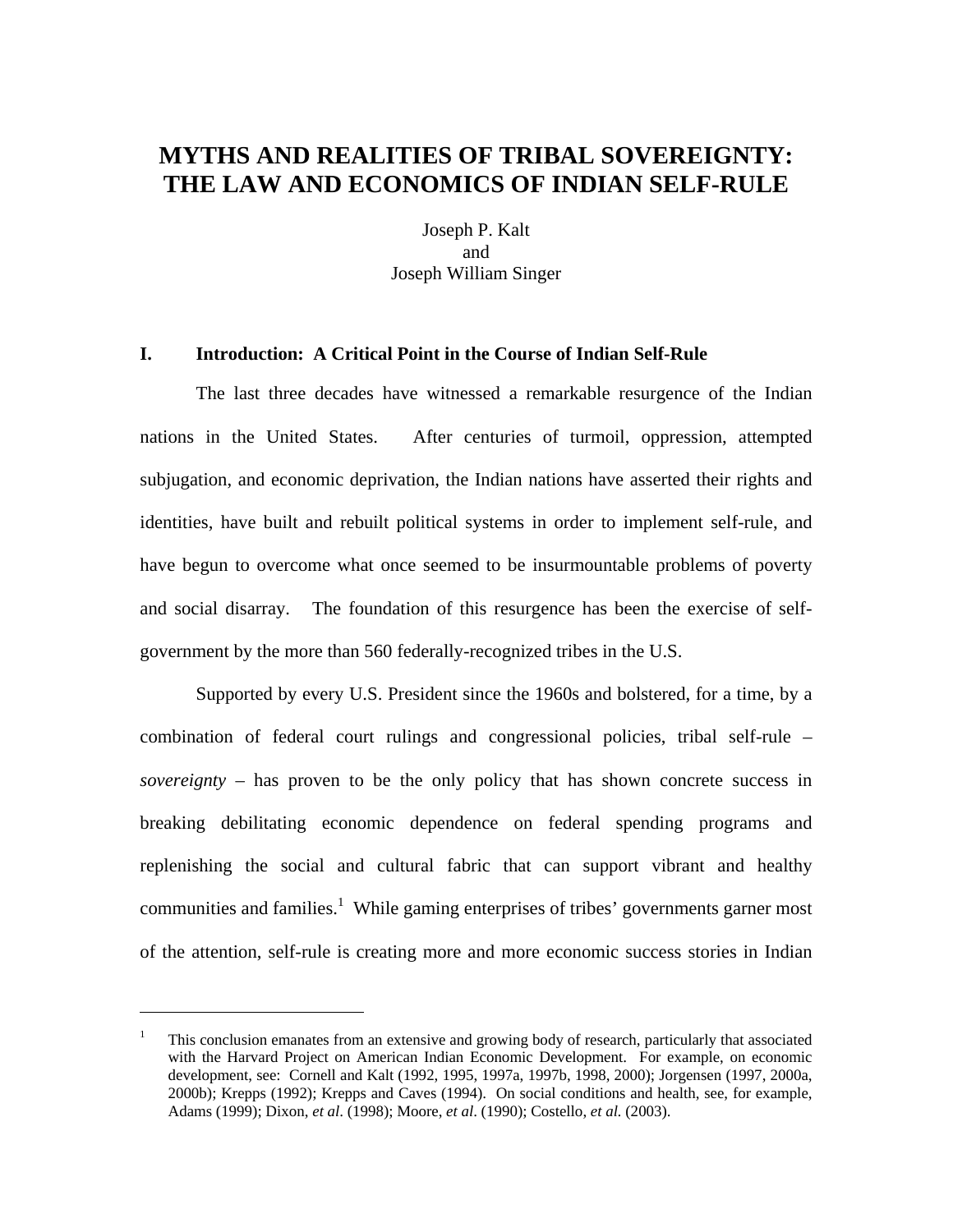# MYTHS AND REALITIES OF TRIBAL SOVEREIGNTY: THE LAW AND ECONOMICS OF INDIAN SELF-RULE

Joseph P. Kalt
and
Joseph William Singer

## I. Introduction: A Critical Point in the Course of Indian Self-Rule

The last three decades have witnessed a remarkable resurgence of the Indian nations in the United States. After centuries of turmoil, oppression, attempted subjugation, and economic deprivation, the Indian nations have asserted their rights and identities, have built and rebuilt political systems in order to implement self-rule, and have begun to overcome what once seemed to be insurmountable problems of poverty and social disarray. The foundation of this resurgence has been the exercise of self-government by the more than 560 federally-recognized tribes in the U.S.

Supported by every U.S. President since the 1960s and bolstered, for a time, by a combination of federal court rulings and congressional policies, tribal self-rule – *sovereignty* – has proven to be the only policy that has shown concrete success in breaking debilitating economic dependence on federal spending programs and replenishing the social and cultural fabric that can support vibrant and healthy communities and families.[1] While gaming enterprises of tribes' governments garner most of the attention, self-rule is creating more and more economic success stories in Indian

---

[1] This conclusion emanates from an extensive and growing body of research, particularly that associated with the Harvard Project on American Indian Economic Development. For example, on economic development, see: Cornell and Kalt (1992, 1995, 1997a, 1997b, 1998, 2000); Jorgensen (1997, 2000a, 2000b); Krepps (1992); Krepps and Caves (1994). On social conditions and health, see, for example, Adams (1999); Dixon, *et al*. (1998); Moore, *et al*. (1990); Costello, *et al.* (2003).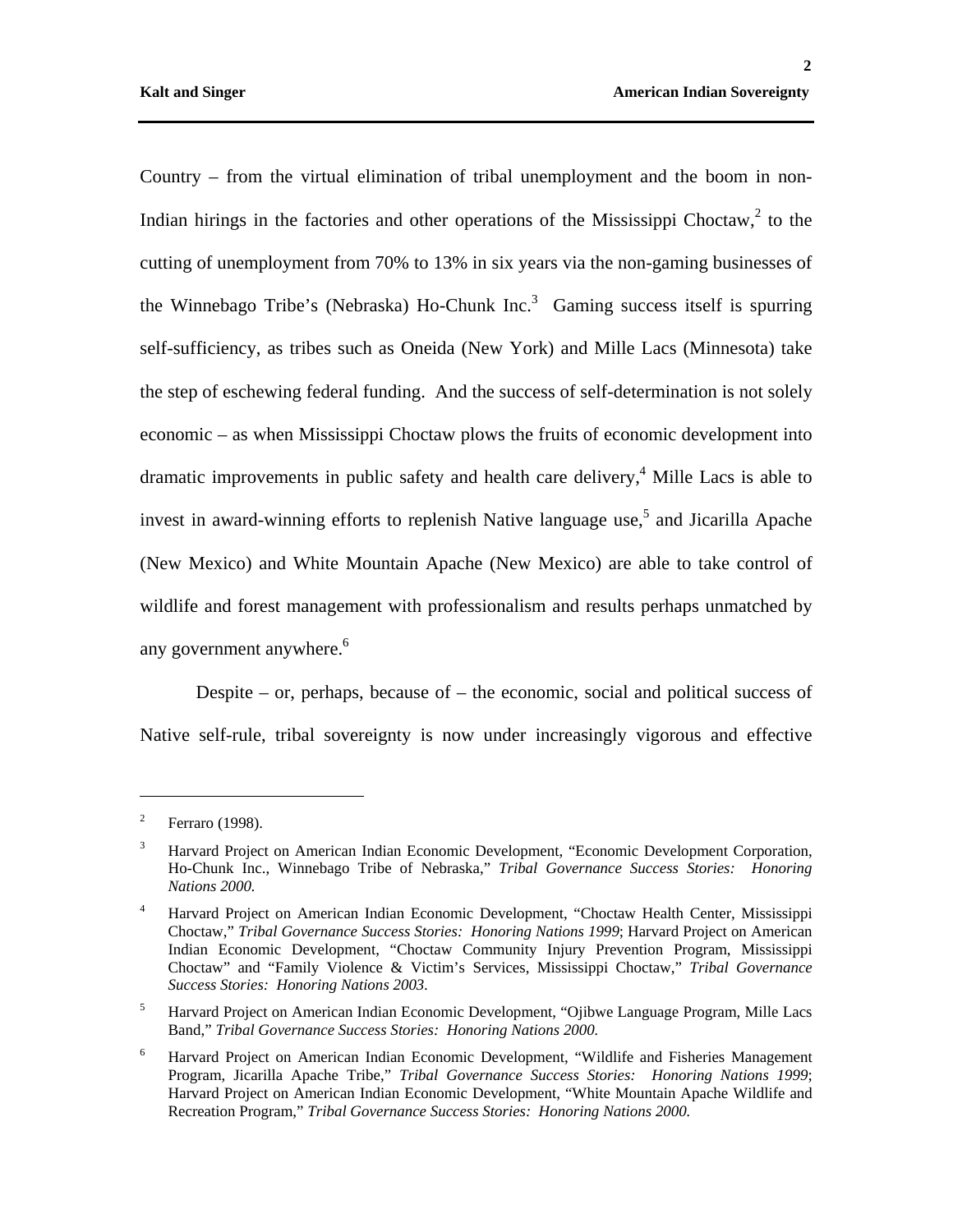Country – from the virtual elimination of tribal unemployment and the boom in non-Indian hirings in the factories and other operations of the Mississippi Choctaw,[2] to the cutting of unemployment from 70% to 13% in six years via the non-gaming businesses of the Winnebago Tribe's (Nebraska) Ho-Chunk Inc.[3] Gaming success itself is spurring self-sufficiency, as tribes such as Oneida (New York) and Mille Lacs (Minnesota) take the step of eschewing federal funding. And the success of self-determination is not solely economic – as when Mississippi Choctaw plows the fruits of economic development into dramatic improvements in public safety and health care delivery,[4] Mille Lacs is able to invest in award-winning efforts to replenish Native language use,[5] and Jicarilla Apache (New Mexico) and White Mountain Apache (New Mexico) are able to take control of wildlife and forest management with professionalism and results perhaps unmatched by any government anywhere.[6]

Despite – or, perhaps, because of – the economic, social and political success of Native self-rule, tribal sovereignty is now under increasingly vigorous and effective

---

[2] Ferraro (1998).

[3] Harvard Project on American Indian Economic Development, "Economic Development Corporation, Ho-Chunk Inc., Winnebago Tribe of Nebraska," *Tribal Governance Success Stories: Honoring Nations 2000.*

[4] Harvard Project on American Indian Economic Development, "Choctaw Health Center, Mississippi Choctaw," *Tribal Governance Success Stories: Honoring Nations 1999*; Harvard Project on American Indian Economic Development, "Choctaw Community Injury Prevention Program, Mississippi Choctaw" and "Family Violence & Victim's Services, Mississippi Choctaw," *Tribal Governance Success Stories: Honoring Nations 2003*.

[5] Harvard Project on American Indian Economic Development, "Ojibwe Language Program, Mille Lacs Band," *Tribal Governance Success Stories: Honoring Nations 2000.*

[6] Harvard Project on American Indian Economic Development, "Wildlife and Fisheries Management Program, Jicarilla Apache Tribe," *Tribal Governance Success Stories: Honoring Nations 1999*; Harvard Project on American Indian Economic Development, "White Mountain Apache Wildlife and Recreation Program," *Tribal Governance Success Stories: Honoring Nations 2000.*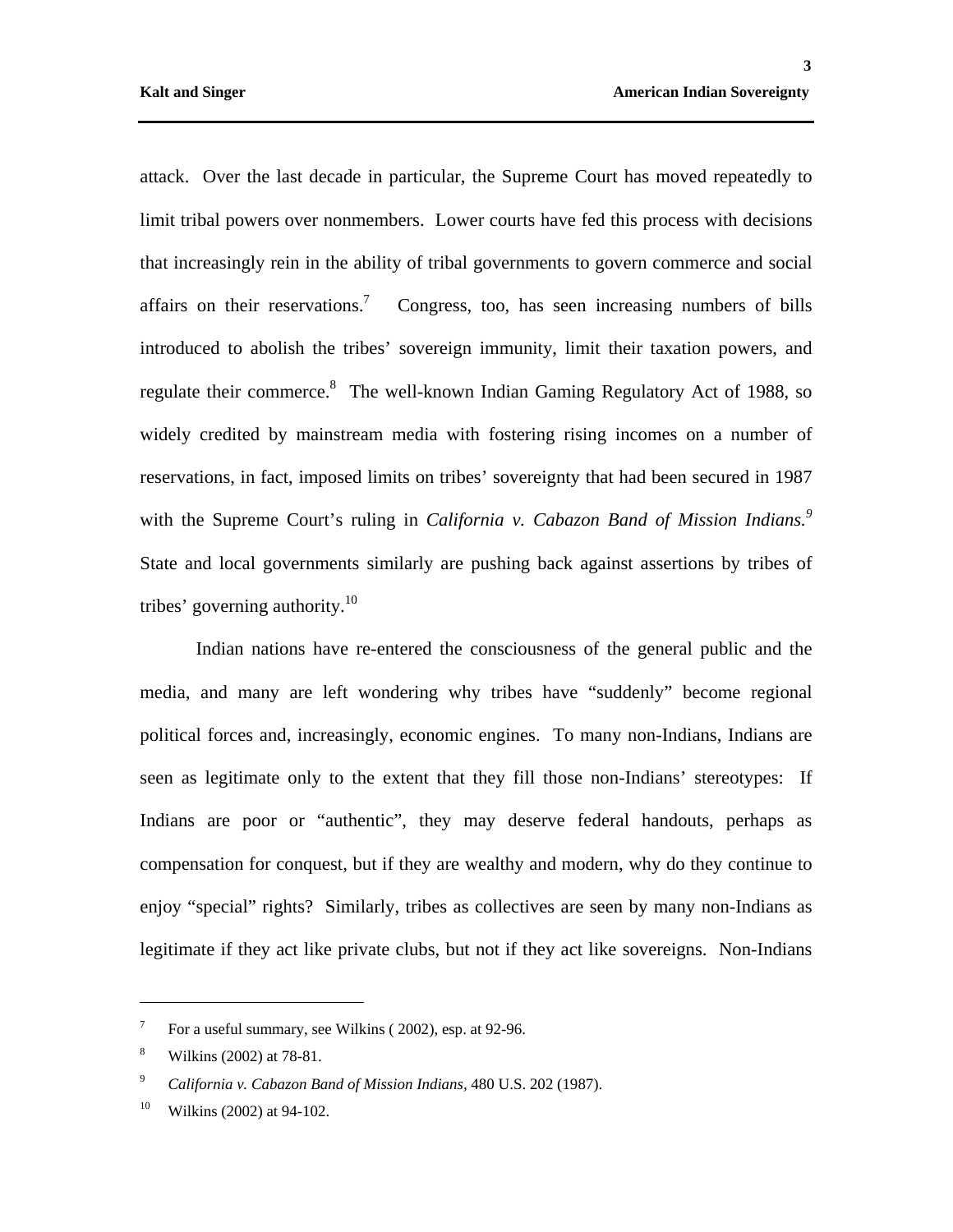attack. Over the last decade in particular, the Supreme Court has moved repeatedly to limit tribal powers over nonmembers. Lower courts have fed this process with decisions that increasingly rein in the ability of tribal governments to govern commerce and social affairs on their reservations.[7] Congress, too, has seen increasing numbers of bills introduced to abolish the tribes' sovereign immunity, limit their taxation powers, and regulate their commerce.[8] The well-known Indian Gaming Regulatory Act of 1988, so widely credited by mainstream media with fostering rising incomes on a number of reservations, in fact, imposed limits on tribes' sovereignty that had been secured in 1987 with the Supreme Court's ruling in *California v. Cabazon Band of Mission Indians.*[9] State and local governments similarly are pushing back against assertions by tribes of tribes' governing authority.[10]

Indian nations have re-entered the consciousness of the general public and the media, and many are left wondering why tribes have "suddenly" become regional political forces and, increasingly, economic engines. To many non-Indians, Indians are seen as legitimate only to the extent that they fill those non-Indians' stereotypes: If Indians are poor or "authentic", they may deserve federal handouts, perhaps as compensation for conquest, but if they are wealthy and modern, why do they continue to enjoy "special" rights? Similarly, tribes as collectives are seen by many non-Indians as legitimate if they act like private clubs, but not if they act like sovereigns. Non-Indians

---

[7] For a useful summary, see Wilkins ( 2002), esp. at 92-96.

[8] Wilkins (2002) at 78-81.

[9] *California v. Cabazon Band of Mission Indians*, 480 U.S. 202 (1987).

[10] Wilkins (2002) at 94-102.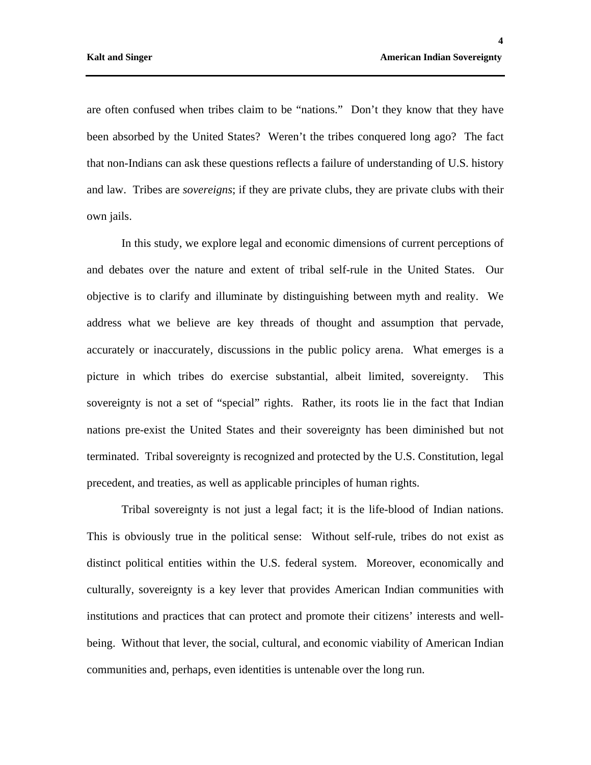are often confused when tribes claim to be "nations." Don't they know that they have been absorbed by the United States? Weren't the tribes conquered long ago? The fact that non-Indians can ask these questions reflects a failure of understanding of U.S. history and law. Tribes are *sovereigns*; if they are private clubs, they are private clubs with their own jails.

In this study, we explore legal and economic dimensions of current perceptions of and debates over the nature and extent of tribal self-rule in the United States. Our objective is to clarify and illuminate by distinguishing between myth and reality. We address what we believe are key threads of thought and assumption that pervade, accurately or inaccurately, discussions in the public policy arena. What emerges is a picture in which tribes do exercise substantial, albeit limited, sovereignty. This sovereignty is not a set of "special" rights. Rather, its roots lie in the fact that Indian nations pre-exist the United States and their sovereignty has been diminished but not terminated. Tribal sovereignty is recognized and protected by the U.S. Constitution, legal precedent, and treaties, as well as applicable principles of human rights.

Tribal sovereignty is not just a legal fact; it is the life-blood of Indian nations. This is obviously true in the political sense: Without self-rule, tribes do not exist as distinct political entities within the U.S. federal system. Moreover, economically and culturally, sovereignty is a key lever that provides American Indian communities with institutions and practices that can protect and promote their citizens' interests and well-being. Without that lever, the social, cultural, and economic viability of American Indian communities and, perhaps, even identities is untenable over the long run.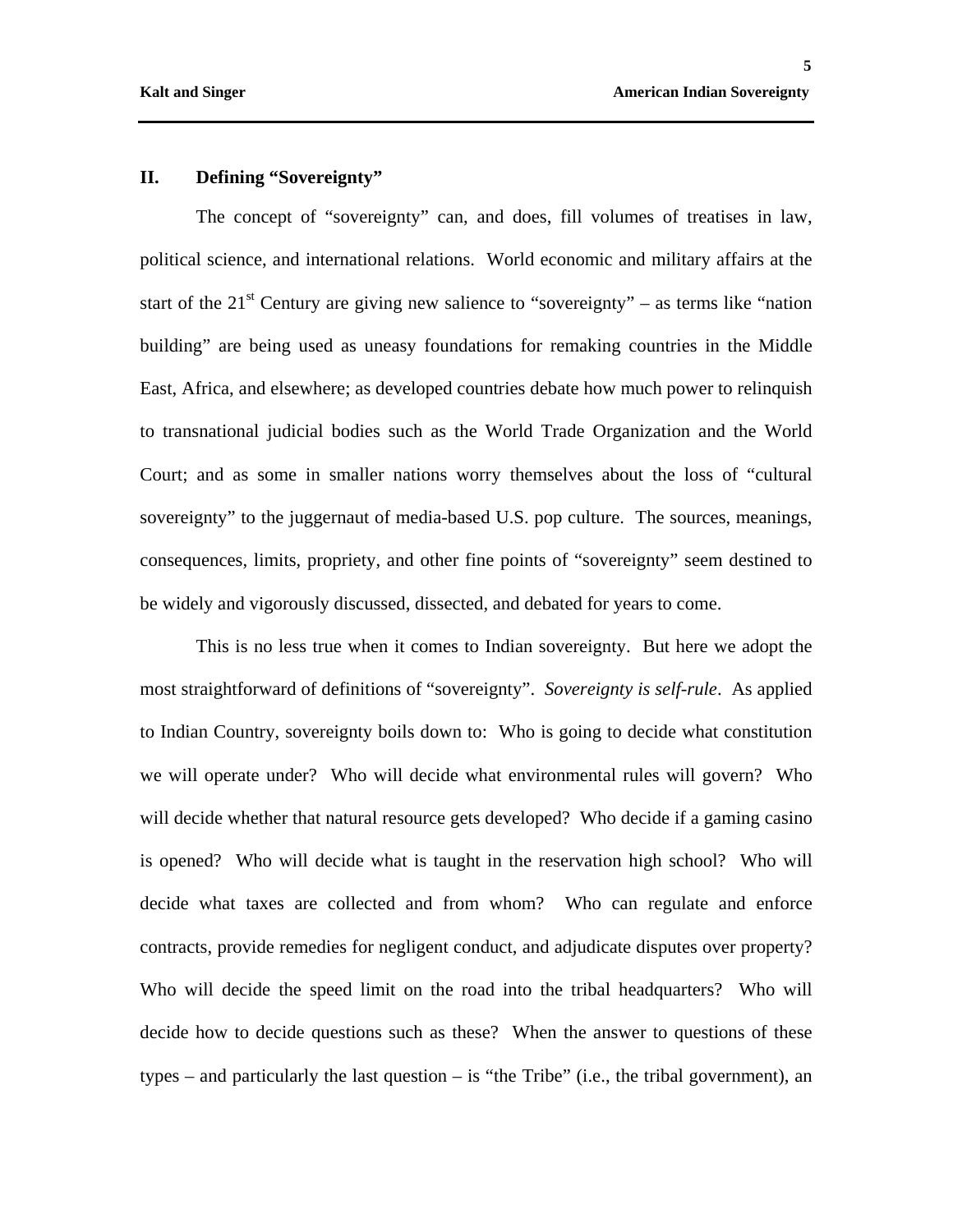## II. Defining "Sovereignty"

The concept of "sovereignty" can, and does, fill volumes of treatises in law, political science, and international relations. World economic and military affairs at the start of the 21st Century are giving new salience to "sovereignty" – as terms like "nation building" are being used as uneasy foundations for remaking countries in the Middle East, Africa, and elsewhere; as developed countries debate how much power to relinquish to transnational judicial bodies such as the World Trade Organization and the World Court; and as some in smaller nations worry themselves about the loss of "cultural sovereignty" to the juggernaut of media-based U.S. pop culture. The sources, meanings, consequences, limits, propriety, and other fine points of "sovereignty" seem destined to be widely and vigorously discussed, dissected, and debated for years to come.

This is no less true when it comes to Indian sovereignty. But here we adopt the most straightforward of definitions of "sovereignty". *Sovereignty is self-rule*. As applied to Indian Country, sovereignty boils down to: Who is going to decide what constitution we will operate under? Who will decide what environmental rules will govern? Who will decide whether that natural resource gets developed? Who decide if a gaming casino is opened? Who will decide what is taught in the reservation high school? Who will decide what taxes are collected and from whom? Who can regulate and enforce contracts, provide remedies for negligent conduct, and adjudicate disputes over property? Who will decide the speed limit on the road into the tribal headquarters? Who will decide how to decide questions such as these? When the answer to questions of these types – and particularly the last question – is "the Tribe" (i.e., the tribal government), an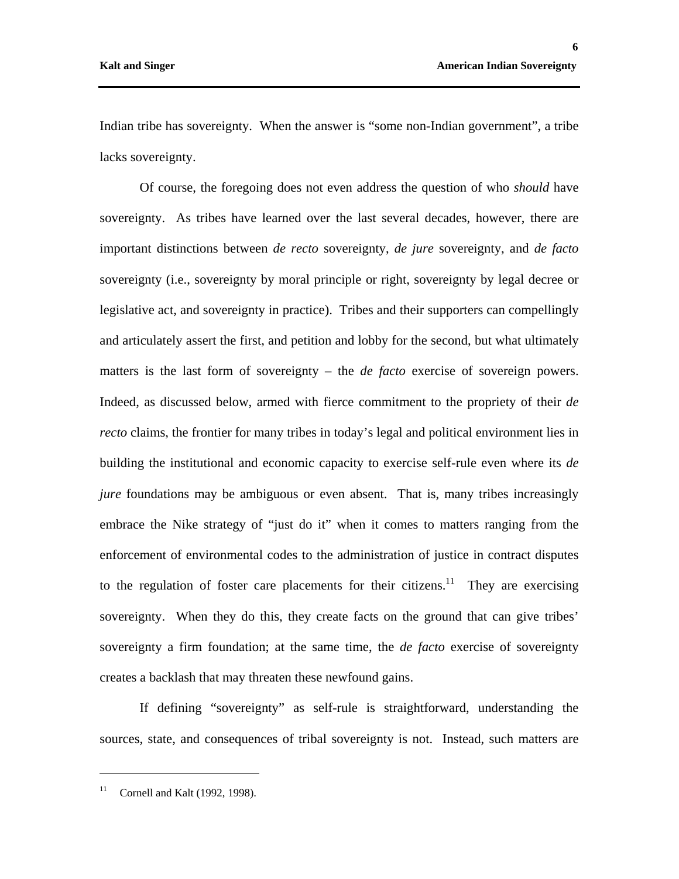Indian tribe has sovereignty. When the answer is "some non-Indian government", a tribe lacks sovereignty.

Of course, the foregoing does not even address the question of who *should* have sovereignty. As tribes have learned over the last several decades, however, there are important distinctions between *de recto* sovereignty, *de jure* sovereignty, and *de facto* sovereignty (i.e., sovereignty by moral principle or right, sovereignty by legal decree or legislative act, and sovereignty in practice). Tribes and their supporters can compellingly and articulately assert the first, and petition and lobby for the second, but what ultimately matters is the last form of sovereignty – the *de facto* exercise of sovereign powers. Indeed, as discussed below, armed with fierce commitment to the propriety of their *de recto* claims, the frontier for many tribes in today's legal and political environment lies in building the institutional and economic capacity to exercise self-rule even where its *de jure* foundations may be ambiguous or even absent. That is, many tribes increasingly embrace the Nike strategy of "just do it" when it comes to matters ranging from the enforcement of environmental codes to the administration of justice in contract disputes to the regulation of foster care placements for their citizens.[11] They are exercising sovereignty. When they do this, they create facts on the ground that can give tribes' sovereignty a firm foundation; at the same time, the *de facto* exercise of sovereignty creates a backlash that may threaten these newfound gains.

If defining "sovereignty" as self-rule is straightforward, understanding the sources, state, and consequences of tribal sovereignty is not. Instead, such matters are

---

[11] Cornell and Kalt (1992, 1998).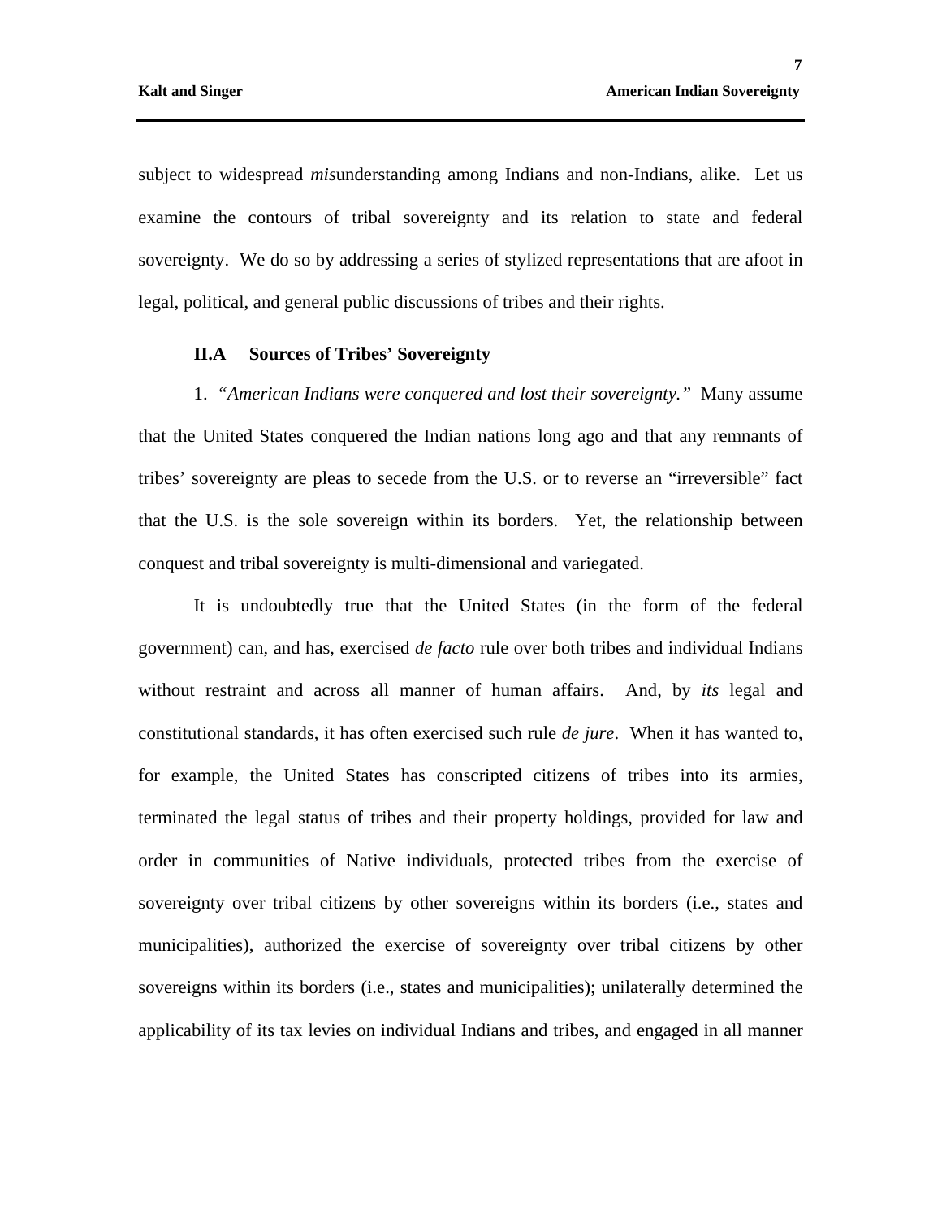subject to widespread *mis*understanding among Indians and non-Indians, alike. Let us examine the contours of tribal sovereignty and its relation to state and federal sovereignty. We do so by addressing a series of stylized representations that are afoot in legal, political, and general public discussions of tribes and their rights.

### II.A Sources of Tribes' Sovereignty

1. *"American Indians were conquered and lost their sovereignty."* Many assume that the United States conquered the Indian nations long ago and that any remnants of tribes' sovereignty are pleas to secede from the U.S. or to reverse an "irreversible" fact that the U.S. is the sole sovereign within its borders. Yet, the relationship between conquest and tribal sovereignty is multi-dimensional and variegated.

It is undoubtedly true that the United States (in the form of the federal government) can, and has, exercised *de facto* rule over both tribes and individual Indians without restraint and across all manner of human affairs. And, by *its* legal and constitutional standards, it has often exercised such rule *de jure*. When it has wanted to, for example, the United States has conscripted citizens of tribes into its armies, terminated the legal status of tribes and their property holdings, provided for law and order in communities of Native individuals, protected tribes from the exercise of sovereignty over tribal citizens by other sovereigns within its borders (i.e., states and municipalities), authorized the exercise of sovereignty over tribal citizens by other sovereigns within its borders (i.e., states and municipalities); unilaterally determined the applicability of its tax levies on individual Indians and tribes, and engaged in all manner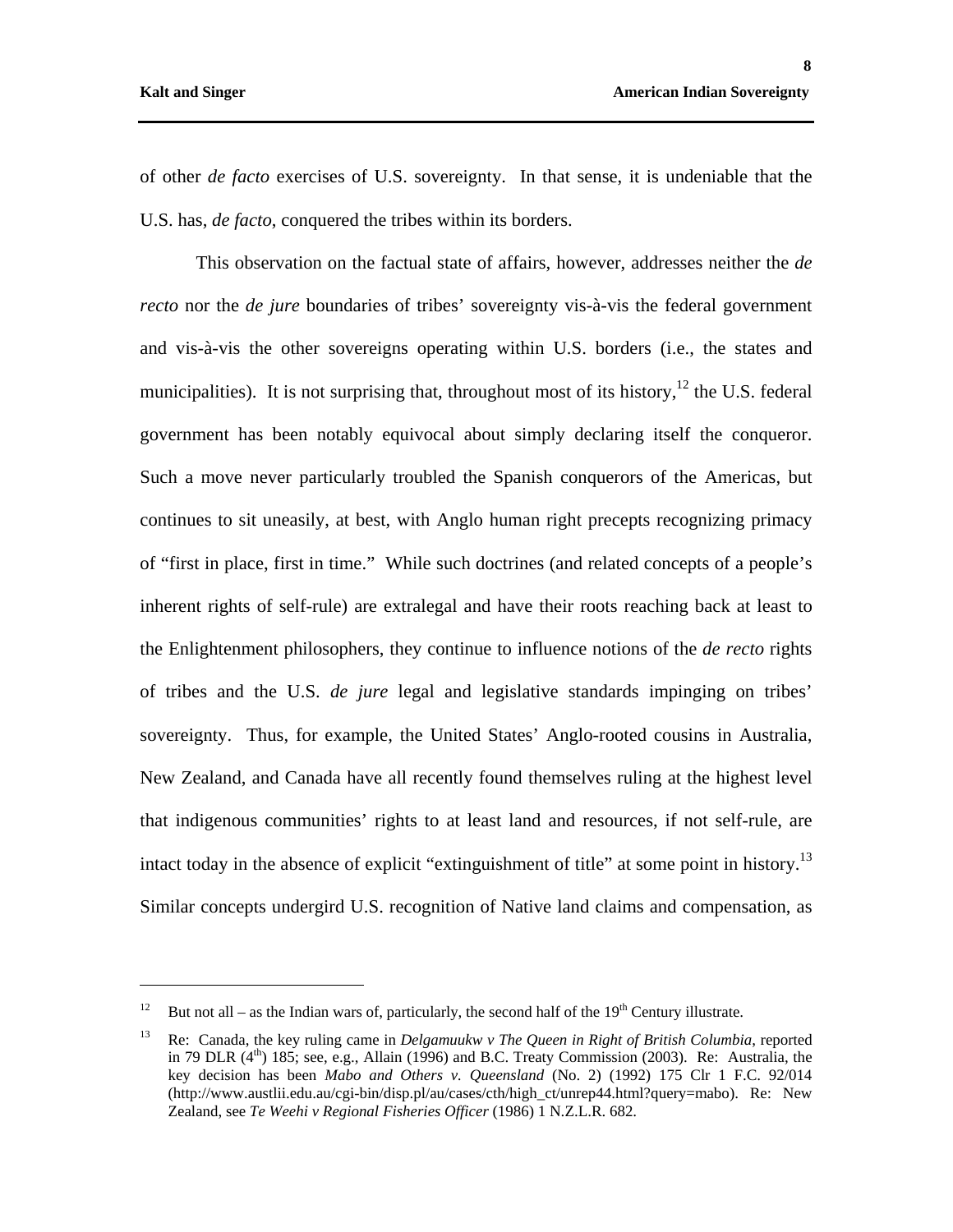of other *de facto* exercises of U.S. sovereignty. In that sense, it is undeniable that the U.S. has, *de facto*, conquered the tribes within its borders.

This observation on the factual state of affairs, however, addresses neither the *de recto* nor the *de jure* boundaries of tribes' sovereignty vis-à-vis the federal government and vis-à-vis the other sovereigns operating within U.S. borders (i.e., the states and municipalities). It is not surprising that, throughout most of its history,[12] the U.S. federal government has been notably equivocal about simply declaring itself the conqueror. Such a move never particularly troubled the Spanish conquerors of the Americas, but continues to sit uneasily, at best, with Anglo human right precepts recognizing primacy of "first in place, first in time." While such doctrines (and related concepts of a people's inherent rights of self-rule) are extralegal and have their roots reaching back at least to the Enlightenment philosophers, they continue to influence notions of the *de recto* rights of tribes and the U.S. *de jure* legal and legislative standards impinging on tribes' sovereignty. Thus, for example, the United States' Anglo-rooted cousins in Australia, New Zealand, and Canada have all recently found themselves ruling at the highest level that indigenous communities' rights to at least land and resources, if not self-rule, are intact today in the absence of explicit "extinguishment of title" at some point in history.[13] Similar concepts undergird U.S. recognition of Native land claims and compensation, as

---

[12] But not all – as the Indian wars of, particularly, the second half of the 19th Century illustrate.

[13] Re: Canada, the key ruling came in *Delgamuukw v The Queen in Right of British Columbia*, reported in 79 DLR (4th) 185; see, e.g., Allain (1996) and B.C. Treaty Commission (2003). Re: Australia, the key decision has been *Mabo and Others v. Queensland* (No. 2) (1992) 175 Clr 1 F.C. 92/014 (http://www.austlii.edu.au/cgi-bin/disp.pl/au/cases/cth/high_ct/unrep44.html?query=mabo). Re: New Zealand, see *Te Weehi v Regional Fisheries Officer* (1986) 1 N.Z.L.R. 682.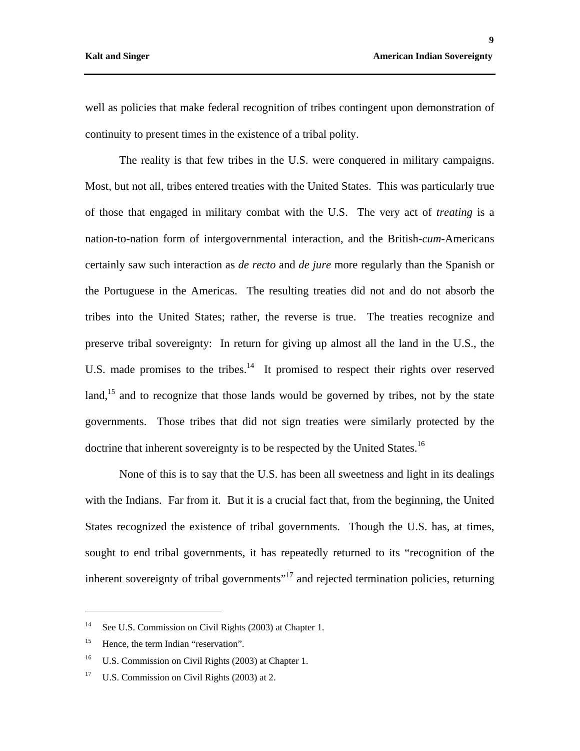well as policies that make federal recognition of tribes contingent upon demonstration of continuity to present times in the existence of a tribal polity.

The reality is that few tribes in the U.S. were conquered in military campaigns. Most, but not all, tribes entered treaties with the United States. This was particularly true of those that engaged in military combat with the U.S. The very act of *treating* is a nation-to-nation form of intergovernmental interaction, and the British-*cum*-Americans certainly saw such interaction as *de recto* and *de jure* more regularly than the Spanish or the Portuguese in the Americas. The resulting treaties did not and do not absorb the tribes into the United States; rather, the reverse is true. The treaties recognize and preserve tribal sovereignty: In return for giving up almost all the land in the U.S., the U.S. made promises to the tribes.[14] It promised to respect their rights over reserved land,[15] and to recognize that those lands would be governed by tribes, not by the state governments. Those tribes that did not sign treaties were similarly protected by the doctrine that inherent sovereignty is to be respected by the United States.[16]

None of this is to say that the U.S. has been all sweetness and light in its dealings with the Indians. Far from it. But it is a crucial fact that, from the beginning, the United States recognized the existence of tribal governments. Though the U.S. has, at times, sought to end tribal governments, it has repeatedly returned to its "recognition of the inherent sovereignty of tribal governments"[17] and rejected termination policies, returning

---

[14] See U.S. Commission on Civil Rights (2003) at Chapter 1.

[15] Hence, the term Indian "reservation".

[16] U.S. Commission on Civil Rights (2003) at Chapter 1.

[17] U.S. Commission on Civil Rights (2003) at 2.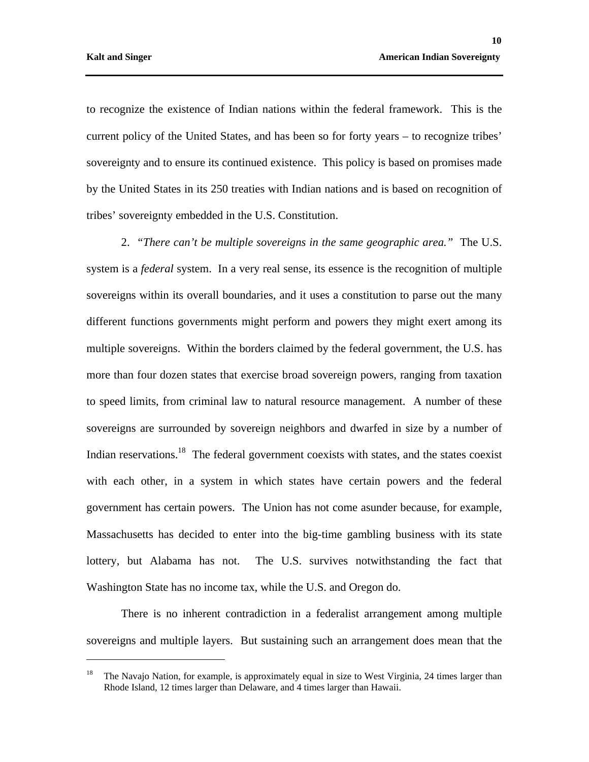to recognize the existence of Indian nations within the federal framework. This is the current policy of the United States, and has been so for forty years – to recognize tribes' sovereignty and to ensure its continued existence. This policy is based on promises made by the United States in its 250 treaties with Indian nations and is based on recognition of tribes' sovereignty embedded in the U.S. Constitution.

2. *"There can't be multiple sovereigns in the same geographic area."* The U.S. system is a *federal* system. In a very real sense, its essence is the recognition of multiple sovereigns within its overall boundaries, and it uses a constitution to parse out the many different functions governments might perform and powers they might exert among its multiple sovereigns. Within the borders claimed by the federal government, the U.S. has more than four dozen states that exercise broad sovereign powers, ranging from taxation to speed limits, from criminal law to natural resource management. A number of these sovereigns are surrounded by sovereign neighbors and dwarfed in size by a number of Indian reservations.[18] The federal government coexists with states, and the states coexist with each other, in a system in which states have certain powers and the federal government has certain powers. The Union has not come asunder because, for example, Massachusetts has decided to enter into the big-time gambling business with its state lottery, but Alabama has not. The U.S. survives notwithstanding the fact that Washington State has no income tax, while the U.S. and Oregon do.

There is no inherent contradiction in a federalist arrangement among multiple sovereigns and multiple layers. But sustaining such an arrangement does mean that the

---

[18] The Navajo Nation, for example, is approximately equal in size to West Virginia, 24 times larger than Rhode Island, 12 times larger than Delaware, and 4 times larger than Hawaii.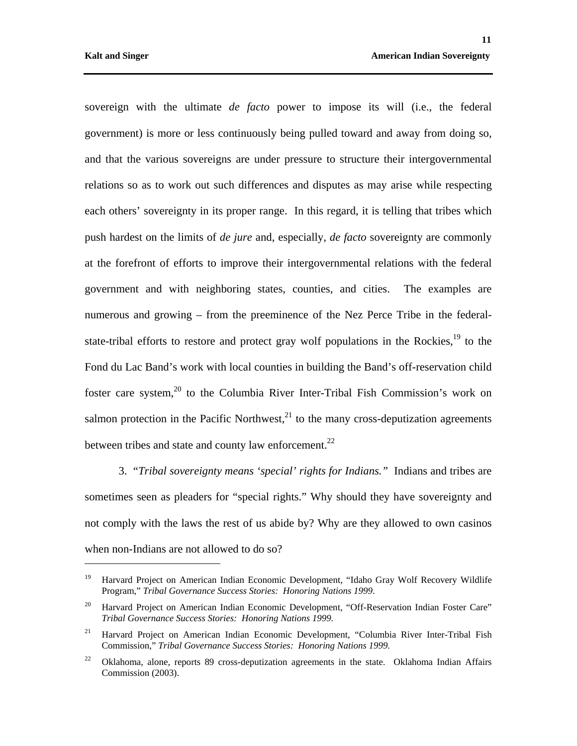sovereign with the ultimate *de facto* power to impose its will (i.e., the federal government) is more or less continuously being pulled toward and away from doing so, and that the various sovereigns are under pressure to structure their intergovernmental relations so as to work out such differences and disputes as may arise while respecting each others' sovereignty in its proper range. In this regard, it is telling that tribes which push hardest on the limits of *de jure* and, especially, *de facto* sovereignty are commonly at the forefront of efforts to improve their intergovernmental relations with the federal government and with neighboring states, counties, and cities. The examples are numerous and growing – from the preeminence of the Nez Perce Tribe in the federal-state-tribal efforts to restore and protect gray wolf populations in the Rockies,[19] to the Fond du Lac Band's work with local counties in building the Band's off-reservation child foster care system,[20] to the Columbia River Inter-Tribal Fish Commission's work on salmon protection in the Pacific Northwest,[21] to the many cross-deputization agreements between tribes and state and county law enforcement.[22]

3. "*Tribal sovereignty means 'special' rights for Indians.*" Indians and tribes are sometimes seen as pleaders for "special rights." Why should they have sovereignty and not comply with the laws the rest of us abide by? Why are they allowed to own casinos when non-Indians are not allowed to do so?

---

[19] Harvard Project on American Indian Economic Development, "Idaho Gray Wolf Recovery Wildlife Program," *Tribal Governance Success Stories: Honoring Nations 1999*.

[20] Harvard Project on American Indian Economic Development, "Off-Reservation Indian Foster Care" *Tribal Governance Success Stories: Honoring Nations 1999.*

[21] Harvard Project on American Indian Economic Development, "Columbia River Inter-Tribal Fish Commission," *Tribal Governance Success Stories: Honoring Nations 1999.*

[22] Oklahoma, alone, reports 89 cross-deputization agreements in the state. Oklahoma Indian Affairs Commission (2003).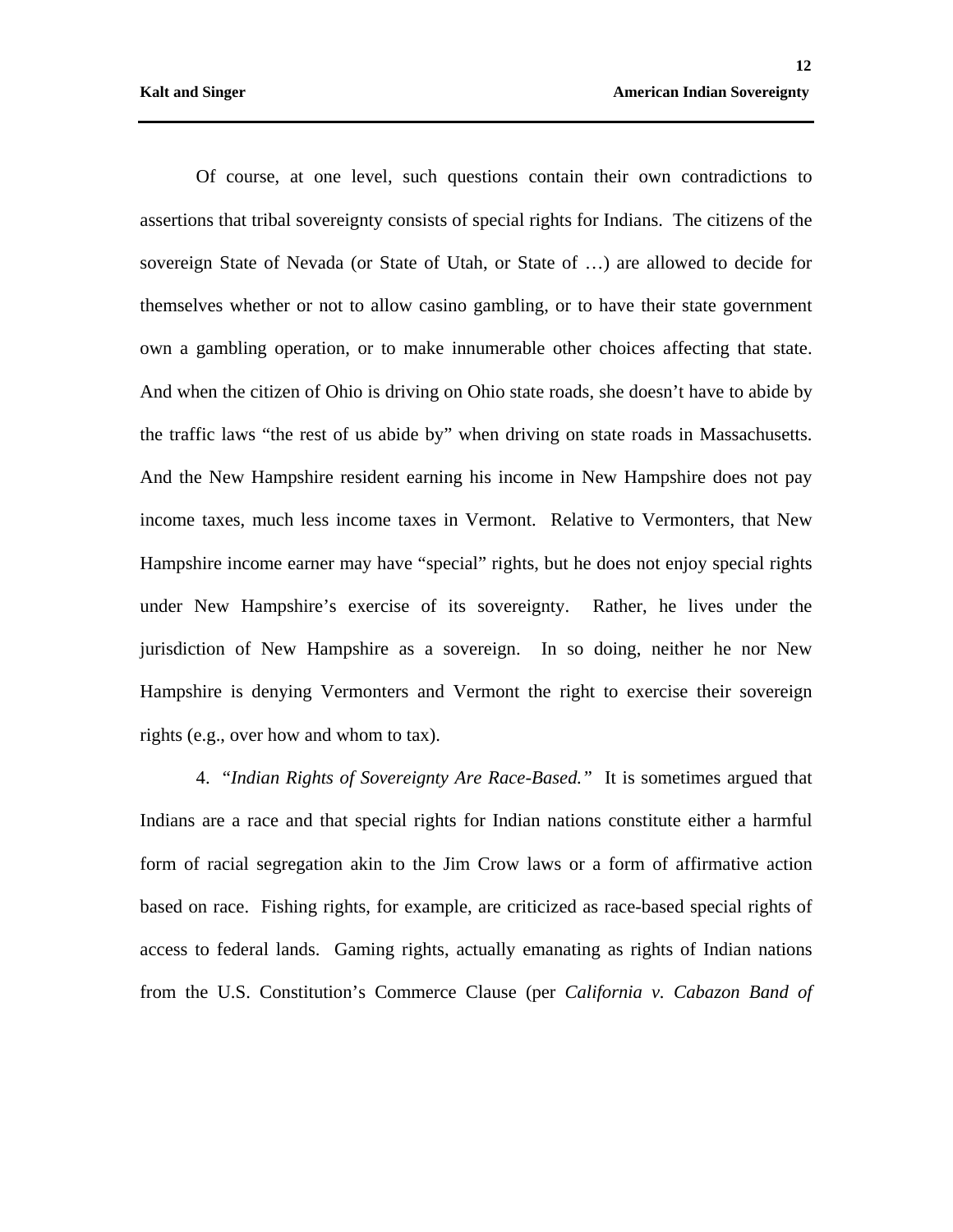Of course, at one level, such questions contain their own contradictions to assertions that tribal sovereignty consists of special rights for Indians. The citizens of the sovereign State of Nevada (or State of Utah, or State of …) are allowed to decide for themselves whether or not to allow casino gambling, or to have their state government own a gambling operation, or to make innumerable other choices affecting that state. And when the citizen of Ohio is driving on Ohio state roads, she doesn't have to abide by the traffic laws "the rest of us abide by" when driving on state roads in Massachusetts. And the New Hampshire resident earning his income in New Hampshire does not pay income taxes, much less income taxes in Vermont. Relative to Vermonters, that New Hampshire income earner may have "special" rights, but he does not enjoy special rights under New Hampshire's exercise of its sovereignty. Rather, he lives under the jurisdiction of New Hampshire as a sovereign. In so doing, neither he nor New Hampshire is denying Vermonters and Vermont the right to exercise their sovereign rights (e.g., over how and whom to tax).

4. *"Indian Rights of Sovereignty Are Race-Based."* It is sometimes argued that Indians are a race and that special rights for Indian nations constitute either a harmful form of racial segregation akin to the Jim Crow laws or a form of affirmative action based on race. Fishing rights, for example, are criticized as race-based special rights of access to federal lands. Gaming rights, actually emanating as rights of Indian nations from the U.S. Constitution's Commerce Clause (per *California v. Cabazon Band of*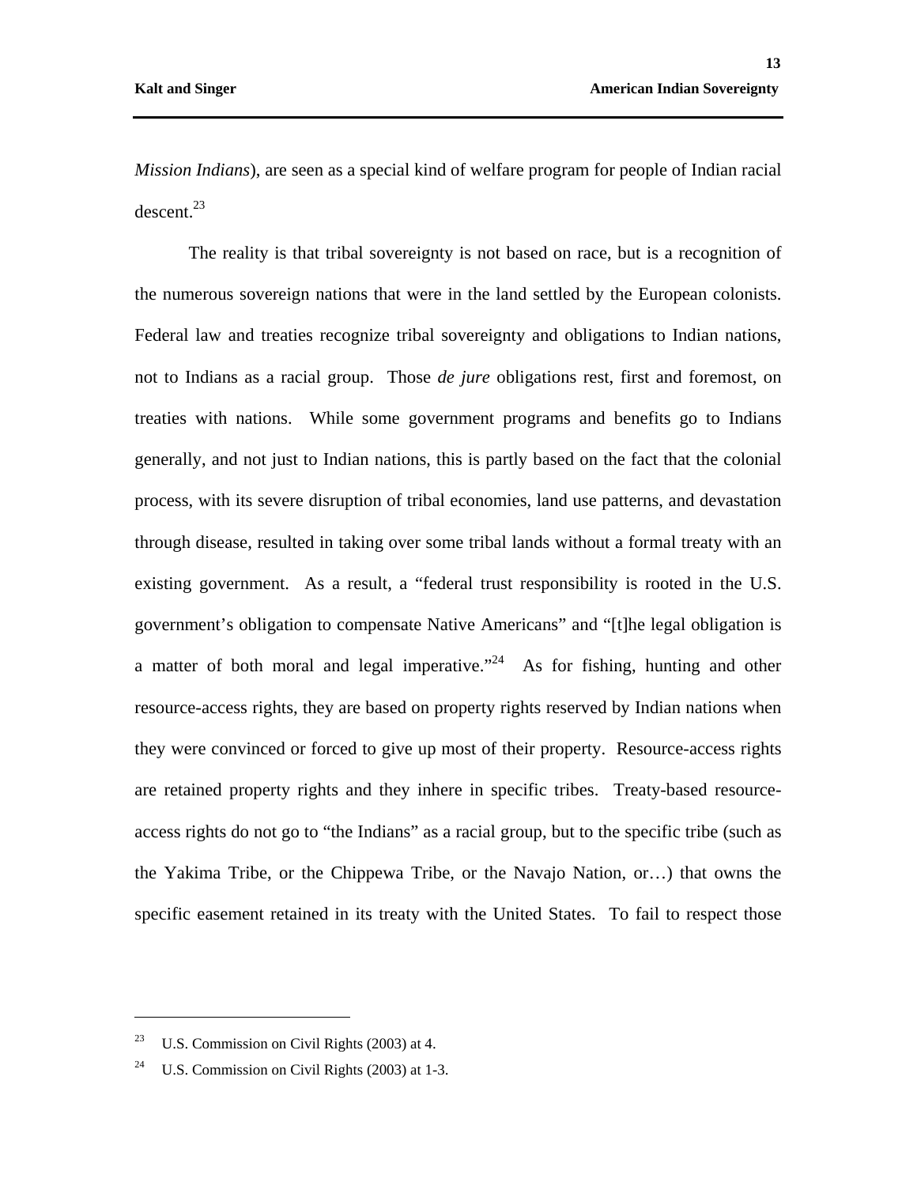*Mission Indians*), are seen as a special kind of welfare program for people of Indian racial descent.[23]

The reality is that tribal sovereignty is not based on race, but is a recognition of the numerous sovereign nations that were in the land settled by the European colonists. Federal law and treaties recognize tribal sovereignty and obligations to Indian nations, not to Indians as a racial group. Those *de jure* obligations rest, first and foremost, on treaties with nations. While some government programs and benefits go to Indians generally, and not just to Indian nations, this is partly based on the fact that the colonial process, with its severe disruption of tribal economies, land use patterns, and devastation through disease, resulted in taking over some tribal lands without a formal treaty with an existing government. As a result, a "federal trust responsibility is rooted in the U.S. government's obligation to compensate Native Americans" and "[t]he legal obligation is a matter of both moral and legal imperative."[24] As for fishing, hunting and other resource-access rights, they are based on property rights reserved by Indian nations when they were convinced or forced to give up most of their property. Resource-access rights are retained property rights and they inhere in specific tribes. Treaty-based resource-access rights do not go to "the Indians" as a racial group, but to the specific tribe (such as the Yakima Tribe, or the Chippewa Tribe, or the Navajo Nation, or…) that owns the specific easement retained in its treaty with the United States. To fail to respect those

---

[23] U.S. Commission on Civil Rights (2003) at 4.

[24] U.S. Commission on Civil Rights (2003) at 1-3.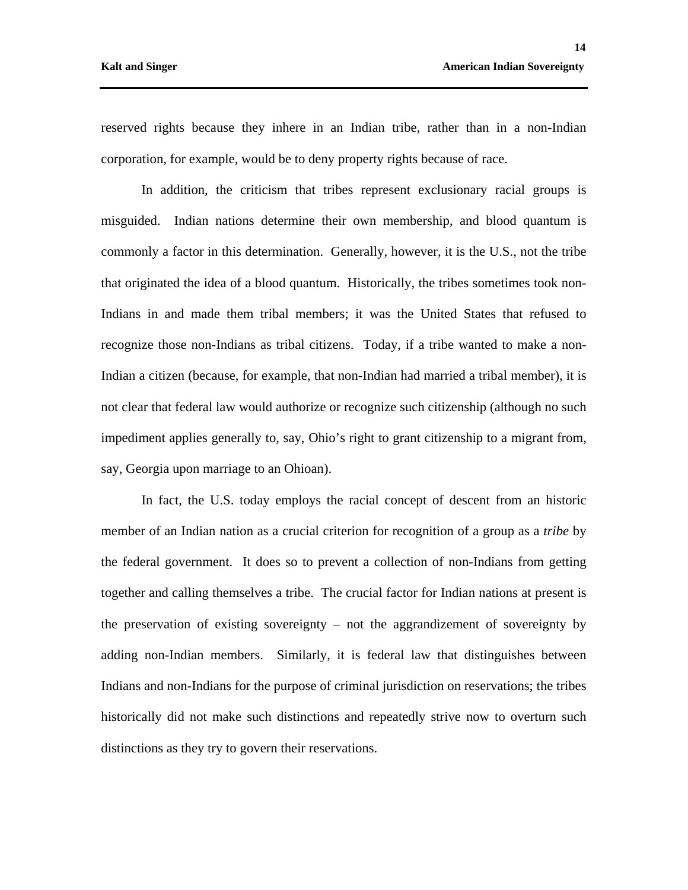reserved rights because they inhere in an Indian tribe, rather than in a non-Indian corporation, for example, would be to deny property rights because of race.

In addition, the criticism that tribes represent exclusionary racial groups is misguided. Indian nations determine their own membership, and blood quantum is commonly a factor in this determination. Generally, however, it is the U.S., not the tribe that originated the idea of a blood quantum. Historically, the tribes sometimes took non-Indians in and made them tribal members; it was the United States that refused to recognize those non-Indians as tribal citizens. Today, if a tribe wanted to make a non-Indian a citizen (because, for example, that non-Indian had married a tribal member), it is not clear that federal law would authorize or recognize such citizenship (although no such impediment applies generally to, say, Ohio's right to grant citizenship to a migrant from, say, Georgia upon marriage to an Ohioan).

In fact, the U.S. today employs the racial concept of descent from an historic member of an Indian nation as a crucial criterion for recognition of a group as a *tribe* by the federal government. It does so to prevent a collection of non-Indians from getting together and calling themselves a tribe. The crucial factor for Indian nations at present is the preservation of existing sovereignty – not the aggrandizement of sovereignty by adding non-Indian members. Similarly, it is federal law that distinguishes between Indians and non-Indians for the purpose of criminal jurisdiction on reservations; the tribes historically did not make such distinctions and repeatedly strive now to overturn such distinctions as they try to govern their reservations.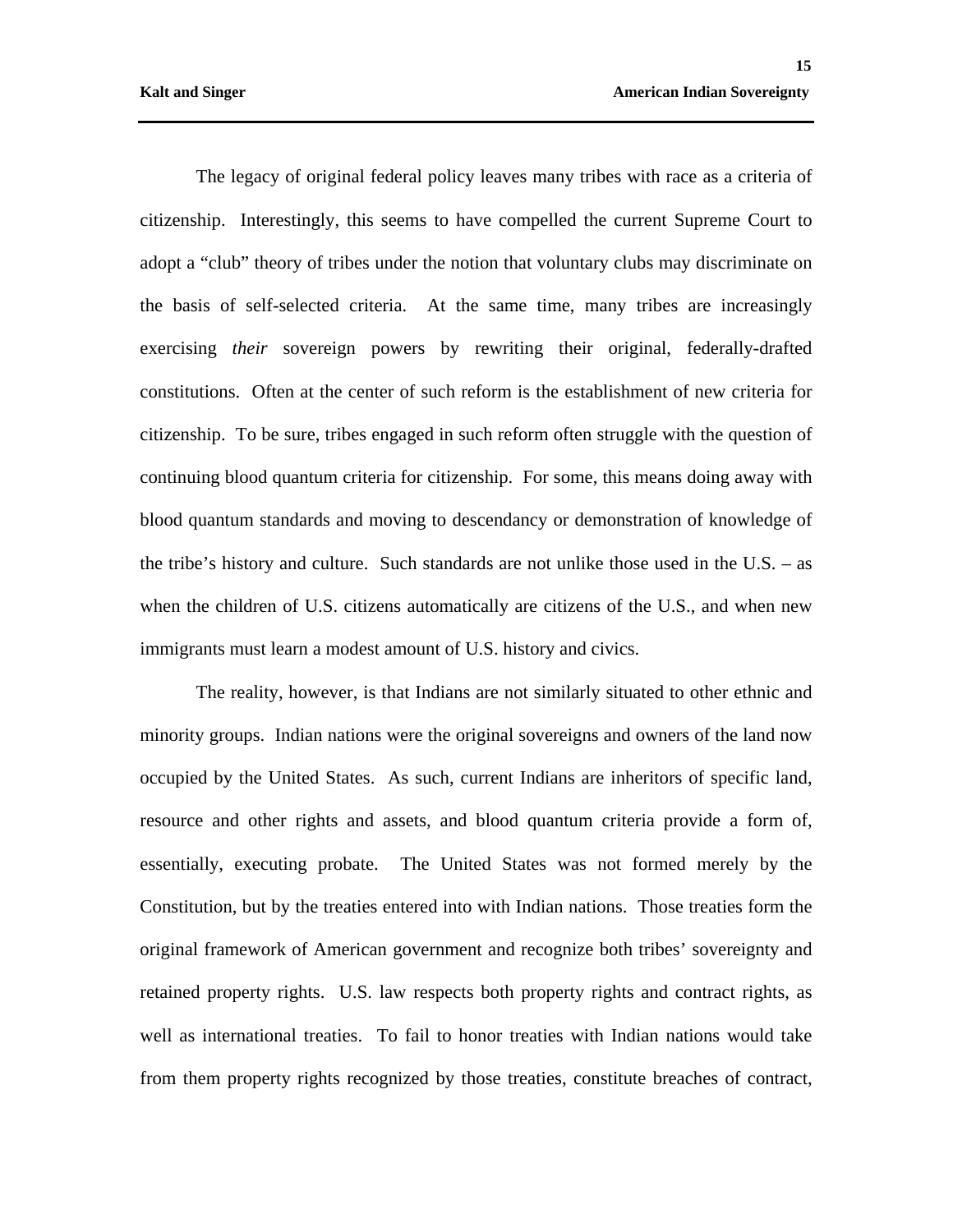The legacy of original federal policy leaves many tribes with race as a criteria of citizenship. Interestingly, this seems to have compelled the current Supreme Court to adopt a "club" theory of tribes under the notion that voluntary clubs may discriminate on the basis of self-selected criteria. At the same time, many tribes are increasingly exercising *their* sovereign powers by rewriting their original, federally-drafted constitutions. Often at the center of such reform is the establishment of new criteria for citizenship. To be sure, tribes engaged in such reform often struggle with the question of continuing blood quantum criteria for citizenship. For some, this means doing away with blood quantum standards and moving to descendancy or demonstration of knowledge of the tribe's history and culture. Such standards are not unlike those used in the U.S. – as when the children of U.S. citizens automatically are citizens of the U.S., and when new immigrants must learn a modest amount of U.S. history and civics.

The reality, however, is that Indians are not similarly situated to other ethnic and minority groups. Indian nations were the original sovereigns and owners of the land now occupied by the United States. As such, current Indians are inheritors of specific land, resource and other rights and assets, and blood quantum criteria provide a form of, essentially, executing probate. The United States was not formed merely by the Constitution, but by the treaties entered into with Indian nations. Those treaties form the original framework of American government and recognize both tribes' sovereignty and retained property rights. U.S. law respects both property rights and contract rights, as well as international treaties. To fail to honor treaties with Indian nations would take from them property rights recognized by those treaties, constitute breaches of contract,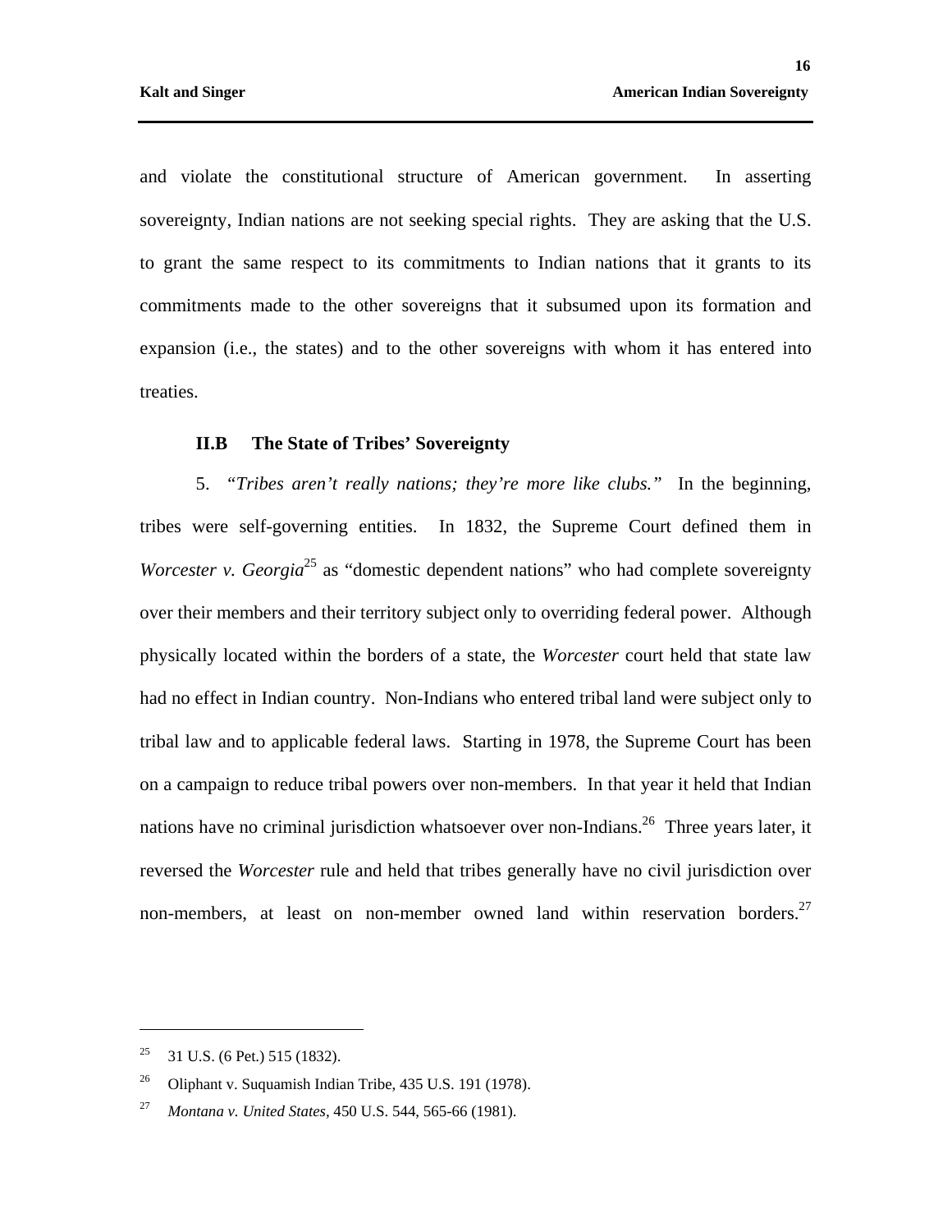and violate the constitutional structure of American government. In asserting sovereignty, Indian nations are not seeking special rights. They are asking that the U.S. to grant the same respect to its commitments to Indian nations that it grants to its commitments made to the other sovereigns that it subsumed upon its formation and expansion (i.e., the states) and to the other sovereigns with whom it has entered into treaties.

### II.B The State of Tribes' Sovereignty

5. *"Tribes aren't really nations; they're more like clubs."* In the beginning, tribes were self-governing entities. In 1832, the Supreme Court defined them in *Worcester v. Georgia*[25] as "domestic dependent nations" who had complete sovereignty over their members and their territory subject only to overriding federal power. Although physically located within the borders of a state, the *Worcester* court held that state law had no effect in Indian country. Non-Indians who entered tribal land were subject only to tribal law and to applicable federal laws. Starting in 1978, the Supreme Court has been on a campaign to reduce tribal powers over non-members. In that year it held that Indian nations have no criminal jurisdiction whatsoever over non-Indians.[26] Three years later, it reversed the *Worcester* rule and held that tribes generally have no civil jurisdiction over non-members, at least on non-member owned land within reservation borders.[27]

---

[25] 31 U.S. (6 Pet.) 515 (1832).

[26] Oliphant v. Suquamish Indian Tribe, 435 U.S. 191 (1978).

[27] *Montana v. United States*, 450 U.S. 544, 565-66 (1981).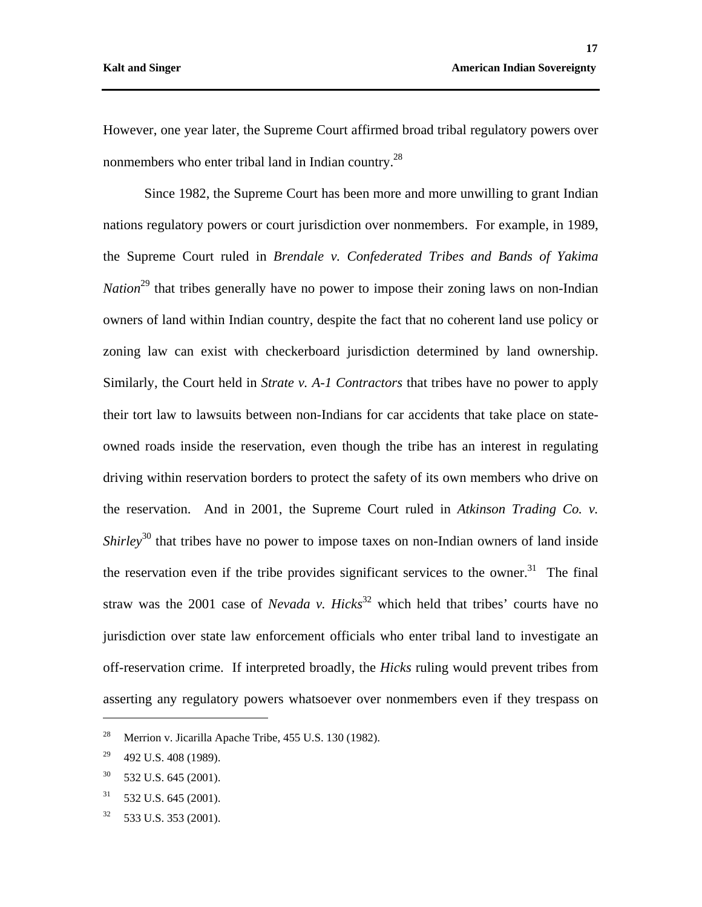However, one year later, the Supreme Court affirmed broad tribal regulatory powers over nonmembers who enter tribal land in Indian country.[28]

Since 1982, the Supreme Court has been more and more unwilling to grant Indian nations regulatory powers or court jurisdiction over nonmembers. For example, in 1989, the Supreme Court ruled in *Brendale v. Confederated Tribes and Bands of Yakima Nation*[29] that tribes generally have no power to impose their zoning laws on non-Indian owners of land within Indian country, despite the fact that no coherent land use policy or zoning law can exist with checkerboard jurisdiction determined by land ownership. Similarly, the Court held in *Strate v. A-1 Contractors* that tribes have no power to apply their tort law to lawsuits between non-Indians for car accidents that take place on state-owned roads inside the reservation, even though the tribe has an interest in regulating driving within reservation borders to protect the safety of its own members who drive on the reservation. And in 2001, the Supreme Court ruled in *Atkinson Trading Co. v. Shirley*[30] that tribes have no power to impose taxes on non-Indian owners of land inside the reservation even if the tribe provides significant services to the owner.[31] The final straw was the 2001 case of *Nevada v. Hicks*[32] which held that tribes' courts have no jurisdiction over state law enforcement officials who enter tribal land to investigate an off-reservation crime. If interpreted broadly, the *Hicks* ruling would prevent tribes from asserting any regulatory powers whatsoever over nonmembers even if they trespass on

---

[28] Merrion v. Jicarilla Apache Tribe, 455 U.S. 130 (1982).

[29] 492 U.S. 408 (1989).

[30] 532 U.S. 645 (2001).

[31] 532 U.S. 645 (2001).

[32] 533 U.S. 353 (2001).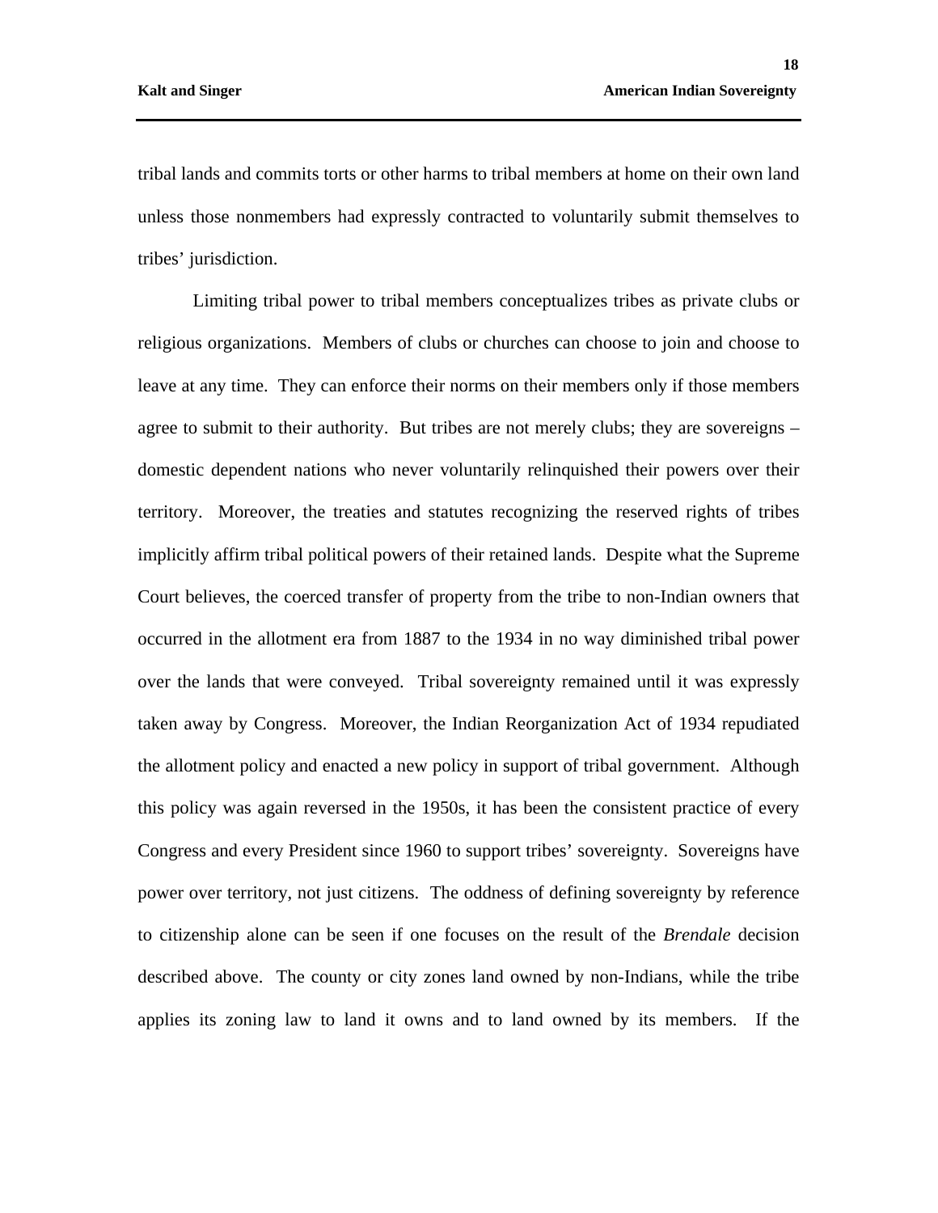tribal lands and commits torts or other harms to tribal members at home on their own land unless those nonmembers had expressly contracted to voluntarily submit themselves to tribes' jurisdiction.

Limiting tribal power to tribal members conceptualizes tribes as private clubs or religious organizations. Members of clubs or churches can choose to join and choose to leave at any time. They can enforce their norms on their members only if those members agree to submit to their authority. But tribes are not merely clubs; they are sovereigns – domestic dependent nations who never voluntarily relinquished their powers over their territory. Moreover, the treaties and statutes recognizing the reserved rights of tribes implicitly affirm tribal political powers of their retained lands. Despite what the Supreme Court believes, the coerced transfer of property from the tribe to non-Indian owners that occurred in the allotment era from 1887 to the 1934 in no way diminished tribal power over the lands that were conveyed. Tribal sovereignty remained until it was expressly taken away by Congress. Moreover, the Indian Reorganization Act of 1934 repudiated the allotment policy and enacted a new policy in support of tribal government. Although this policy was again reversed in the 1950s, it has been the consistent practice of every Congress and every President since 1960 to support tribes' sovereignty. Sovereigns have power over territory, not just citizens. The oddness of defining sovereignty by reference to citizenship alone can be seen if one focuses on the result of the *Brendale* decision described above. The county or city zones land owned by non-Indians, while the tribe applies its zoning law to land it owns and to land owned by its members. If the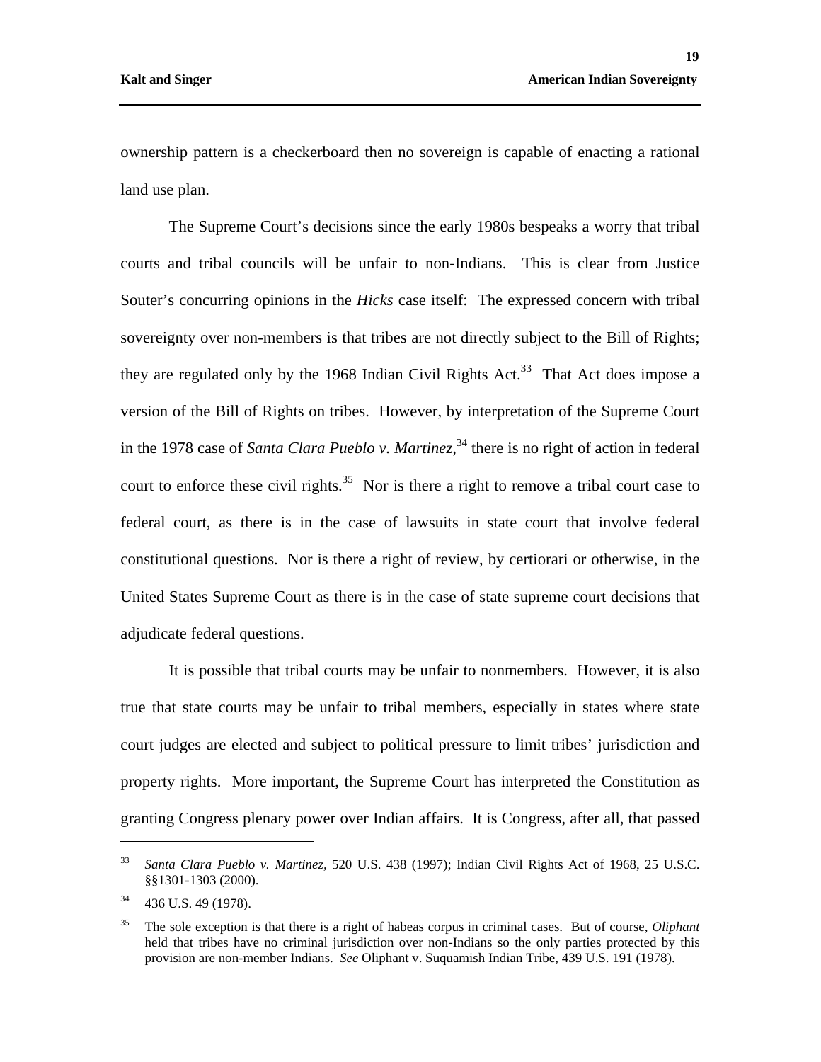ownership pattern is a checkerboard then no sovereign is capable of enacting a rational land use plan.

The Supreme Court's decisions since the early 1980s bespeaks a worry that tribal courts and tribal councils will be unfair to non-Indians. This is clear from Justice Souter's concurring opinions in the *Hicks* case itself: The expressed concern with tribal sovereignty over non-members is that tribes are not directly subject to the Bill of Rights; they are regulated only by the 1968 Indian Civil Rights Act.[33] That Act does impose a version of the Bill of Rights on tribes. However, by interpretation of the Supreme Court in the 1978 case of *Santa Clara Pueblo v. Martinez,*[34] there is no right of action in federal court to enforce these civil rights.[35] Nor is there a right to remove a tribal court case to federal court, as there is in the case of lawsuits in state court that involve federal constitutional questions. Nor is there a right of review, by certiorari or otherwise, in the United States Supreme Court as there is in the case of state supreme court decisions that adjudicate federal questions.

It is possible that tribal courts may be unfair to nonmembers. However, it is also true that state courts may be unfair to tribal members, especially in states where state court judges are elected and subject to political pressure to limit tribes' jurisdiction and property rights. More important, the Supreme Court has interpreted the Constitution as granting Congress plenary power over Indian affairs. It is Congress, after all, that passed

---

[33] *Santa Clara Pueblo v. Martinez*, 520 U.S. 438 (1997); Indian Civil Rights Act of 1968, 25 U.S.C. §§1301-1303 (2000).

[34] 436 U.S. 49 (1978).

[35] The sole exception is that there is a right of habeas corpus in criminal cases. But of course, *Oliphant* held that tribes have no criminal jurisdiction over non-Indians so the only parties protected by this provision are non-member Indians. *See* Oliphant v. Suquamish Indian Tribe, 439 U.S. 191 (1978).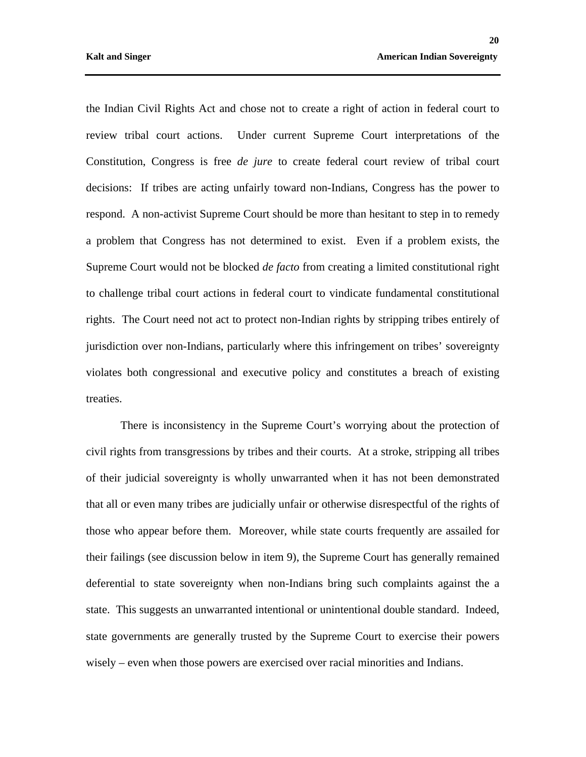the Indian Civil Rights Act and chose not to create a right of action in federal court to review tribal court actions. Under current Supreme Court interpretations of the Constitution, Congress is free *de jure* to create federal court review of tribal court decisions: If tribes are acting unfairly toward non-Indians, Congress has the power to respond. A non-activist Supreme Court should be more than hesitant to step in to remedy a problem that Congress has not determined to exist. Even if a problem exists, the Supreme Court would not be blocked *de facto* from creating a limited constitutional right to challenge tribal court actions in federal court to vindicate fundamental constitutional rights. The Court need not act to protect non-Indian rights by stripping tribes entirely of jurisdiction over non-Indians, particularly where this infringement on tribes' sovereignty violates both congressional and executive policy and constitutes a breach of existing treaties.

There is inconsistency in the Supreme Court's worrying about the protection of civil rights from transgressions by tribes and their courts. At a stroke, stripping all tribes of their judicial sovereignty is wholly unwarranted when it has not been demonstrated that all or even many tribes are judicially unfair or otherwise disrespectful of the rights of those who appear before them. Moreover, while state courts frequently are assailed for their failings (see discussion below in item 9), the Supreme Court has generally remained deferential to state sovereignty when non-Indians bring such complaints against the a state. This suggests an unwarranted intentional or unintentional double standard. Indeed, state governments are generally trusted by the Supreme Court to exercise their powers wisely – even when those powers are exercised over racial minorities and Indians.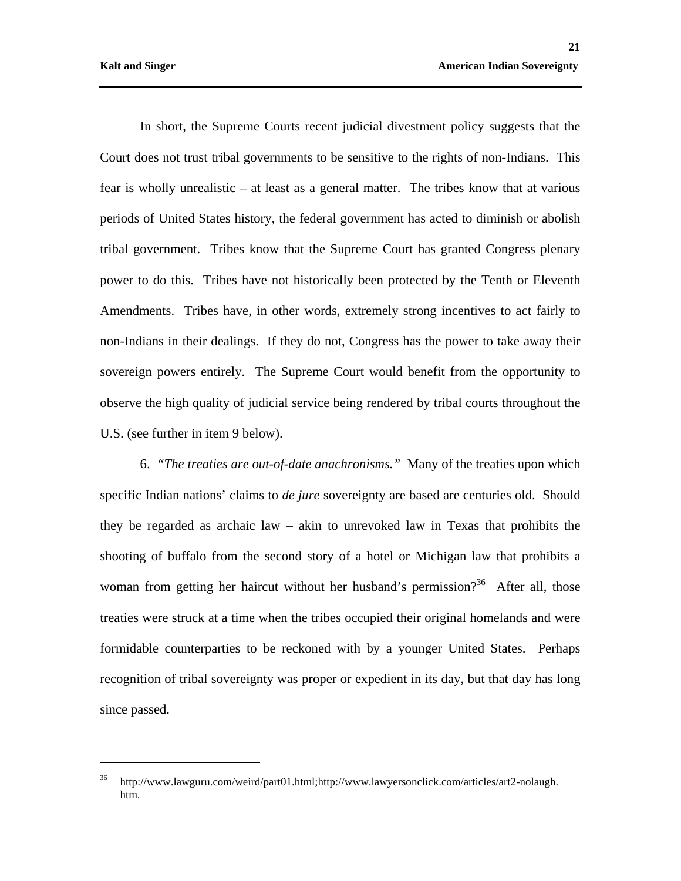In short, the Supreme Courts recent judicial divestment policy suggests that the Court does not trust tribal governments to be sensitive to the rights of non-Indians. This fear is wholly unrealistic – at least as a general matter. The tribes know that at various periods of United States history, the federal government has acted to diminish or abolish tribal government. Tribes know that the Supreme Court has granted Congress plenary power to do this. Tribes have not historically been protected by the Tenth or Eleventh Amendments. Tribes have, in other words, extremely strong incentives to act fairly to non-Indians in their dealings. If they do not, Congress has the power to take away their sovereign powers entirely. The Supreme Court would benefit from the opportunity to observe the high quality of judicial service being rendered by tribal courts throughout the U.S. (see further in item 9 below).

6. *"The treaties are out-of-date anachronisms."* Many of the treaties upon which specific Indian nations' claims to *de jure* sovereignty are based are centuries old. Should they be regarded as archaic law – akin to unrevoked law in Texas that prohibits the shooting of buffalo from the second story of a hotel or Michigan law that prohibits a woman from getting her haircut without her husband's permission?[36] After all, those treaties were struck at a time when the tribes occupied their original homelands and were formidable counterparties to be reckoned with by a younger United States. Perhaps recognition of tribal sovereignty was proper or expedient in its day, but that day has long since passed.

---

[36] http://www.lawguru.com/weird/part01.html;http://www.lawyersonclick.com/articles/art2-nolaugh.htm.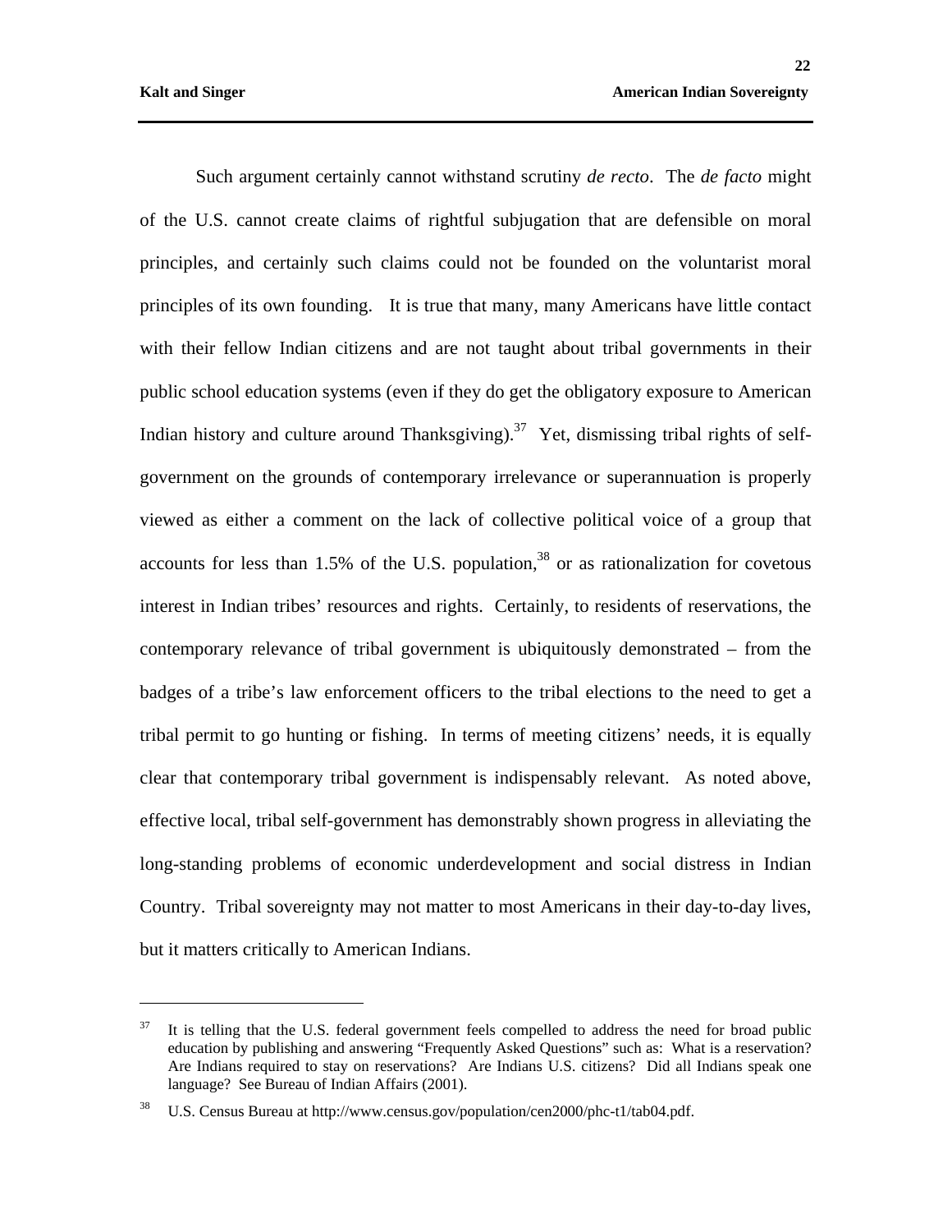Such argument certainly cannot withstand scrutiny *de recto*. The *de facto* might of the U.S. cannot create claims of rightful subjugation that are defensible on moral principles, and certainly such claims could not be founded on the voluntarist moral principles of its own founding. It is true that many, many Americans have little contact with their fellow Indian citizens and are not taught about tribal governments in their public school education systems (even if they do get the obligatory exposure to American Indian history and culture around Thanksgiving).[37] Yet, dismissing tribal rights of self-government on the grounds of contemporary irrelevance or superannuation is properly viewed as either a comment on the lack of collective political voice of a group that accounts for less than 1.5% of the U.S. population,[38] or as rationalization for covetous interest in Indian tribes' resources and rights. Certainly, to residents of reservations, the contemporary relevance of tribal government is ubiquitously demonstrated – from the badges of a tribe's law enforcement officers to the tribal elections to the need to get a tribal permit to go hunting or fishing. In terms of meeting citizens' needs, it is equally clear that contemporary tribal government is indispensably relevant. As noted above, effective local, tribal self-government has demonstrably shown progress in alleviating the long-standing problems of economic underdevelopment and social distress in Indian Country. Tribal sovereignty may not matter to most Americans in their day-to-day lives, but it matters critically to American Indians.

---

[37] It is telling that the U.S. federal government feels compelled to address the need for broad public education by publishing and answering "Frequently Asked Questions" such as: What is a reservation? Are Indians required to stay on reservations? Are Indians U.S. citizens? Did all Indians speak one language? See Bureau of Indian Affairs (2001).

[38] U.S. Census Bureau at http://www.census.gov/population/cen2000/phc-t1/tab04.pdf.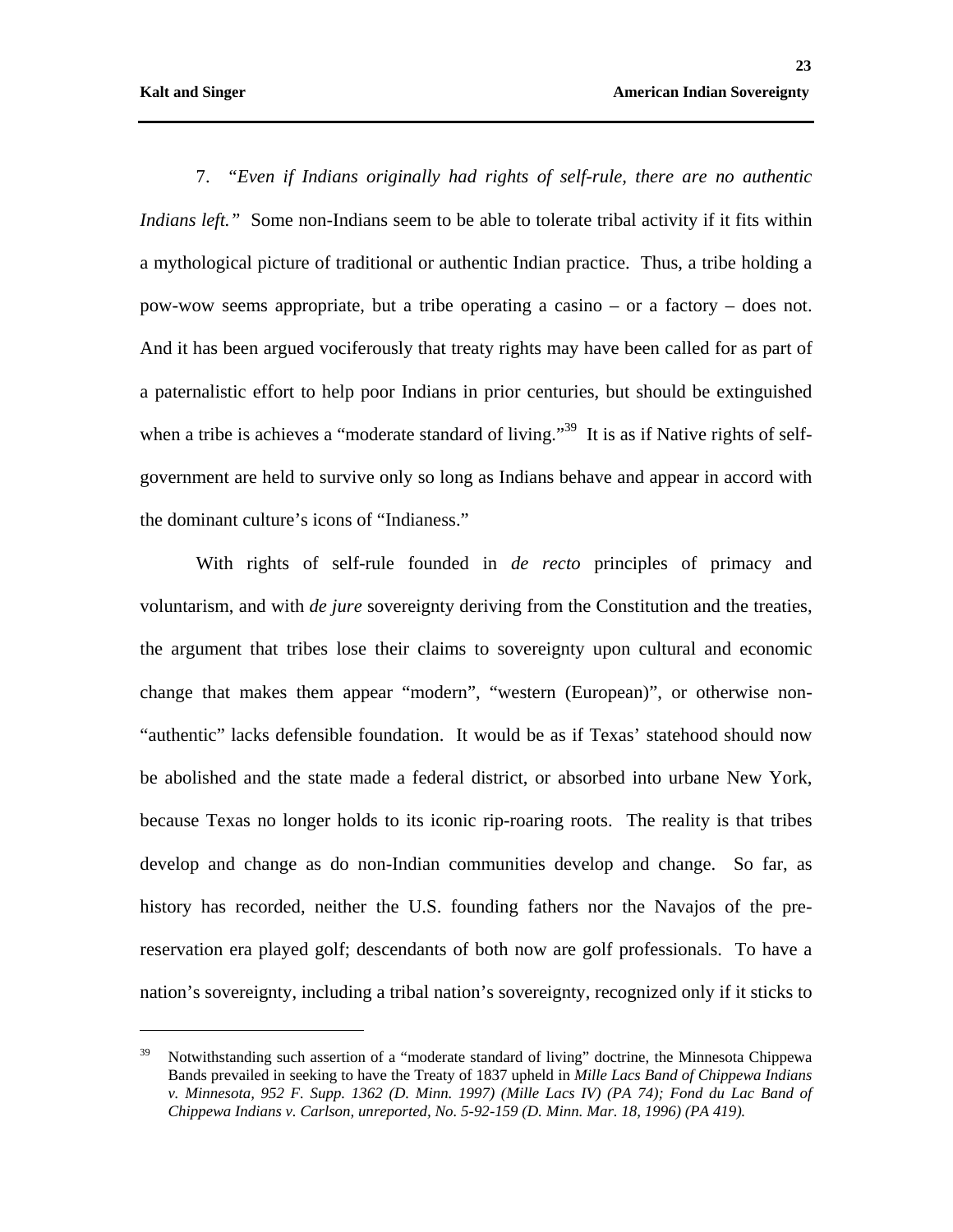7. *"Even if Indians originally had rights of self-rule, there are no authentic Indians left."* Some non-Indians seem to be able to tolerate tribal activity if it fits within a mythological picture of traditional or authentic Indian practice. Thus, a tribe holding a pow-wow seems appropriate, but a tribe operating a casino – or a factory – does not. And it has been argued vociferously that treaty rights may have been called for as part of a paternalistic effort to help poor Indians in prior centuries, but should be extinguished when a tribe is achieves a "moderate standard of living."[39] It is as if Native rights of self-government are held to survive only so long as Indians behave and appear in accord with the dominant culture's icons of "Indianess."

With rights of self-rule founded in *de recto* principles of primacy and voluntarism, and with *de jure* sovereignty deriving from the Constitution and the treaties, the argument that tribes lose their claims to sovereignty upon cultural and economic change that makes them appear "modern", "western (European)", or otherwise non-"authentic" lacks defensible foundation. It would be as if Texas' statehood should now be abolished and the state made a federal district, or absorbed into urbane New York, because Texas no longer holds to its iconic rip-roaring roots. The reality is that tribes develop and change as do non-Indian communities develop and change. So far, as history has recorded, neither the U.S. founding fathers nor the Navajos of the pre-reservation era played golf; descendants of both now are golf professionals. To have a nation's sovereignty, including a tribal nation's sovereignty, recognized only if it sticks to

---

[39] Notwithstanding such assertion of a "moderate standard of living" doctrine, the Minnesota Chippewa Bands prevailed in seeking to have the Treaty of 1837 upheld in *Mille Lacs Band of Chippewa Indians v. Minnesota, 952 F. Supp. 1362 (D. Minn. 1997) (Mille Lacs IV) (PA 74); Fond du Lac Band of Chippewa Indians v. Carlson, unreported, No. 5-92-159 (D. Minn. Mar. 18, 1996) (PA 419).*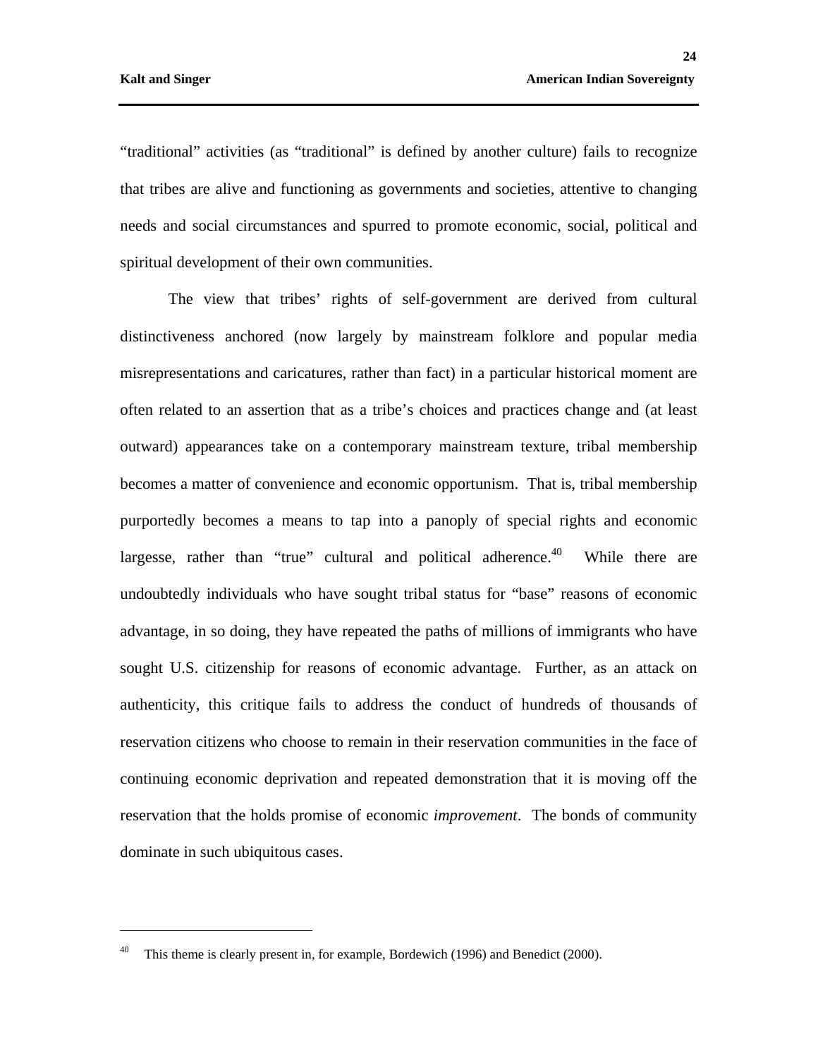"traditional" activities (as "traditional" is defined by another culture) fails to recognize that tribes are alive and functioning as governments and societies, attentive to changing needs and social circumstances and spurred to promote economic, social, political and spiritual development of their own communities.

The view that tribes' rights of self-government are derived from cultural distinctiveness anchored (now largely by mainstream folklore and popular media misrepresentations and caricatures, rather than fact) in a particular historical moment are often related to an assertion that as a tribe's choices and practices change and (at least outward) appearances take on a contemporary mainstream texture, tribal membership becomes a matter of convenience and economic opportunism. That is, tribal membership purportedly becomes a means to tap into a panoply of special rights and economic largesse, rather than "true" cultural and political adherence.[40] While there are undoubtedly individuals who have sought tribal status for "base" reasons of economic advantage, in so doing, they have repeated the paths of millions of immigrants who have sought U.S. citizenship for reasons of economic advantage. Further, as an attack on authenticity, this critique fails to address the conduct of hundreds of thousands of reservation citizens who choose to remain in their reservation communities in the face of continuing economic deprivation and repeated demonstration that it is moving off the reservation that the holds promise of economic *improvement*. The bonds of community dominate in such ubiquitous cases.

---

[40] This theme is clearly present in, for example, Bordewich (1996) and Benedict (2000).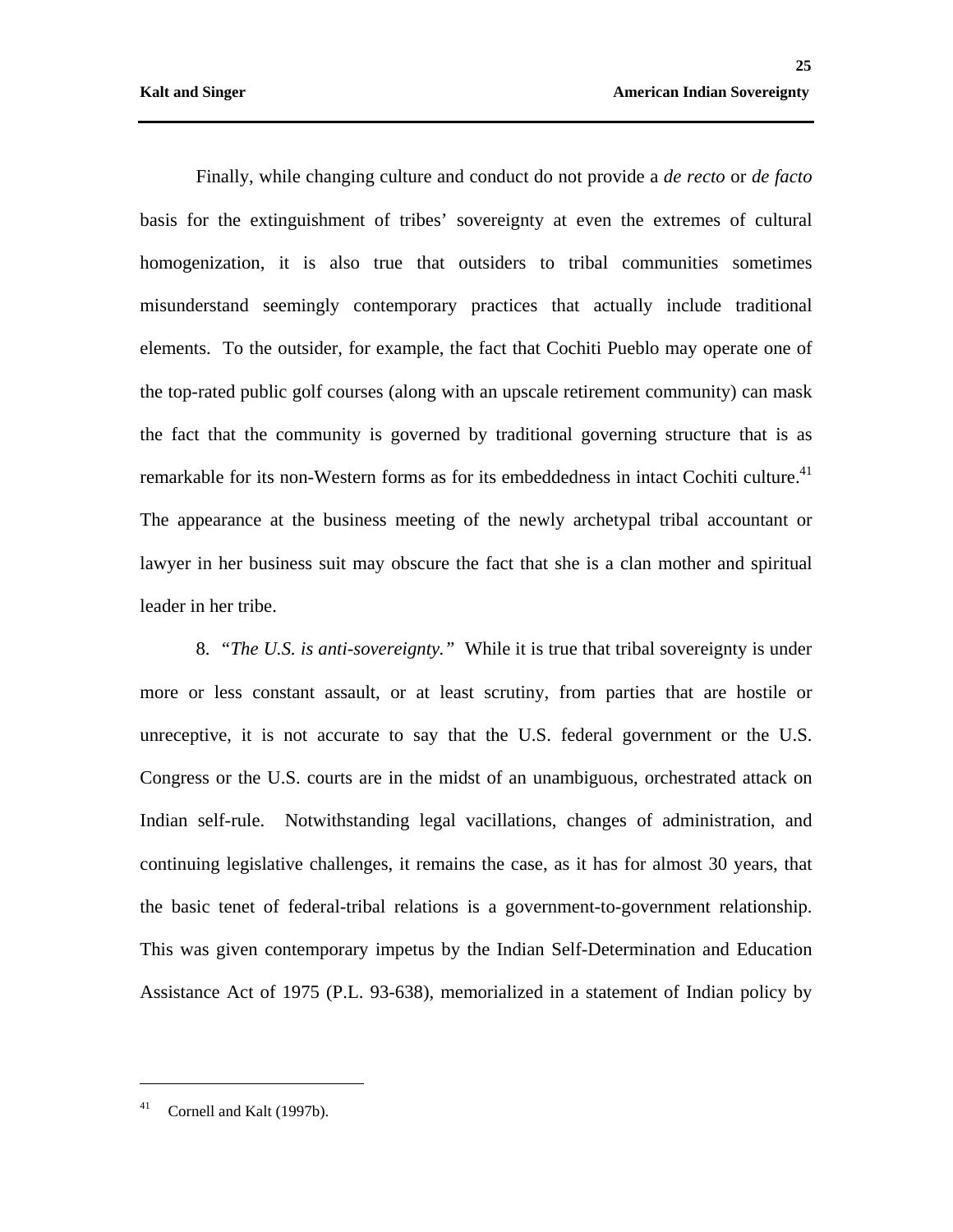Finally, while changing culture and conduct do not provide a *de recto* or *de facto* basis for the extinguishment of tribes' sovereignty at even the extremes of cultural homogenization, it is also true that outsiders to tribal communities sometimes misunderstand seemingly contemporary practices that actually include traditional elements. To the outsider, for example, the fact that Cochiti Pueblo may operate one of the top-rated public golf courses (along with an upscale retirement community) can mask the fact that the community is governed by traditional governing structure that is as remarkable for its non-Western forms as for its embeddedness in intact Cochiti culture.[41] The appearance at the business meeting of the newly archetypal tribal accountant or lawyer in her business suit may obscure the fact that she is a clan mother and spiritual leader in her tribe.

8. *"The U.S. is anti-sovereignty."* While it is true that tribal sovereignty is under more or less constant assault, or at least scrutiny, from parties that are hostile or unreceptive, it is not accurate to say that the U.S. federal government or the U.S. Congress or the U.S. courts are in the midst of an unambiguous, orchestrated attack on Indian self-rule. Notwithstanding legal vacillations, changes of administration, and continuing legislative challenges, it remains the case, as it has for almost 30 years, that the basic tenet of federal-tribal relations is a government-to-government relationship. This was given contemporary impetus by the Indian Self-Determination and Education Assistance Act of 1975 (P.L. 93-638), memorialized in a statement of Indian policy by

---

[41] Cornell and Kalt (1997b).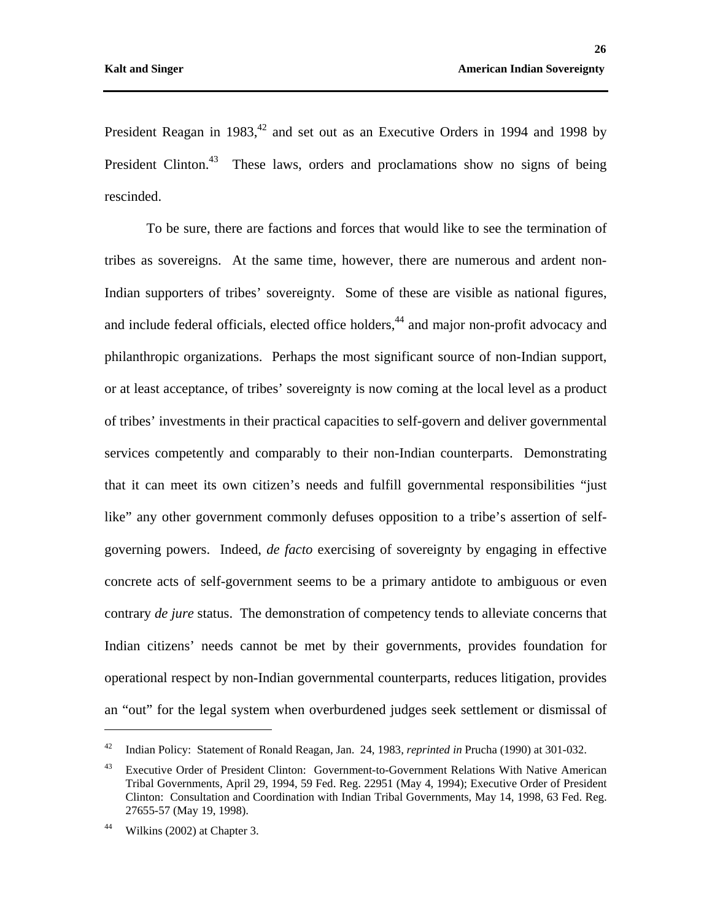President Reagan in 1983,[42] and set out as an Executive Orders in 1994 and 1998 by President Clinton.[43] These laws, orders and proclamations show no signs of being rescinded.

To be sure, there are factions and forces that would like to see the termination of tribes as sovereigns. At the same time, however, there are numerous and ardent non-Indian supporters of tribes' sovereignty. Some of these are visible as national figures, and include federal officials, elected office holders,[44] and major non-profit advocacy and philanthropic organizations. Perhaps the most significant source of non-Indian support, or at least acceptance, of tribes' sovereignty is now coming at the local level as a product of tribes' investments in their practical capacities to self-govern and deliver governmental services competently and comparably to their non-Indian counterparts. Demonstrating that it can meet its own citizen's needs and fulfill governmental responsibilities "just like" any other government commonly defuses opposition to a tribe's assertion of self-governing powers. Indeed, *de facto* exercising of sovereignty by engaging in effective concrete acts of self-government seems to be a primary antidote to ambiguous or even contrary *de jure* status. The demonstration of competency tends to alleviate concerns that Indian citizens' needs cannot be met by their governments, provides foundation for operational respect by non-Indian governmental counterparts, reduces litigation, provides an "out" for the legal system when overburdened judges seek settlement or dismissal of

---

[42] Indian Policy: Statement of Ronald Reagan, Jan. 24, 1983, *reprinted in* Prucha (1990) at 301-032.

[43] Executive Order of President Clinton: Government-to-Government Relations With Native American Tribal Governments, April 29, 1994, 59 Fed. Reg. 22951 (May 4, 1994); Executive Order of President Clinton: Consultation and Coordination with Indian Tribal Governments, May 14, 1998, 63 Fed. Reg. 27655-57 (May 19, 1998).

[44] Wilkins (2002) at Chapter 3.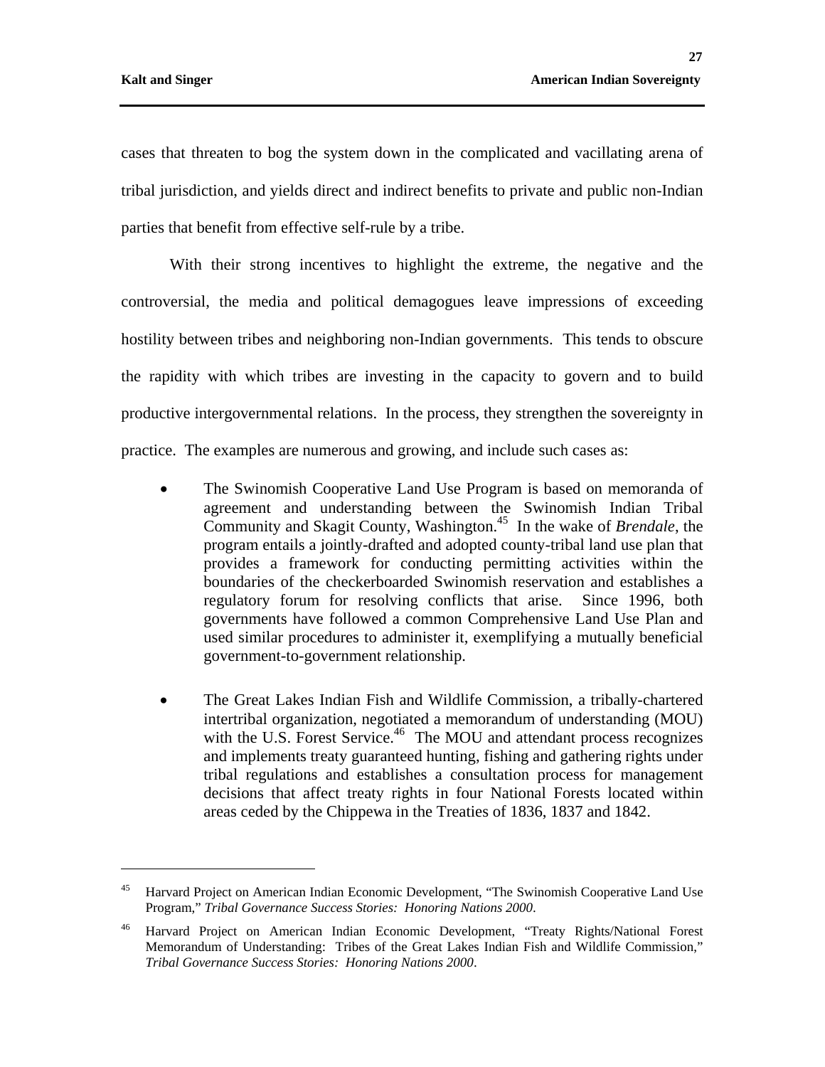cases that threaten to bog the system down in the complicated and vacillating arena of tribal jurisdiction, and yields direct and indirect benefits to private and public non-Indian parties that benefit from effective self-rule by a tribe.

With their strong incentives to highlight the extreme, the negative and the controversial, the media and political demagogues leave impressions of exceeding hostility between tribes and neighboring non-Indian governments. This tends to obscure the rapidity with which tribes are investing in the capacity to govern and to build productive intergovernmental relations. In the process, they strengthen the sovereignty in practice. The examples are numerous and growing, and include such cases as:

- The Swinomish Cooperative Land Use Program is based on memoranda of agreement and understanding between the Swinomish Indian Tribal Community and Skagit County, Washington.[45] In the wake of *Brendale*, the program entails a jointly-drafted and adopted county-tribal land use plan that provides a framework for conducting permitting activities within the boundaries of the checkerboarded Swinomish reservation and establishes a regulatory forum for resolving conflicts that arise. Since 1996, both governments have followed a common Comprehensive Land Use Plan and used similar procedures to administer it, exemplifying a mutually beneficial government-to-government relationship.

- The Great Lakes Indian Fish and Wildlife Commission, a tribally-chartered intertribal organization, negotiated a memorandum of understanding (MOU) with the U.S. Forest Service.[46] The MOU and attendant process recognizes and implements treaty guaranteed hunting, fishing and gathering rights under tribal regulations and establishes a consultation process for management decisions that affect treaty rights in four National Forests located within areas ceded by the Chippewa in the Treaties of 1836, 1837 and 1842.

---

[45] Harvard Project on American Indian Economic Development, "The Swinomish Cooperative Land Use Program," *Tribal Governance Success Stories: Honoring Nations 2000*.

[46] Harvard Project on American Indian Economic Development, "Treaty Rights/National Forest Memorandum of Understanding: Tribes of the Great Lakes Indian Fish and Wildlife Commission," *Tribal Governance Success Stories: Honoring Nations 2000*.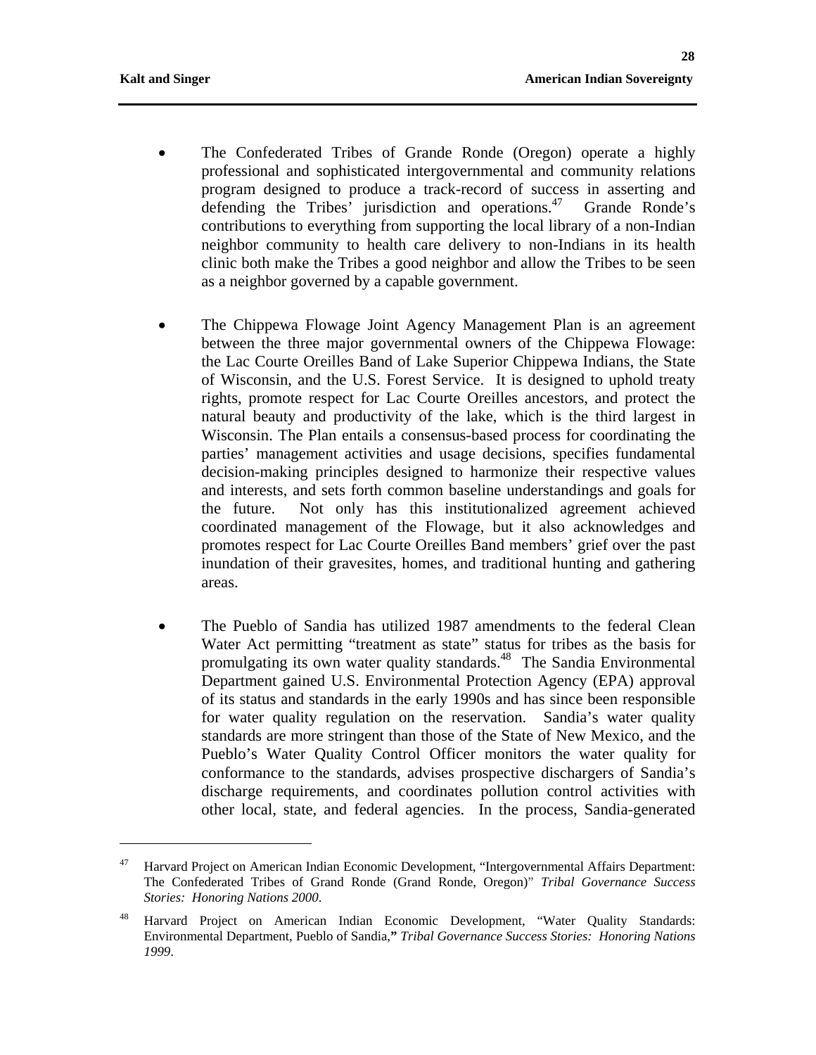- The Confederated Tribes of Grande Ronde (Oregon) operate a highly professional and sophisticated intergovernmental and community relations program designed to produce a track-record of success in asserting and defending the Tribes' jurisdiction and operations.[47] Grande Ronde's contributions to everything from supporting the local library of a non-Indian neighbor community to health care delivery to non-Indians in its health clinic both make the Tribes a good neighbor and allow the Tribes to be seen as a neighbor governed by a capable government.

- The Chippewa Flowage Joint Agency Management Plan is an agreement between the three major governmental owners of the Chippewa Flowage: the Lac Courte Oreilles Band of Lake Superior Chippewa Indians, the State of Wisconsin, and the U.S. Forest Service. It is designed to uphold treaty rights, promote respect for Lac Courte Oreilles ancestors, and protect the natural beauty and productivity of the lake, which is the third largest in Wisconsin. The Plan entails a consensus-based process for coordinating the parties' management activities and usage decisions, specifies fundamental decision-making principles designed to harmonize their respective values and interests, and sets forth common baseline understandings and goals for the future. Not only has this institutionalized agreement achieved coordinated management of the Flowage, but it also acknowledges and promotes respect for Lac Courte Oreilles Band members' grief over the past inundation of their gravesites, homes, and traditional hunting and gathering areas.

- The Pueblo of Sandia has utilized 1987 amendments to the federal Clean Water Act permitting "treatment as state" status for tribes as the basis for promulgating its own water quality standards.[48] The Sandia Environmental Department gained U.S. Environmental Protection Agency (EPA) approval of its status and standards in the early 1990s and has since been responsible for water quality regulation on the reservation. Sandia's water quality standards are more stringent than those of the State of New Mexico, and the Pueblo's Water Quality Control Officer monitors the water quality for conformance to the standards, advises prospective dischargers of Sandia's discharge requirements, and coordinates pollution control activities with other local, state, and federal agencies. In the process, Sandia-generated

---

[47] Harvard Project on American Indian Economic Development, "Intergovernmental Affairs Department: The Confederated Tribes of Grand Ronde (Grand Ronde, Oregon)" *Tribal Governance Success Stories: Honoring Nations 2000*.

[48] Harvard Project on American Indian Economic Development, "Water Quality Standards: Environmental Department, Pueblo of Sandia," *Tribal Governance Success Stories: Honoring Nations 1999*.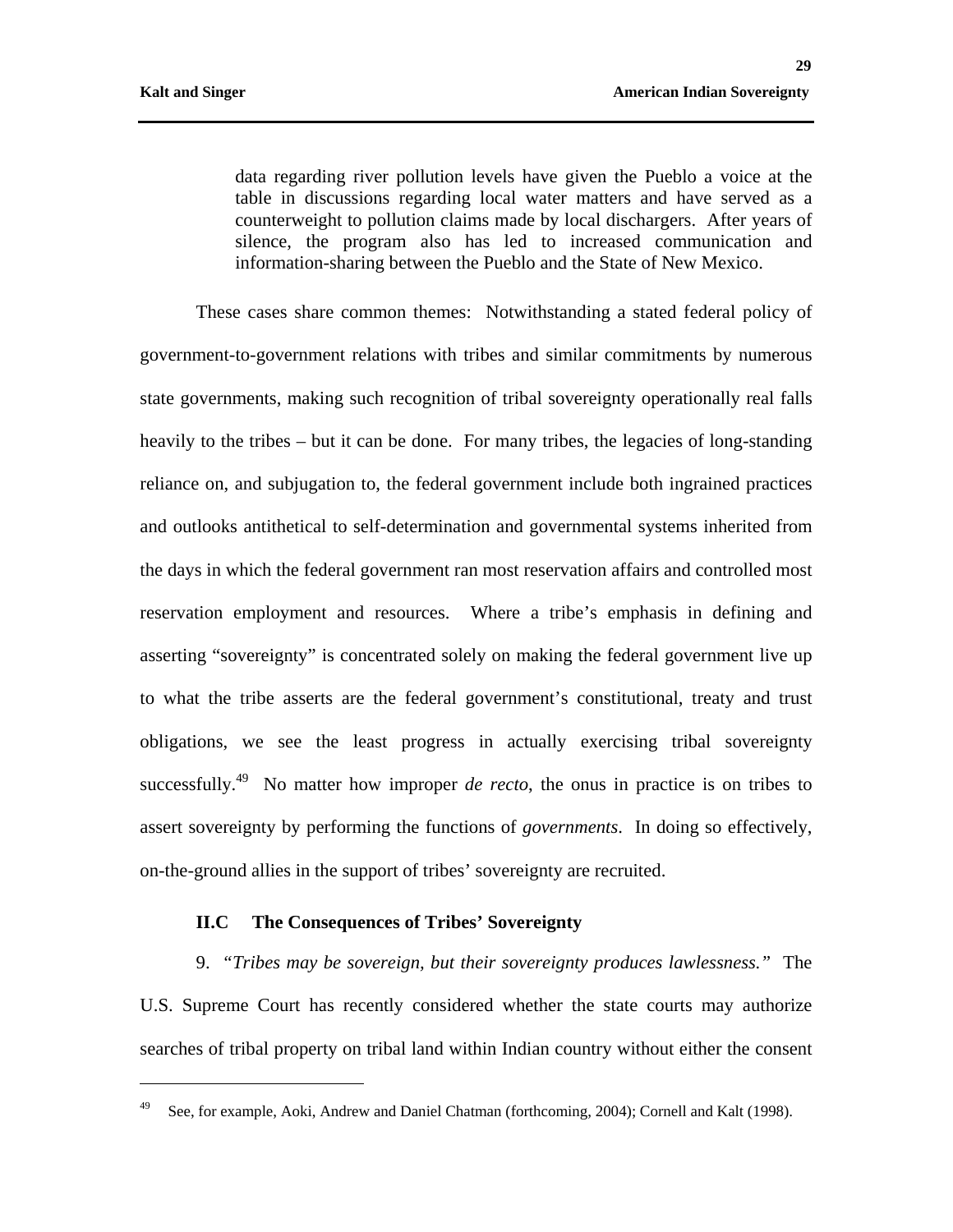> data regarding river pollution levels have given the Pueblo a voice at the table in discussions regarding local water matters and have served as a counterweight to pollution claims made by local dischargers. After years of silence, the program also has led to increased communication and information-sharing between the Pueblo and the State of New Mexico.

These cases share common themes: Notwithstanding a stated federal policy of government-to-government relations with tribes and similar commitments by numerous state governments, making such recognition of tribal sovereignty operationally real falls heavily to the tribes – but it can be done. For many tribes, the legacies of long-standing reliance on, and subjugation to, the federal government include both ingrained practices and outlooks antithetical to self-determination and governmental systems inherited from the days in which the federal government ran most reservation affairs and controlled most reservation employment and resources. Where a tribe's emphasis in defining and asserting "sovereignty" is concentrated solely on making the federal government live up to what the tribe asserts are the federal government's constitutional, treaty and trust obligations, we see the least progress in actually exercising tribal sovereignty successfully.[49] No matter how improper *de recto*, the onus in practice is on tribes to assert sovereignty by performing the functions of *governments*. In doing so effectively, on-the-ground allies in the support of tribes' sovereignty are recruited.

### II.C The Consequences of Tribes' Sovereignty

9. *"Tribes may be sovereign, but their sovereignty produces lawlessness."* The U.S. Supreme Court has recently considered whether the state courts may authorize searches of tribal property on tribal land within Indian country without either the consent

---

[49] See, for example, Aoki, Andrew and Daniel Chatman (forthcoming, 2004); Cornell and Kalt (1998).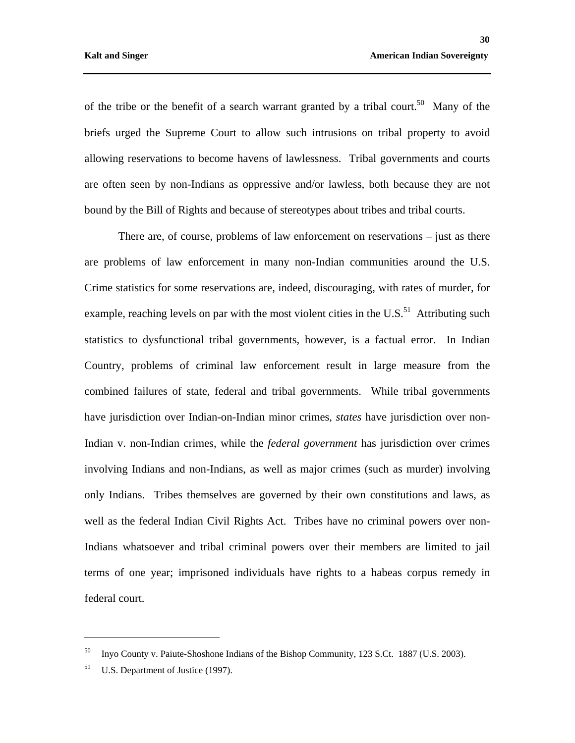of the tribe or the benefit of a search warrant granted by a tribal court.[50] Many of the briefs urged the Supreme Court to allow such intrusions on tribal property to avoid allowing reservations to become havens of lawlessness. Tribal governments and courts are often seen by non-Indians as oppressive and/or lawless, both because they are not bound by the Bill of Rights and because of stereotypes about tribes and tribal courts.

There are, of course, problems of law enforcement on reservations – just as there are problems of law enforcement in many non-Indian communities around the U.S. Crime statistics for some reservations are, indeed, discouraging, with rates of murder, for example, reaching levels on par with the most violent cities in the U.S.[51] Attributing such statistics to dysfunctional tribal governments, however, is a factual error. In Indian Country, problems of criminal law enforcement result in large measure from the combined failures of state, federal and tribal governments. While tribal governments have jurisdiction over Indian-on-Indian minor crimes, *states* have jurisdiction over non-Indian v. non-Indian crimes, while the *federal government* has jurisdiction over crimes involving Indians and non-Indians, as well as major crimes (such as murder) involving only Indians. Tribes themselves are governed by their own constitutions and laws, as well as the federal Indian Civil Rights Act. Tribes have no criminal powers over non-Indians whatsoever and tribal criminal powers over their members are limited to jail terms of one year; imprisoned individuals have rights to a habeas corpus remedy in federal court.

---

[50] Inyo County v. Paiute-Shoshone Indians of the Bishop Community, 123 S.Ct. 1887 (U.S. 2003).

[51] U.S. Department of Justice (1997).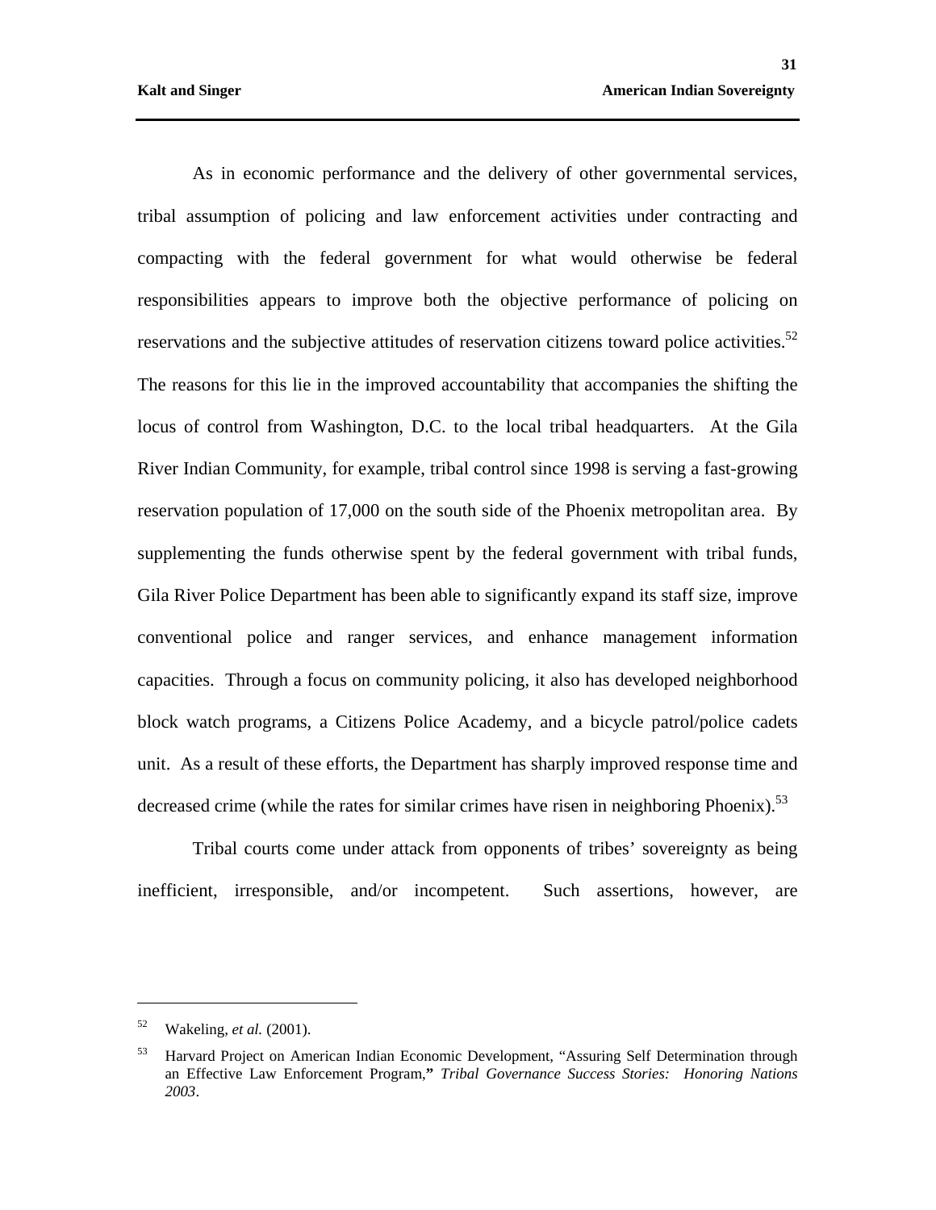As in economic performance and the delivery of other governmental services, tribal assumption of policing and law enforcement activities under contracting and compacting with the federal government for what would otherwise be federal responsibilities appears to improve both the objective performance of policing on reservations and the subjective attitudes of reservation citizens toward police activities.[52] The reasons for this lie in the improved accountability that accompanies the shifting the locus of control from Washington, D.C. to the local tribal headquarters. At the Gila River Indian Community, for example, tribal control since 1998 is serving a fast-growing reservation population of 17,000 on the south side of the Phoenix metropolitan area. By supplementing the funds otherwise spent by the federal government with tribal funds, Gila River Police Department has been able to significantly expand its staff size, improve conventional police and ranger services, and enhance management information capacities. Through a focus on community policing, it also has developed neighborhood block watch programs, a Citizens Police Academy, and a bicycle patrol/police cadets unit. As a result of these efforts, the Department has sharply improved response time and decreased crime (while the rates for similar crimes have risen in neighboring Phoenix).[53]

Tribal courts come under attack from opponents of tribes' sovereignty as being inefficient, irresponsible, and/or incompetent. Such assertions, however, are

---

[52] Wakeling, *et al.* (2001).

[53] Harvard Project on American Indian Economic Development, "Assuring Self Determination through an Effective Law Enforcement Program," *Tribal Governance Success Stories: Honoring Nations 2003*.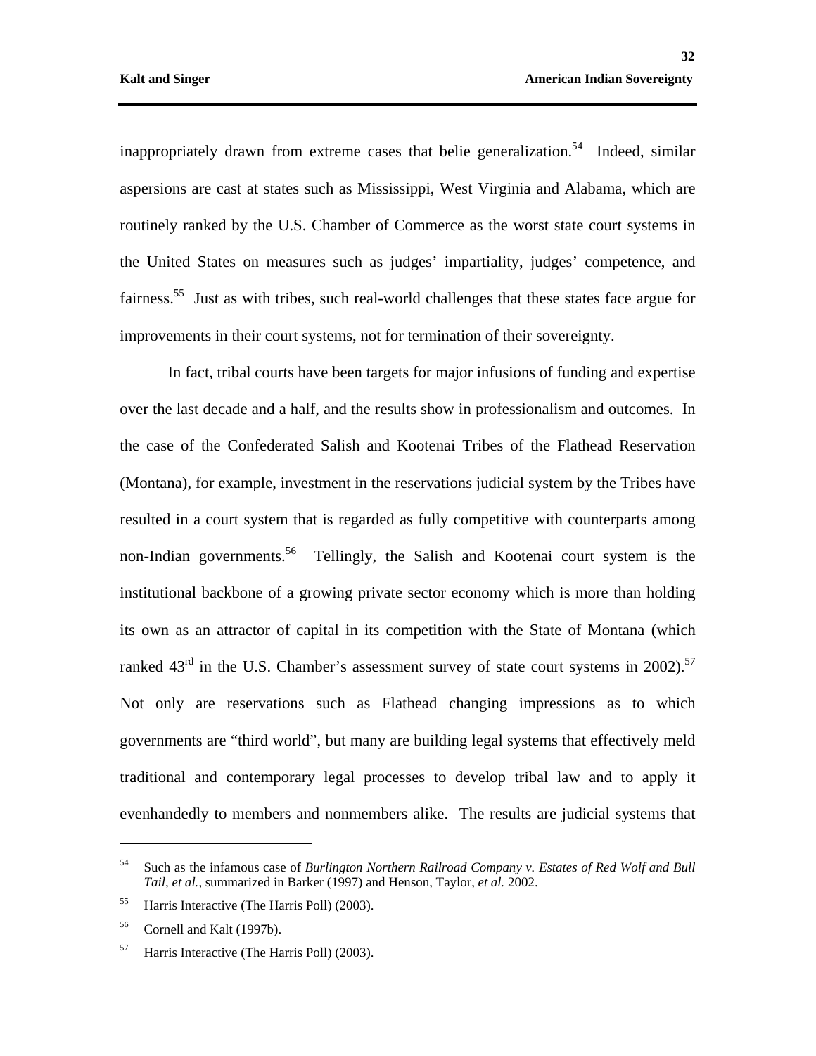inappropriately drawn from extreme cases that belie generalization.[54] Indeed, similar aspersions are cast at states such as Mississippi, West Virginia and Alabama, which are routinely ranked by the U.S. Chamber of Commerce as the worst state court systems in the United States on measures such as judges' impartiality, judges' competence, and fairness.[55] Just as with tribes, such real-world challenges that these states face argue for improvements in their court systems, not for termination of their sovereignty.

In fact, tribal courts have been targets for major infusions of funding and expertise over the last decade and a half, and the results show in professionalism and outcomes. In the case of the Confederated Salish and Kootenai Tribes of the Flathead Reservation (Montana), for example, investment in the reservations judicial system by the Tribes have resulted in a court system that is regarded as fully competitive with counterparts among non-Indian governments.[56] Tellingly, the Salish and Kootenai court system is the institutional backbone of a growing private sector economy which is more than holding its own as an attractor of capital in its competition with the State of Montana (which ranked 43rd in the U.S. Chamber's assessment survey of state court systems in 2002).[57] Not only are reservations such as Flathead changing impressions as to which governments are "third world", but many are building legal systems that effectively meld traditional and contemporary legal processes to develop tribal law and to apply it evenhandedly to members and nonmembers alike. The results are judicial systems that

---

[54] Such as the infamous case of *Burlington Northern Railroad Company v. Estates of Red Wolf and Bull Tail, et al.*, summarized in Barker (1997) and Henson, Taylor, *et al.* 2002.

[55] Harris Interactive (The Harris Poll) (2003).

[56] Cornell and Kalt (1997b).

[57] Harris Interactive (The Harris Poll) (2003).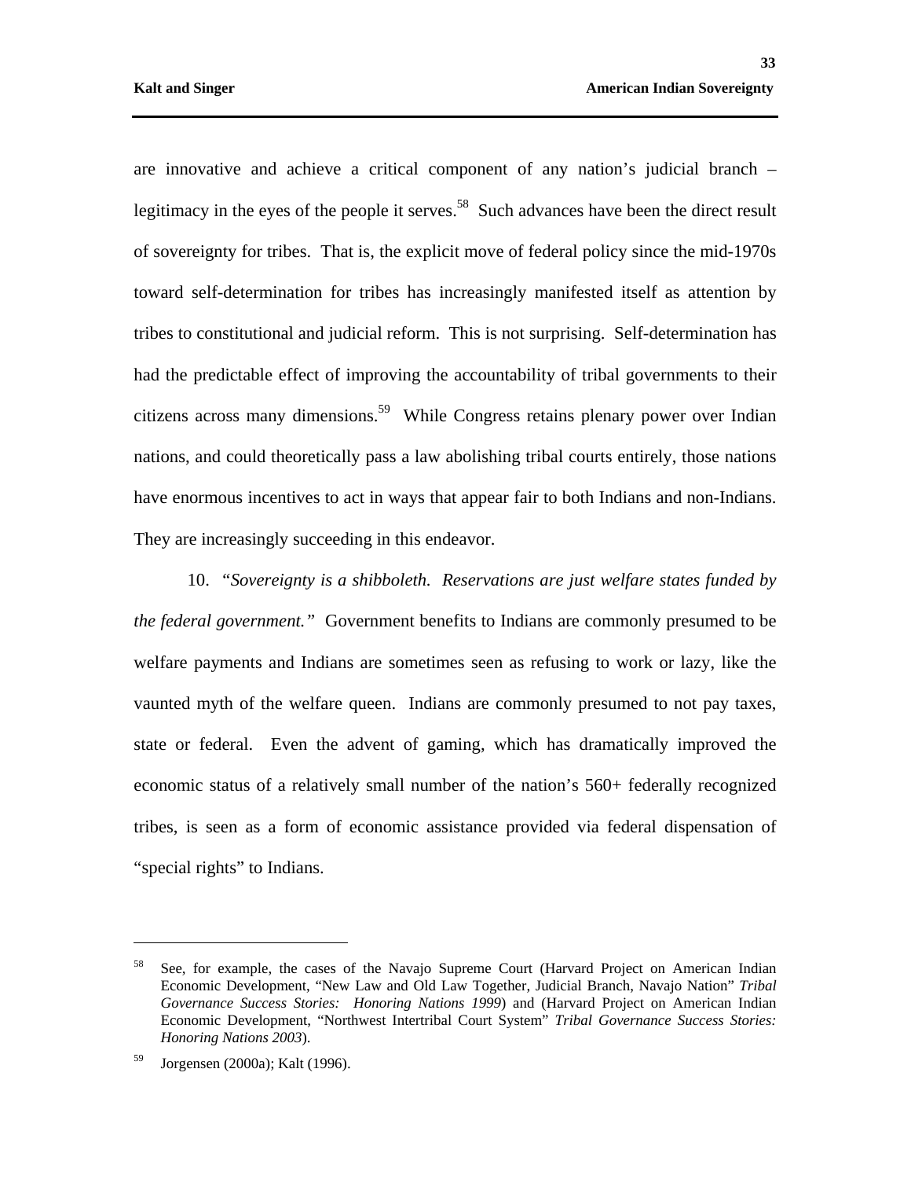are innovative and achieve a critical component of any nation's judicial branch – legitimacy in the eyes of the people it serves.[58] Such advances have been the direct result of sovereignty for tribes. That is, the explicit move of federal policy since the mid-1970s toward self-determination for tribes has increasingly manifested itself as attention by tribes to constitutional and judicial reform. This is not surprising. Self-determination has had the predictable effect of improving the accountability of tribal governments to their citizens across many dimensions.[59] While Congress retains plenary power over Indian nations, and could theoretically pass a law abolishing tribal courts entirely, those nations have enormous incentives to act in ways that appear fair to both Indians and non-Indians. They are increasingly succeeding in this endeavor.

10. *"Sovereignty is a shibboleth. Reservations are just welfare states funded by the federal government."* Government benefits to Indians are commonly presumed to be welfare payments and Indians are sometimes seen as refusing to work or lazy, like the vaunted myth of the welfare queen. Indians are commonly presumed to not pay taxes, state or federal. Even the advent of gaming, which has dramatically improved the economic status of a relatively small number of the nation's 560+ federally recognized tribes, is seen as a form of economic assistance provided via federal dispensation of "special rights" to Indians.

---

[58] See, for example, the cases of the Navajo Supreme Court (Harvard Project on American Indian Economic Development, "New Law and Old Law Together, Judicial Branch, Navajo Nation" *Tribal Governance Success Stories: Honoring Nations 1999*) and (Harvard Project on American Indian Economic Development, "Northwest Intertribal Court System" *Tribal Governance Success Stories: Honoring Nations 2003*).

[59] Jorgensen (2000a); Kalt (1996).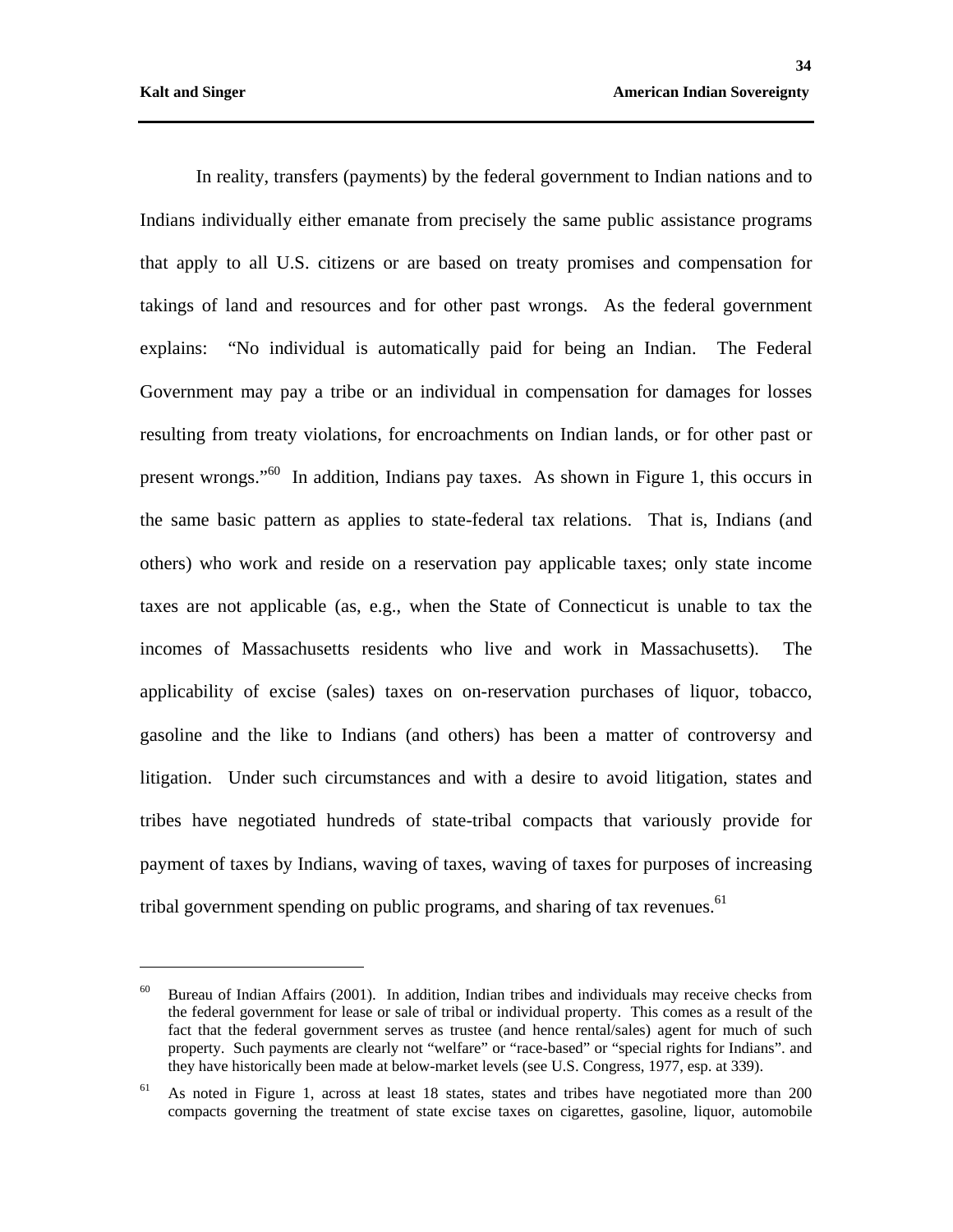In reality, transfers (payments) by the federal government to Indian nations and to Indians individually either emanate from precisely the same public assistance programs that apply to all U.S. citizens or are based on treaty promises and compensation for takings of land and resources and for other past wrongs. As the federal government explains: "No individual is automatically paid for being an Indian. The Federal Government may pay a tribe or an individual in compensation for damages for losses resulting from treaty violations, for encroachments on Indian lands, or for other past or present wrongs."[60] In addition, Indians pay taxes. As shown in Figure 1, this occurs in the same basic pattern as applies to state-federal tax relations. That is, Indians (and others) who work and reside on a reservation pay applicable taxes; only state income taxes are not applicable (as, e.g., when the State of Connecticut is unable to tax the incomes of Massachusetts residents who live and work in Massachusetts). The applicability of excise (sales) taxes on on-reservation purchases of liquor, tobacco, gasoline and the like to Indians (and others) has been a matter of controversy and litigation. Under such circumstances and with a desire to avoid litigation, states and tribes have negotiated hundreds of state-tribal compacts that variously provide for payment of taxes by Indians, waving of taxes, waving of taxes for purposes of increasing tribal government spending on public programs, and sharing of tax revenues.[61]

---

[60] Bureau of Indian Affairs (2001). In addition, Indian tribes and individuals may receive checks from the federal government for lease or sale of tribal or individual property. This comes as a result of the fact that the federal government serves as trustee (and hence rental/sales) agent for much of such property. Such payments are clearly not "welfare" or "race-based" or "special rights for Indians". and they have historically been made at below-market levels (see U.S. Congress, 1977, esp. at 339).

[61] As noted in Figure 1, across at least 18 states, states and tribes have negotiated more than 200 compacts governing the treatment of state excise taxes on cigarettes, gasoline, liquor, automobile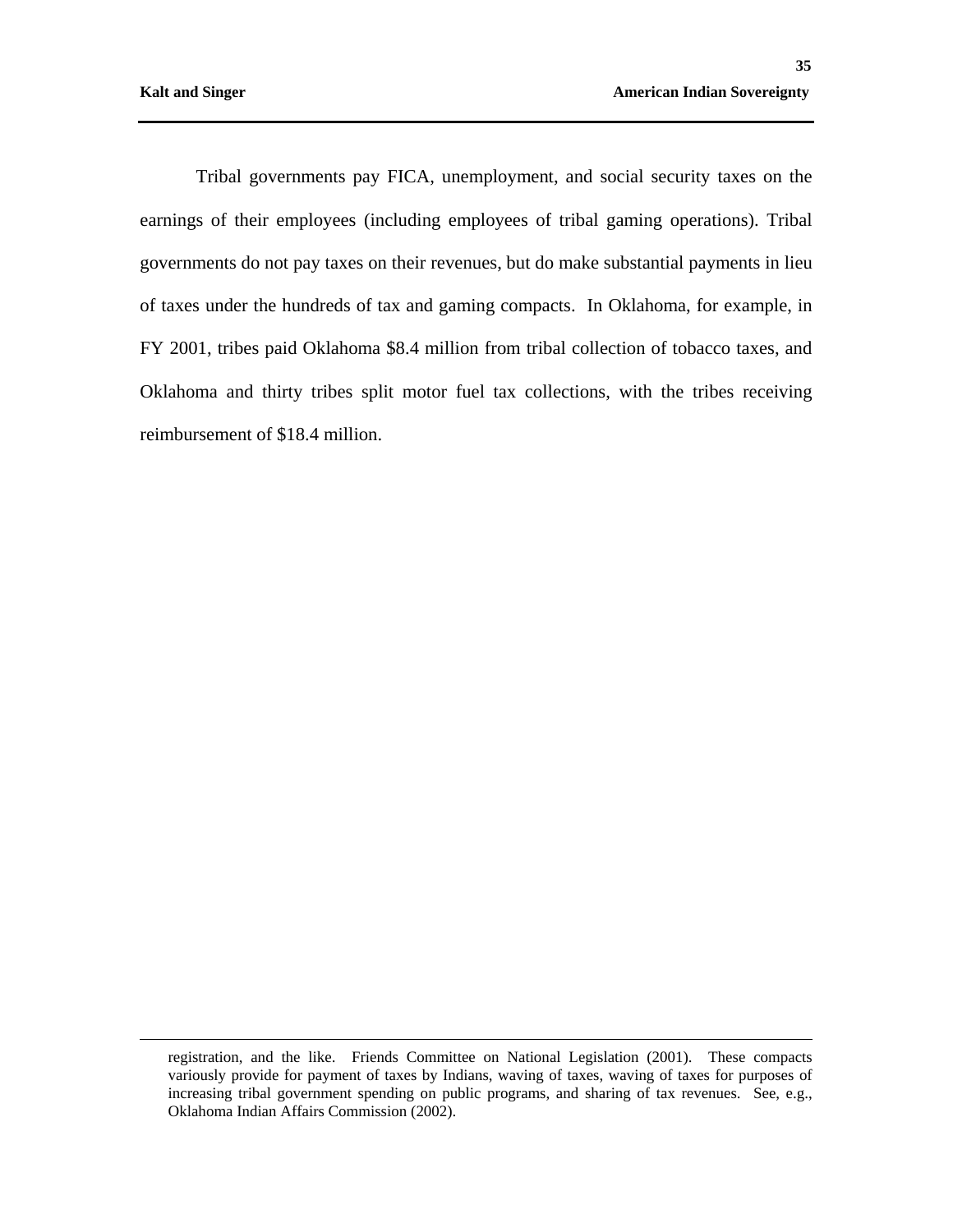Tribal governments pay FICA, unemployment, and social security taxes on the earnings of their employees (including employees of tribal gaming operations). Tribal governments do not pay taxes on their revenues, but do make substantial payments in lieu of taxes under the hundreds of tax and gaming compacts. In Oklahoma, for example, in FY 2001, tribes paid Oklahoma $8.4 million from tribal collection of tobacco taxes, and Oklahoma and thirty tribes split motor fuel tax collections, with the tribes receiving reimbursement of $18.4 million.

---

registration, and the like. Friends Committee on National Legislation (2001). These compacts variously provide for payment of taxes by Indians, waving of taxes, waving of taxes for purposes of increasing tribal government spending on public programs, and sharing of tax revenues. See, e.g., Oklahoma Indian Affairs Commission (2002).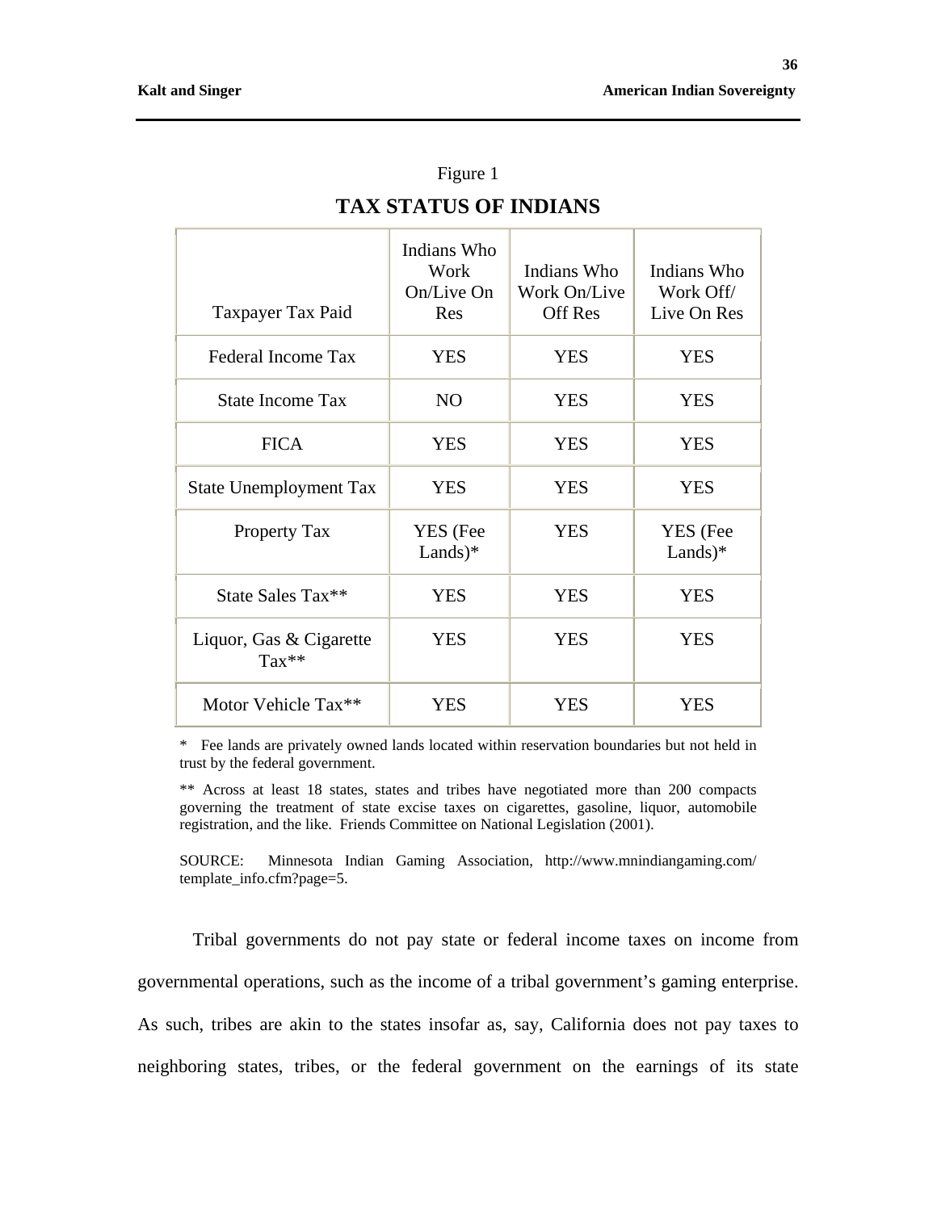Figure 1

## TAX STATUS OF INDIANS

| Taxpayer Tax Paid | Indians Who Work On/Live On Res | Indians Who Work On/Live Off Res | Indians Who Work Off/ Live On Res |
|---|---|---|---|
| Federal Income Tax | YES | YES | YES |
| State Income Tax | NO | YES | YES |
| FICA | YES | YES | YES |
| State Unemployment Tax | YES | YES | YES |
| Property Tax | YES (Fee Lands)* | YES | YES (Fee Lands)* |
| State Sales Tax** | YES | YES | YES |
| Liquor, Gas & Cigarette Tax** | YES | YES | YES |
| Motor Vehicle Tax** | YES | YES | YES |

\* Fee lands are privately owned lands located within reservation boundaries but not held in trust by the federal government.

** Across at least 18 states, states and tribes have negotiated more than 200 compacts governing the treatment of state excise taxes on cigarettes, gasoline, liquor, automobile registration, and the like. Friends Committee on National Legislation (2001).

SOURCE: Minnesota Indian Gaming Association, http://www.mnindiangaming.com/template_info.cfm?page=5.

Tribal governments do not pay state or federal income taxes on income from governmental operations, such as the income of a tribal government's gaming enterprise. As such, tribes are akin to the states insofar as, say, California does not pay taxes to neighboring states, tribes, or the federal government on the earnings of its state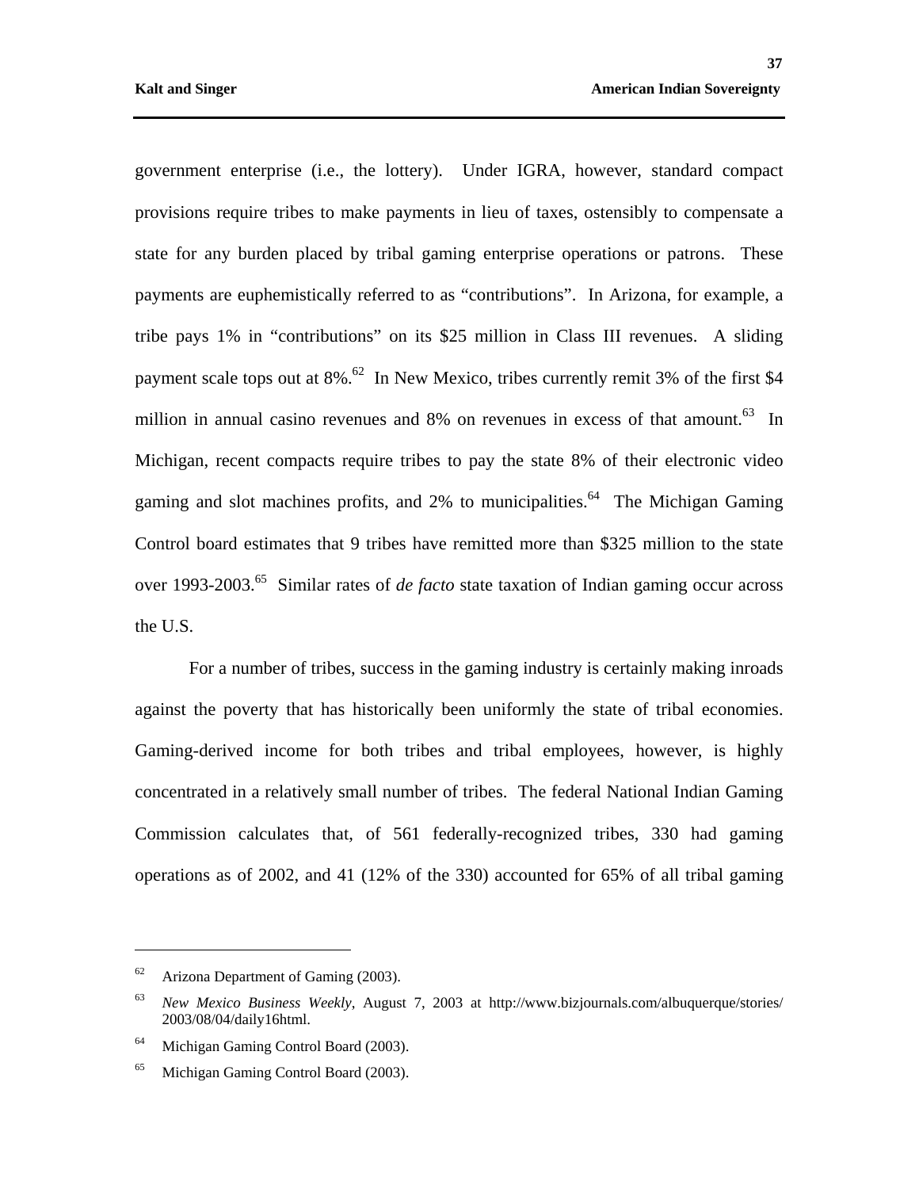government enterprise (i.e., the lottery). Under IGRA, however, standard compact provisions require tribes to make payments in lieu of taxes, ostensibly to compensate a state for any burden placed by tribal gaming enterprise operations or patrons. These payments are euphemistically referred to as "contributions". In Arizona, for example, a tribe pays 1% in "contributions" on its $25 million in Class III revenues. A sliding payment scale tops out at 8%.[62] In New Mexico, tribes currently remit 3% of the first $4 million in annual casino revenues and 8% on revenues in excess of that amount.[63] In Michigan, recent compacts require tribes to pay the state 8% of their electronic video gaming and slot machines profits, and 2% to municipalities.[64] The Michigan Gaming Control board estimates that 9 tribes have remitted more than $325 million to the state over 1993-2003.[65] Similar rates of *de facto* state taxation of Indian gaming occur across the U.S.

For a number of tribes, success in the gaming industry is certainly making inroads against the poverty that has historically been uniformly the state of tribal economies. Gaming-derived income for both tribes and tribal employees, however, is highly concentrated in a relatively small number of tribes. The federal National Indian Gaming Commission calculates that, of 561 federally-recognized tribes, 330 had gaming operations as of 2002, and 41 (12% of the 330) accounted for 65% of all tribal gaming

---

[62] Arizona Department of Gaming (2003).

[63] *New Mexico Business Weekly*, August 7, 2003 at http://www.bizjournals.com/albuquerque/stories/2003/08/04/daily16html.

[64] Michigan Gaming Control Board (2003).

[65] Michigan Gaming Control Board (2003).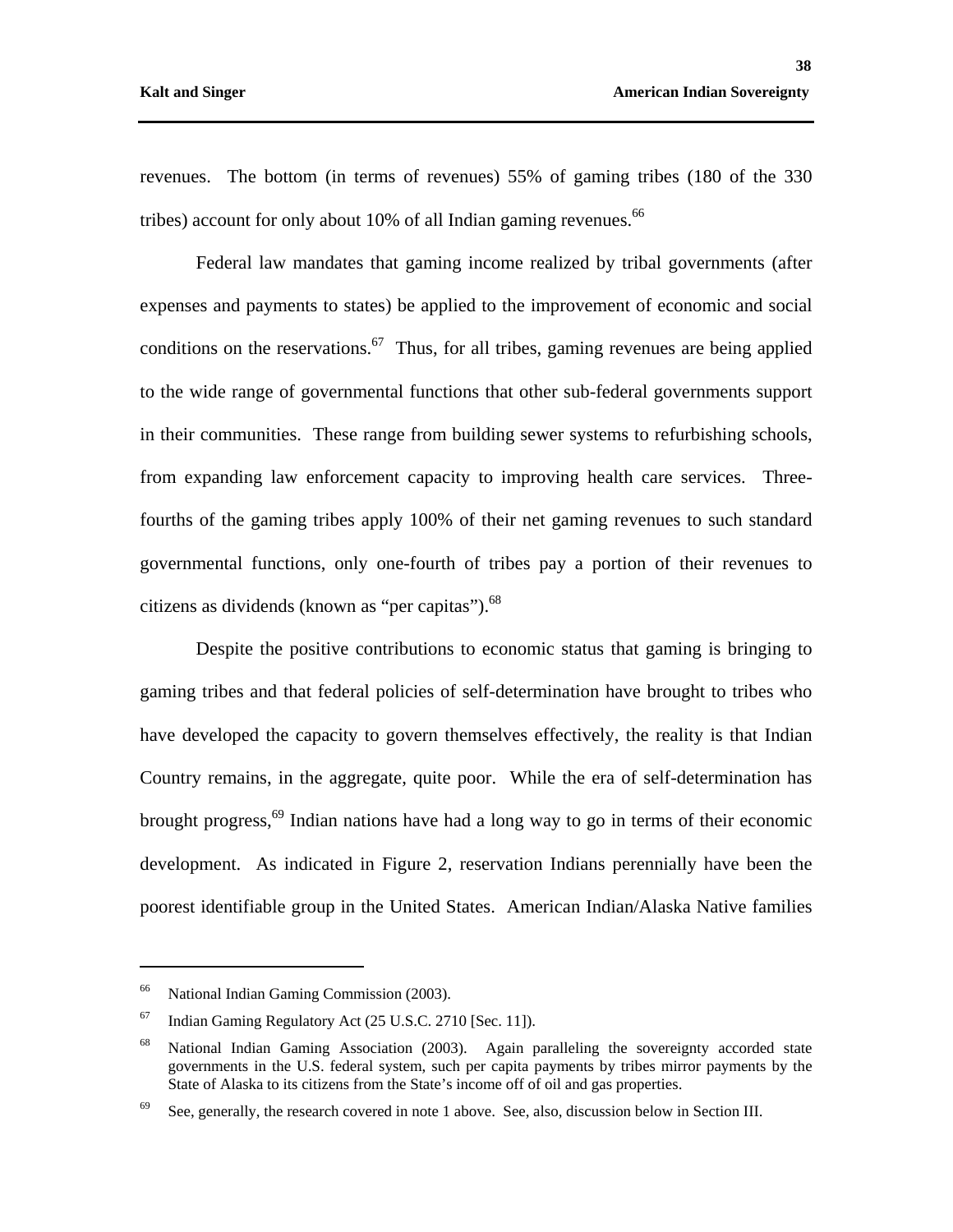revenues. The bottom (in terms of revenues) 55% of gaming tribes (180 of the 330 tribes) account for only about 10% of all Indian gaming revenues.[66]

Federal law mandates that gaming income realized by tribal governments (after expenses and payments to states) be applied to the improvement of economic and social conditions on the reservations.[67] Thus, for all tribes, gaming revenues are being applied to the wide range of governmental functions that other sub-federal governments support in their communities. These range from building sewer systems to refurbishing schools, from expanding law enforcement capacity to improving health care services. Three-fourths of the gaming tribes apply 100% of their net gaming revenues to such standard governmental functions, only one-fourth of tribes pay a portion of their revenues to citizens as dividends (known as "per capitas").[68]

Despite the positive contributions to economic status that gaming is bringing to gaming tribes and that federal policies of self-determination have brought to tribes who have developed the capacity to govern themselves effectively, the reality is that Indian Country remains, in the aggregate, quite poor. While the era of self-determination has brought progress,[69] Indian nations have had a long way to go in terms of their economic development. As indicated in Figure 2, reservation Indians perennially have been the poorest identifiable group in the United States. American Indian/Alaska Native families

---

[66] National Indian Gaming Commission (2003).

[67] Indian Gaming Regulatory Act (25 U.S.C. 2710 [Sec. 11]).

[68] National Indian Gaming Association (2003). Again paralleling the sovereignty accorded state governments in the U.S. federal system, such per capita payments by tribes mirror payments by the State of Alaska to its citizens from the State's income off of oil and gas properties.

[69] See, generally, the research covered in note 1 above. See, also, discussion below in Section III.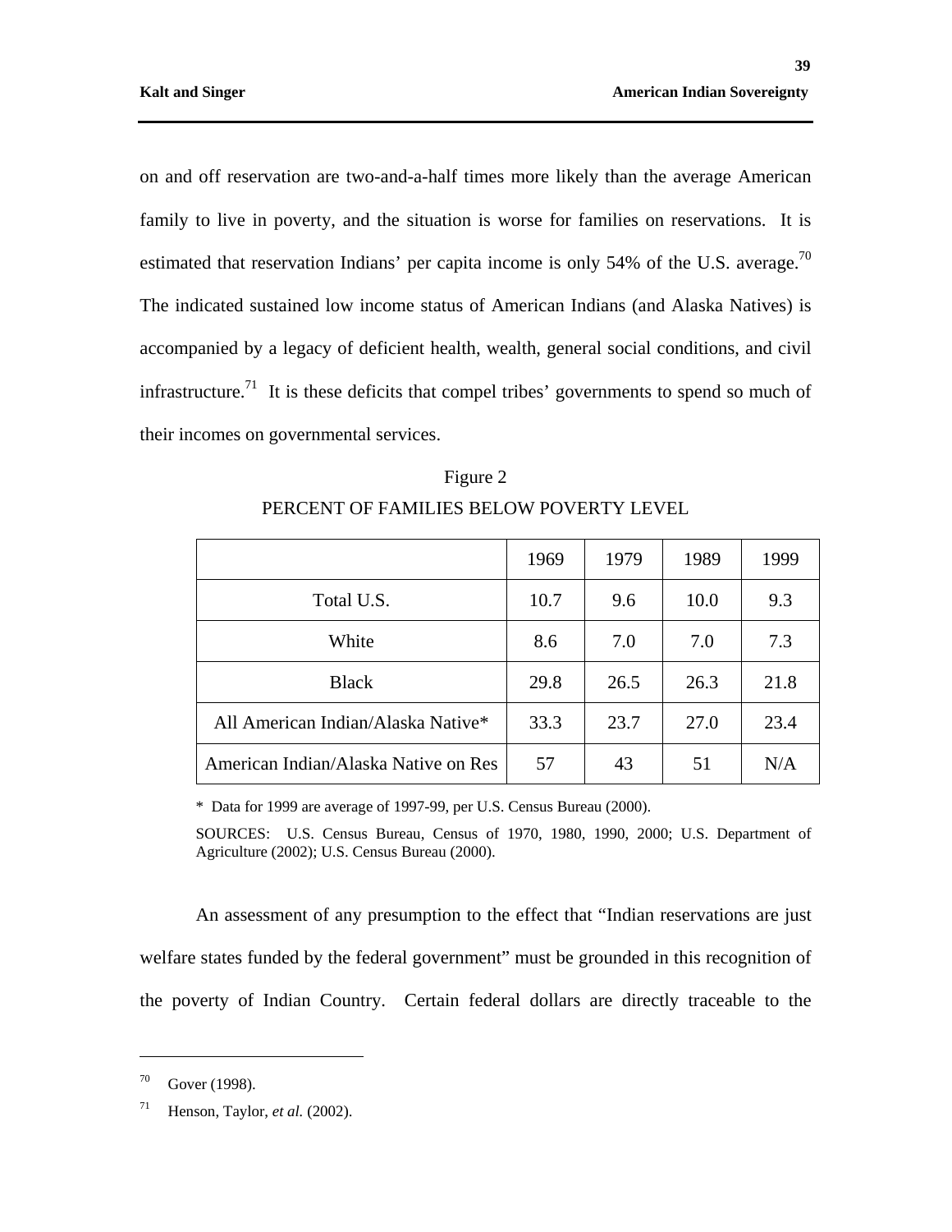on and off reservation are two-and-a-half times more likely than the average American family to live in poverty, and the situation is worse for families on reservations. It is estimated that reservation Indians' per capita income is only 54% of the U.S. average.[70] The indicated sustained low income status of American Indians (and Alaska Natives) is accompanied by a legacy of deficient health, wealth, general social conditions, and civil infrastructure.[71] It is these deficits that compel tribes' governments to spend so much of their incomes on governmental services.

Figure 2

PERCENT OF FAMILIES BELOW POVERTY LEVEL

| | 1969 | 1979 | 1989 | 1999 |
|---|---|---|---|---|
| Total U.S. | 10.7 | 9.6 | 10.0 | 9.3 |
| White | 8.6 | 7.0 | 7.0 | 7.3 |
| Black | 29.8 | 26.5 | 26.3 | 21.8 |
| All American Indian/Alaska Native* | 33.3 | 23.7 | 27.0 | 23.4 |
| American Indian/Alaska Native on Res | 57 | 43 | 51 | N/A |

* Data for 1999 are average of 1997-99, per U.S. Census Bureau (2000).

SOURCES: U.S. Census Bureau, Census of 1970, 1980, 1990, 2000; U.S. Department of Agriculture (2002); U.S. Census Bureau (2000).

An assessment of any presumption to the effect that "Indian reservations are just welfare states funded by the federal government" must be grounded in this recognition of the poverty of Indian Country. Certain federal dollars are directly traceable to the

---

[70] Gover (1998).

[71] Henson, Taylor, *et al.* (2002).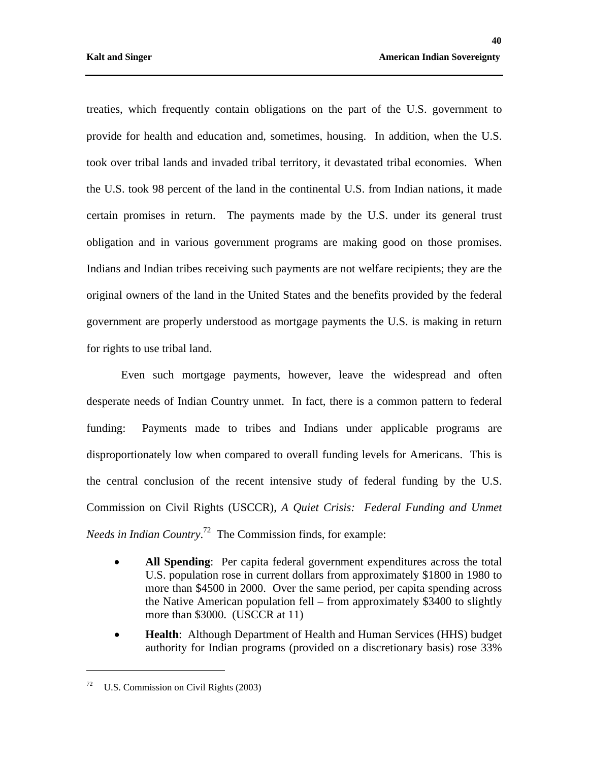treaties, which frequently contain obligations on the part of the U.S. government to provide for health and education and, sometimes, housing. In addition, when the U.S. took over tribal lands and invaded tribal territory, it devastated tribal economies. When the U.S. took 98 percent of the land in the continental U.S. from Indian nations, it made certain promises in return. The payments made by the U.S. under its general trust obligation and in various government programs are making good on those promises. Indians and Indian tribes receiving such payments are not welfare recipients; they are the original owners of the land in the United States and the benefits provided by the federal government are properly understood as mortgage payments the U.S. is making in return for rights to use tribal land.

Even such mortgage payments, however, leave the widespread and often desperate needs of Indian Country unmet. In fact, there is a common pattern to federal funding: Payments made to tribes and Indians under applicable programs are disproportionately low when compared to overall funding levels for Americans. This is the central conclusion of the recent intensive study of federal funding by the U.S. Commission on Civil Rights (USCCR), *A Quiet Crisis: Federal Funding and Unmet Needs in Indian Country*.[72] The Commission finds, for example:

- **All Spending**: Per capita federal government expenditures across the total U.S. population rose in current dollars from approximately $1800 in 1980 to more than $4500 in 2000. Over the same period, per capita spending across the Native American population fell – from approximately $3400 to slightly more than $3000. (USCCR at 11)
- **Health**: Although Department of Health and Human Services (HHS) budget authority for Indian programs (provided on a discretionary basis) rose 33%

[72] U.S. Commission on Civil Rights (2003)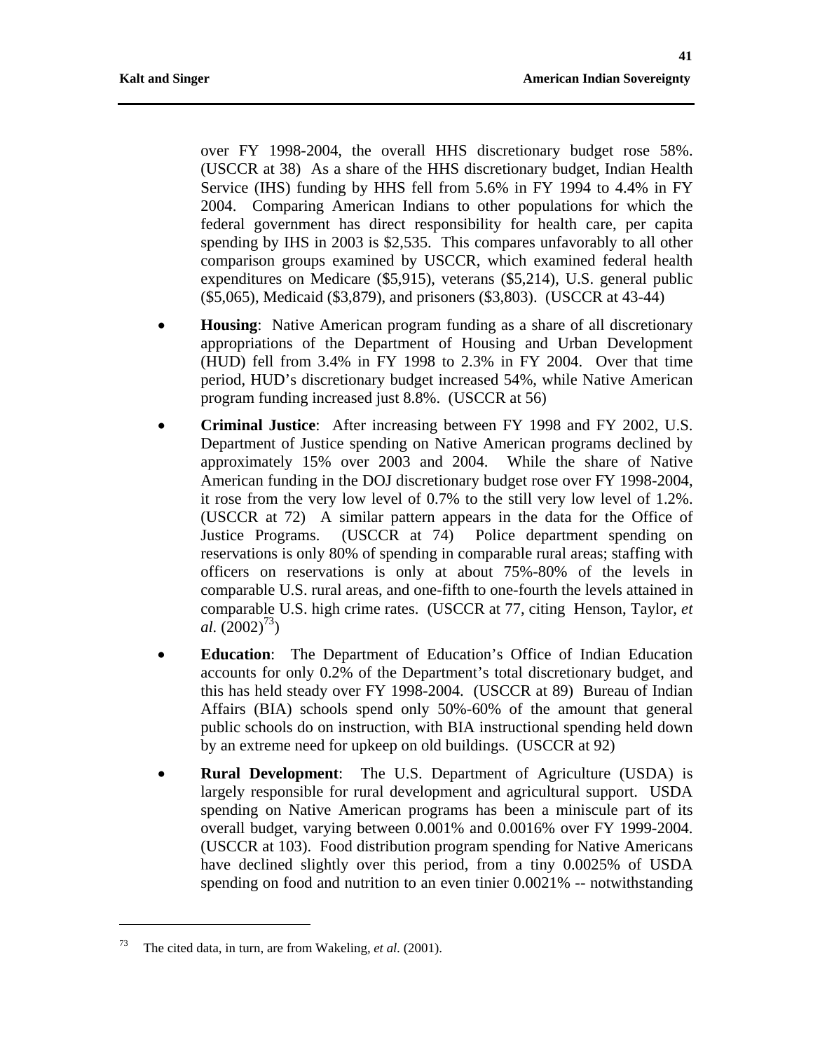over FY 1998-2004, the overall HHS discretionary budget rose 58%. (USCCR at 38) As a share of the HHS discretionary budget, Indian Health Service (IHS) funding by HHS fell from 5.6% in FY 1994 to 4.4% in FY 2004. Comparing American Indians to other populations for which the federal government has direct responsibility for health care, per capita spending by IHS in 2003 is $2,535. This compares unfavorably to all other comparison groups examined by USCCR, which examined federal health expenditures on Medicare ($5,915), veterans ($5,214), U.S. general public ($5,065), Medicaid ($3,879), and prisoners ($3,803). (USCCR at 43-44)

- **Housing**: Native American program funding as a share of all discretionary appropriations of the Department of Housing and Urban Development (HUD) fell from 3.4% in FY 1998 to 2.3% in FY 2004. Over that time period, HUD's discretionary budget increased 54%, while Native American program funding increased just 8.8%. (USCCR at 56)

- **Criminal Justice**: After increasing between FY 1998 and FY 2002, U.S. Department of Justice spending on Native American programs declined by approximately 15% over 2003 and 2004. While the share of Native American funding in the DOJ discretionary budget rose over FY 1998-2004, it rose from the very low level of 0.7% to the still very low level of 1.2%. (USCCR at 72) A similar pattern appears in the data for the Office of Justice Programs. (USCCR at 74) Police department spending on reservations is only 80% of spending in comparable rural areas; staffing with officers on reservations is only at about 75%-80% of the levels in comparable U.S. rural areas, and one-fifth to one-fourth the levels attained in comparable U.S. high crime rates. (USCCR at 77, citing Henson, Taylor, *et al.* (2002)[73])

- **Education**: The Department of Education's Office of Indian Education accounts for only 0.2% of the Department's total discretionary budget, and this has held steady over FY 1998-2004. (USCCR at 89) Bureau of Indian Affairs (BIA) schools spend only 50%-60% of the amount that general public schools do on instruction, with BIA instructional spending held down by an extreme need for upkeep on old buildings. (USCCR at 92)

- **Rural Development**: The U.S. Department of Agriculture (USDA) is largely responsible for rural development and agricultural support. USDA spending on Native American programs has been a miniscule part of its overall budget, varying between 0.001% and 0.0016% over FY 1999-2004. (USCCR at 103). Food distribution program spending for Native Americans have declined slightly over this period, from a tiny 0.0025% of USDA spending on food and nutrition to an even tinier 0.0021% -- notwithstanding

---

[73] The cited data, in turn, are from Wakeling, *et al.* (2001).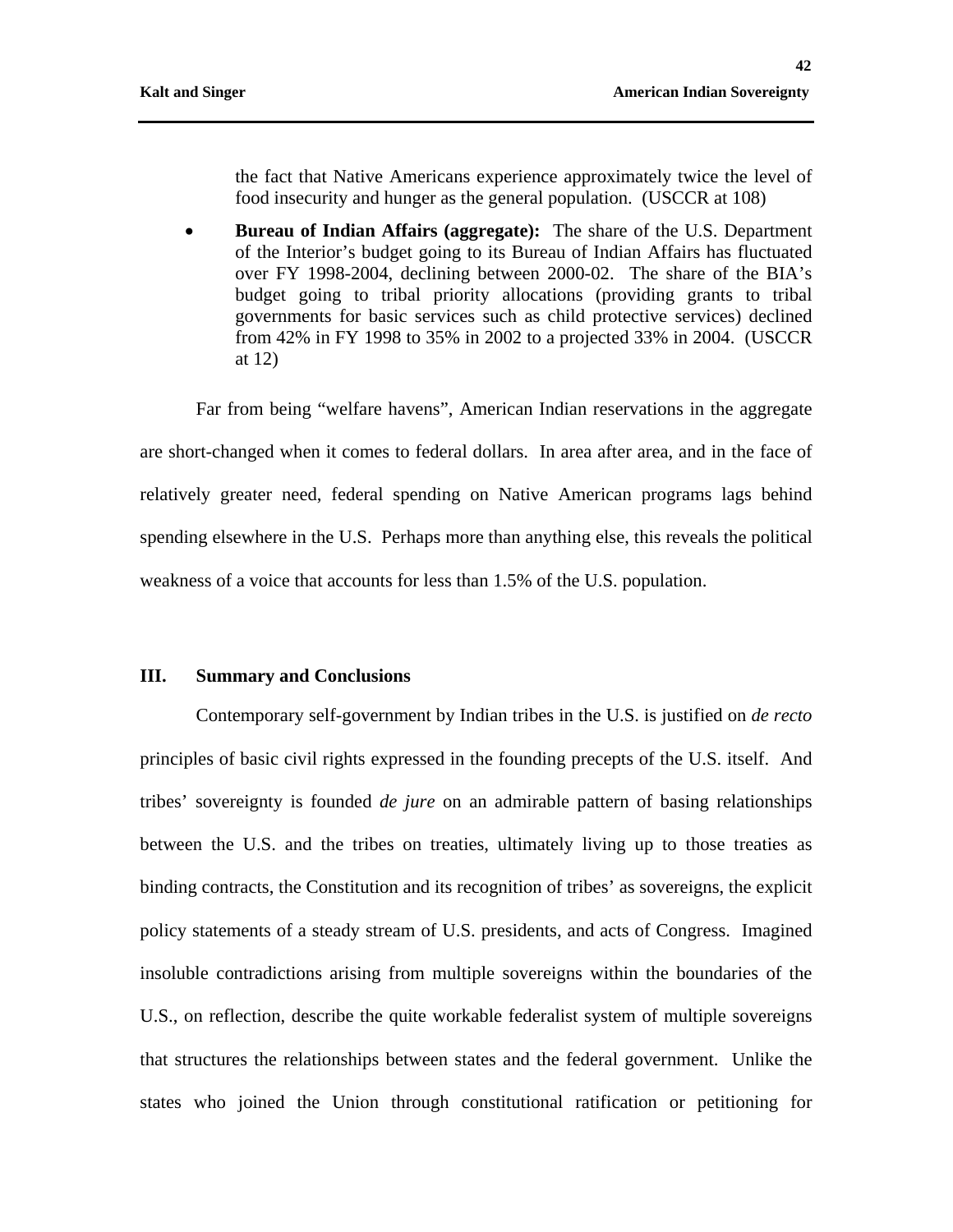the fact that Native Americans experience approximately twice the level of food insecurity and hunger as the general population. (USCCR at 108)

- **Bureau of Indian Affairs (aggregate):** The share of the U.S. Department of the Interior's budget going to its Bureau of Indian Affairs has fluctuated over FY 1998-2004, declining between 2000-02. The share of the BIA's budget going to tribal priority allocations (providing grants to tribal governments for basic services such as child protective services) declined from 42% in FY 1998 to 35% in 2002 to a projected 33% in 2004. (USCCR at 12)

Far from being "welfare havens", American Indian reservations in the aggregate are short-changed when it comes to federal dollars. In area after area, and in the face of relatively greater need, federal spending on Native American programs lags behind spending elsewhere in the U.S. Perhaps more than anything else, this reveals the political weakness of a voice that accounts for less than 1.5% of the U.S. population.

## III. Summary and Conclusions

Contemporary self-government by Indian tribes in the U.S. is justified on *de recto* principles of basic civil rights expressed in the founding precepts of the U.S. itself. And tribes' sovereignty is founded *de jure* on an admirable pattern of basing relationships between the U.S. and the tribes on treaties, ultimately living up to those treaties as binding contracts, the Constitution and its recognition of tribes' as sovereigns, the explicit policy statements of a steady stream of U.S. presidents, and acts of Congress. Imagined insoluble contradictions arising from multiple sovereigns within the boundaries of the U.S., on reflection, describe the quite workable federalist system of multiple sovereigns that structures the relationships between states and the federal government. Unlike the states who joined the Union through constitutional ratification or petitioning for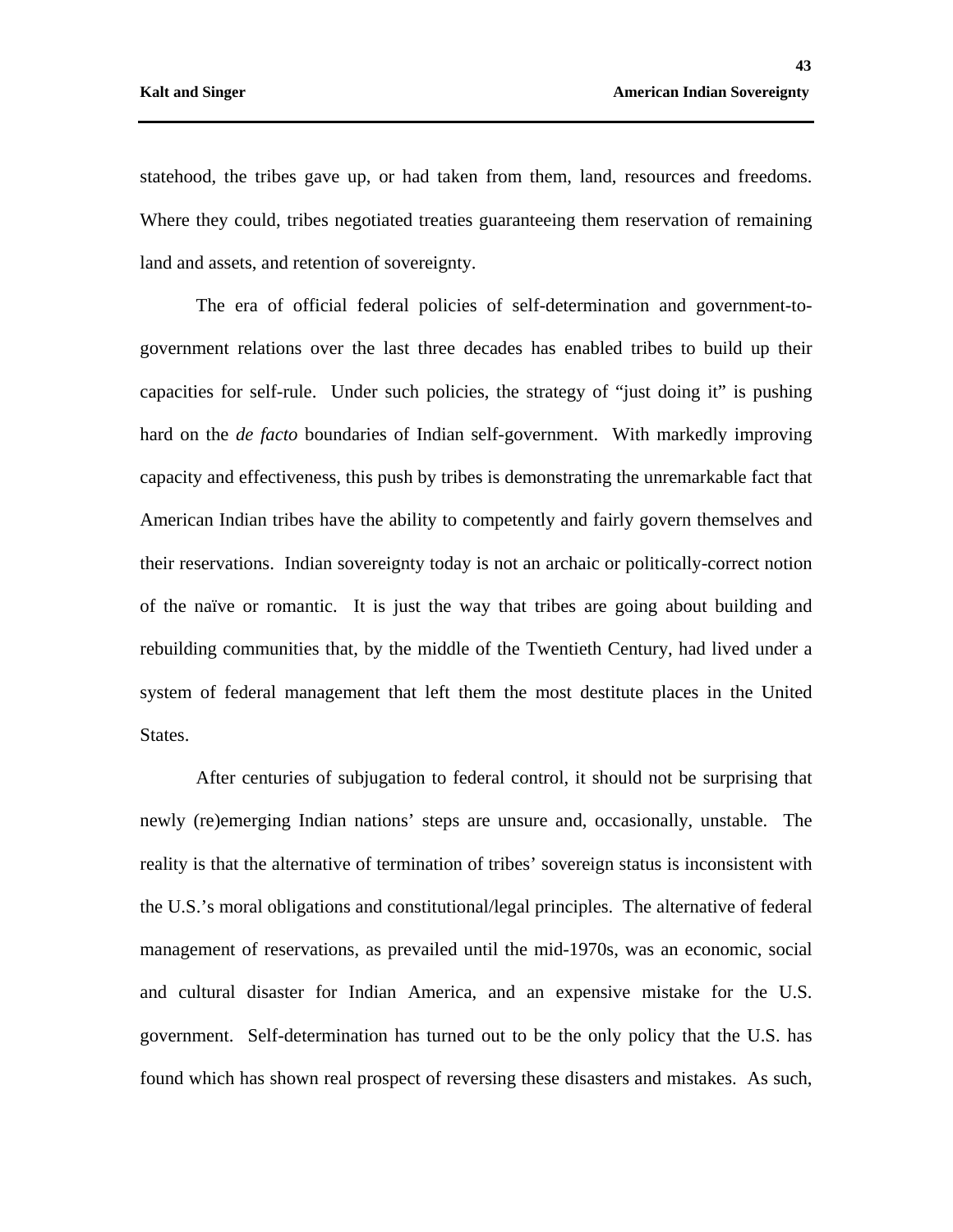statehood, the tribes gave up, or had taken from them, land, resources and freedoms. Where they could, tribes negotiated treaties guaranteeing them reservation of remaining land and assets, and retention of sovereignty.

The era of official federal policies of self-determination and government-to-government relations over the last three decades has enabled tribes to build up their capacities for self-rule. Under such policies, the strategy of "just doing it" is pushing hard on the *de facto* boundaries of Indian self-government. With markedly improving capacity and effectiveness, this push by tribes is demonstrating the unremarkable fact that American Indian tribes have the ability to competently and fairly govern themselves and their reservations. Indian sovereignty today is not an archaic or politically-correct notion of the naïve or romantic. It is just the way that tribes are going about building and rebuilding communities that, by the middle of the Twentieth Century, had lived under a system of federal management that left them the most destitute places in the United States.

After centuries of subjugation to federal control, it should not be surprising that newly (re)emerging Indian nations' steps are unsure and, occasionally, unstable. The reality is that the alternative of termination of tribes' sovereign status is inconsistent with the U.S.'s moral obligations and constitutional/legal principles. The alternative of federal management of reservations, as prevailed until the mid-1970s, was an economic, social and cultural disaster for Indian America, and an expensive mistake for the U.S. government. Self-determination has turned out to be the only policy that the U.S. has found which has shown real prospect of reversing these disasters and mistakes. As such,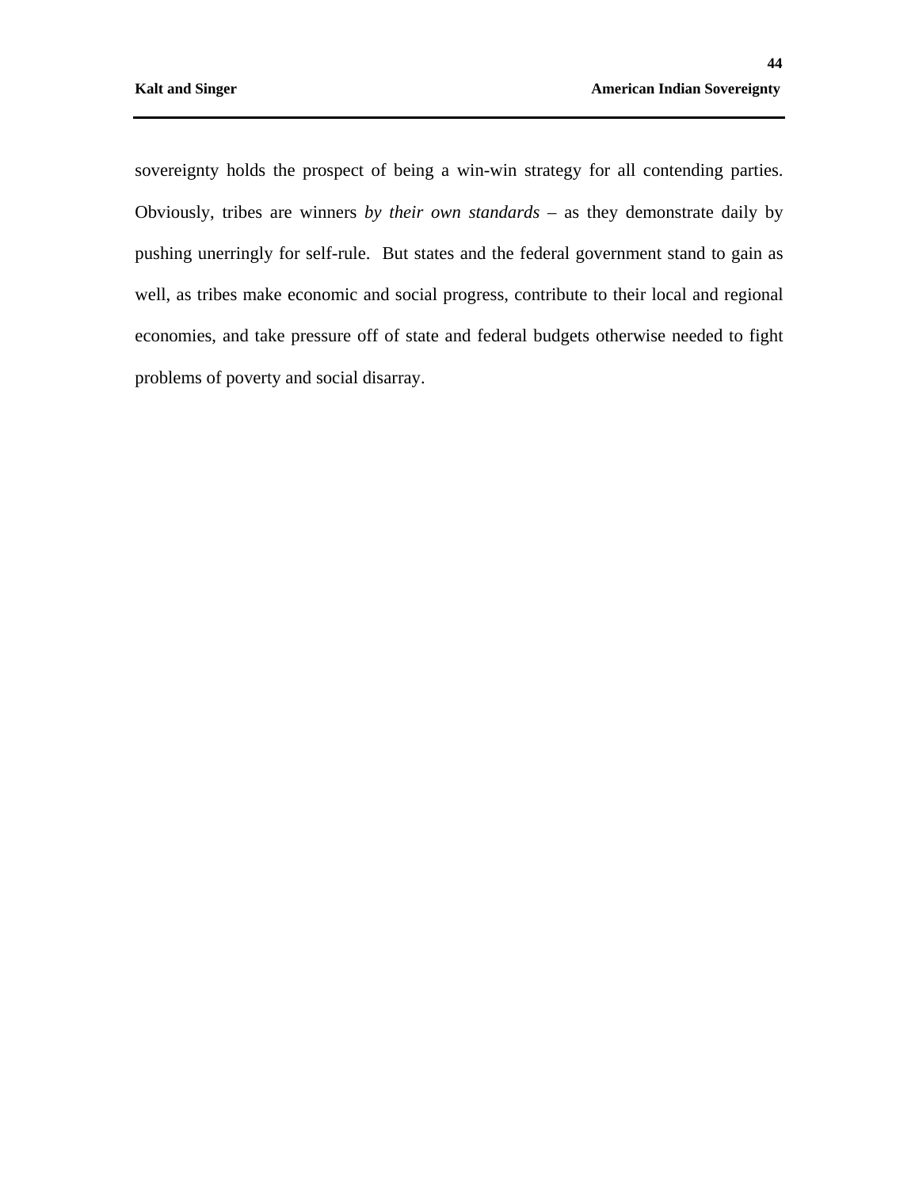sovereignty holds the prospect of being a win-win strategy for all contending parties. Obviously, tribes are winners *by their own standards* – as they demonstrate daily by pushing unerringly for self-rule. But states and the federal government stand to gain as well, as tribes make economic and social progress, contribute to their local and regional economies, and take pressure off of state and federal budgets otherwise needed to fight problems of poverty and social disarray.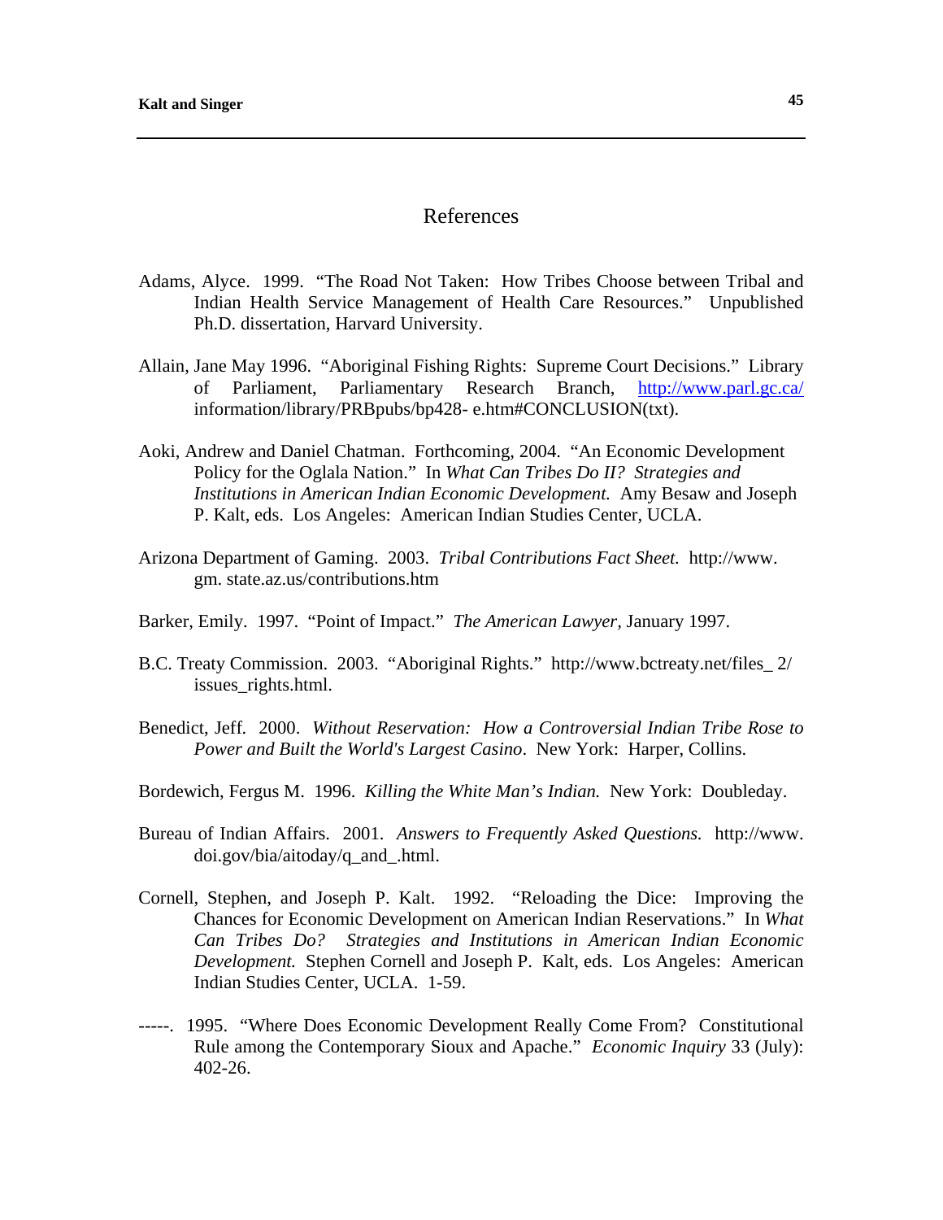# References

Adams, Alyce. 1999. "The Road Not Taken: How Tribes Choose between Tribal and Indian Health Service Management of Health Care Resources." Unpublished Ph.D. dissertation, Harvard University.

Allain, Jane May 1996. "Aboriginal Fishing Rights: Supreme Court Decisions." Library of Parliament, Parliamentary Research Branch, http://www.parl.gc.ca/ information/library/PRBpubs/bp428- e.htm#CONCLUSION(txt).

Aoki, Andrew and Daniel Chatman. Forthcoming, 2004. "An Economic Development Policy for the Oglala Nation." In *What Can Tribes Do II? Strategies and Institutions in American Indian Economic Development.* Amy Besaw and Joseph P. Kalt, eds. Los Angeles: American Indian Studies Center, UCLA.

Arizona Department of Gaming. 2003. *Tribal Contributions Fact Sheet.* http://www. gm. state.az.us/contributions.htm

Barker, Emily. 1997. "Point of Impact." *The American Lawyer*, January 1997.

B.C. Treaty Commission. 2003. "Aboriginal Rights." http://www.bctreaty.net/files_ 2/ issues_rights.html.

Benedict, Jeff. 2000. *Without Reservation: How a Controversial Indian Tribe Rose to Power and Built the World's Largest Casino*. New York: Harper, Collins.

Bordewich, Fergus M. 1996. *Killing the White Man's Indian.* New York: Doubleday.

Bureau of Indian Affairs. 2001. *Answers to Frequently Asked Questions.* http://www. doi.gov/bia/aitoday/q_and_.html.

Cornell, Stephen, and Joseph P. Kalt. 1992. "Reloading the Dice: Improving the Chances for Economic Development on American Indian Reservations." In *What Can Tribes Do? Strategies and Institutions in American Indian Economic Development.* Stephen Cornell and Joseph P. Kalt, eds. Los Angeles: American Indian Studies Center, UCLA. 1-59.

-----. 1995. "Where Does Economic Development Really Come From? Constitutional Rule among the Contemporary Sioux and Apache." *Economic Inquiry* 33 (July): 402-26.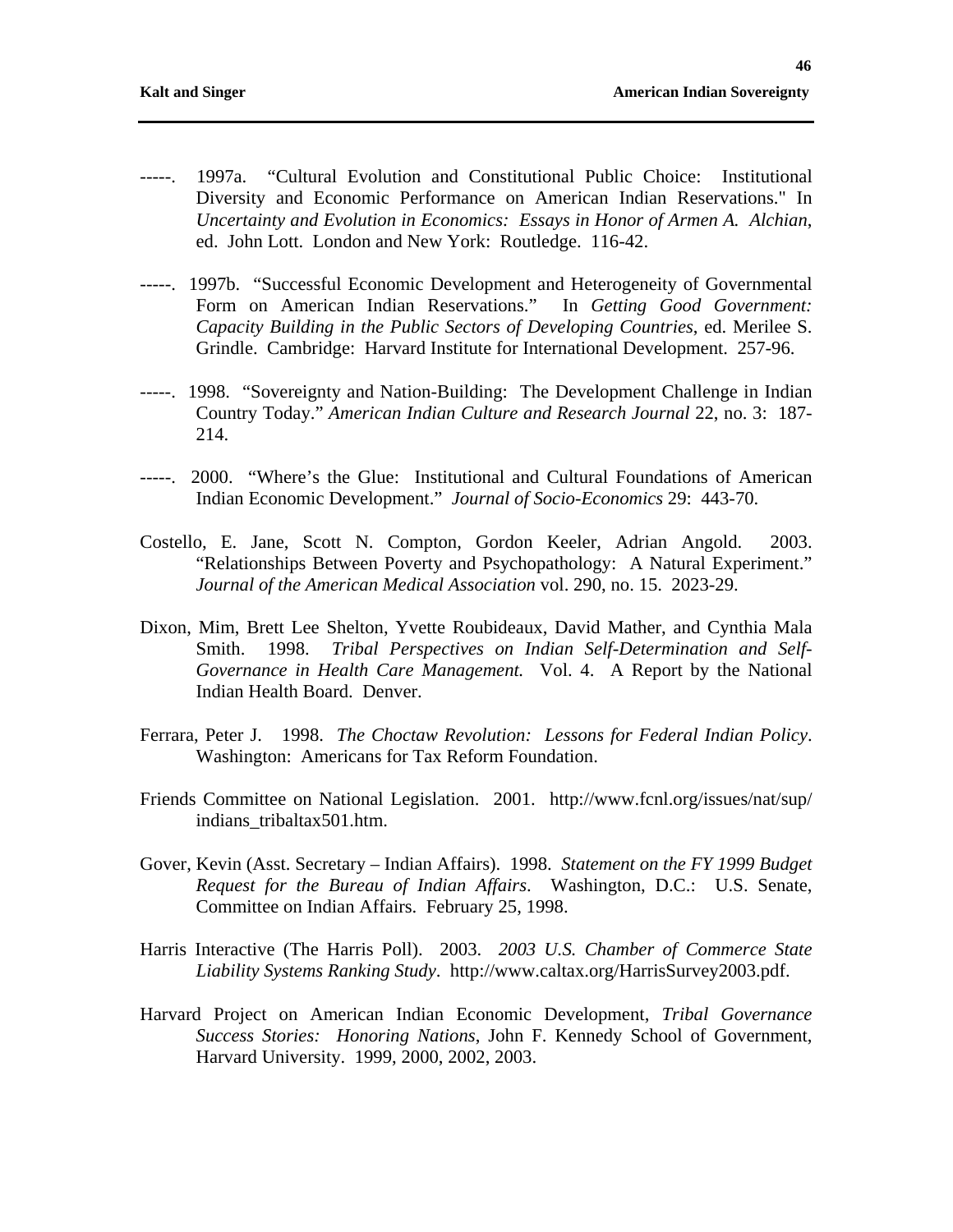-----. 1997a. "Cultural Evolution and Constitutional Public Choice: Institutional Diversity and Economic Performance on American Indian Reservations." In *Uncertainty and Evolution in Economics: Essays in Honor of Armen A. Alchian*, ed. John Lott. London and New York: Routledge. 116-42.

-----. 1997b. "Successful Economic Development and Heterogeneity of Governmental Form on American Indian Reservations." In *Getting Good Government: Capacity Building in the Public Sectors of Developing Countries*, ed. Merilee S. Grindle. Cambridge: Harvard Institute for International Development. 257-96.

-----. 1998. "Sovereignty and Nation-Building: The Development Challenge in Indian Country Today." *American Indian Culture and Research Journal* 22, no. 3: 187-214.

-----. 2000. "Where's the Glue: Institutional and Cultural Foundations of American Indian Economic Development." *Journal of Socio-Economics* 29: 443-70.

Costello, E. Jane, Scott N. Compton, Gordon Keeler, Adrian Angold. 2003. "Relationships Between Poverty and Psychopathology: A Natural Experiment." *Journal of the American Medical Association* vol. 290, no. 15. 2023-29.

Dixon, Mim, Brett Lee Shelton, Yvette Roubideaux, David Mather, and Cynthia Mala Smith. 1998. *Tribal Perspectives on Indian Self-Determination and Self-Governance in Health Care Management.* Vol. 4. A Report by the National Indian Health Board. Denver.

Ferrara, Peter J. 1998. *The Choctaw Revolution: Lessons for Federal Indian Policy*. Washington: Americans for Tax Reform Foundation.

Friends Committee on National Legislation. 2001. http://www.fcnl.org/issues/nat/sup/indians_tribaltax501.htm.

Gover, Kevin (Asst. Secretary – Indian Affairs). 1998. *Statement on the FY 1999 Budget Request for the Bureau of Indian Affairs*. Washington, D.C.: U.S. Senate, Committee on Indian Affairs. February 25, 1998.

Harris Interactive (The Harris Poll). 2003. *2003 U.S. Chamber of Commerce State Liability Systems Ranking Study*. http://www.caltax.org/HarrisSurvey2003.pdf.

Harvard Project on American Indian Economic Development, *Tribal Governance Success Stories: Honoring Nations*, John F. Kennedy School of Government, Harvard University. 1999, 2000, 2002, 2003.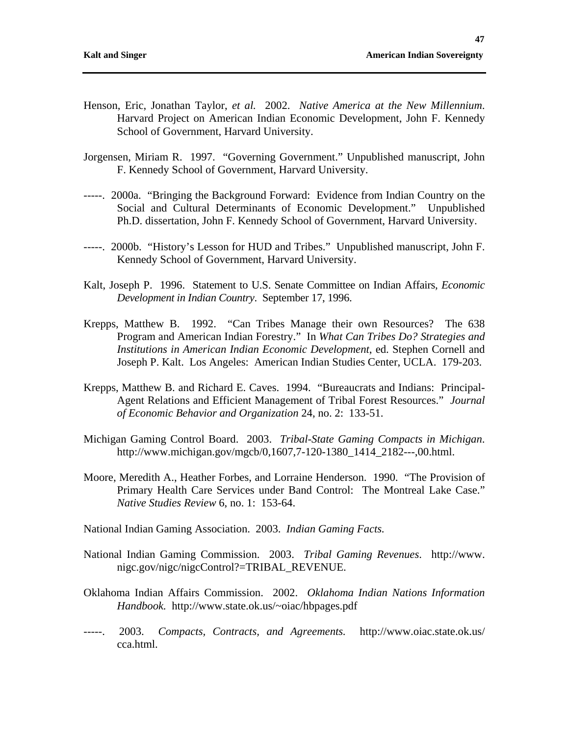Henson, Eric, Jonathan Taylor, *et al.* 2002. *Native America at the New Millennium*. Harvard Project on American Indian Economic Development, John F. Kennedy School of Government, Harvard University.

Jorgensen, Miriam R. 1997. "Governing Government." Unpublished manuscript, John F. Kennedy School of Government, Harvard University.

-----. 2000a. "Bringing the Background Forward: Evidence from Indian Country on the Social and Cultural Determinants of Economic Development." Unpublished Ph.D. dissertation, John F. Kennedy School of Government, Harvard University.

-----. 2000b. "History's Lesson for HUD and Tribes." Unpublished manuscript, John F. Kennedy School of Government, Harvard University.

Kalt, Joseph P. 1996. Statement to U.S. Senate Committee on Indian Affairs, *Economic Development in Indian Country*. September 17, 1996.

Krepps, Matthew B. 1992. "Can Tribes Manage their own Resources? The 638 Program and American Indian Forestry." In *What Can Tribes Do? Strategies and Institutions in American Indian Economic Development*, ed. Stephen Cornell and Joseph P. Kalt. Los Angeles: American Indian Studies Center, UCLA. 179-203.

Krepps, Matthew B. and Richard E. Caves. 1994. "Bureaucrats and Indians: Principal-Agent Relations and Efficient Management of Tribal Forest Resources." *Journal of Economic Behavior and Organization* 24, no. 2: 133-51.

Michigan Gaming Control Board. 2003. *Tribal-State Gaming Compacts in Michigan*. http://www.michigan.gov/mgcb/0,1607,7-120-1380_1414_2182---,00.html.

Moore, Meredith A., Heather Forbes, and Lorraine Henderson. 1990. "The Provision of Primary Health Care Services under Band Control: The Montreal Lake Case." *Native Studies Review* 6, no. 1: 153-64.

National Indian Gaming Association. 2003. *Indian Gaming Facts.*

National Indian Gaming Commission. 2003. *Tribal Gaming Revenues*. http://www.nigc.gov/nigc/nigcControl?=TRIBAL_REVENUE.

Oklahoma Indian Affairs Commission. 2002. *Oklahoma Indian Nations Information Handbook.* http://www.state.ok.us/~oiac/hbpages.pdf

-----. 2003. *Compacts, Contracts, and Agreements.* http://www.oiac.state.ok.us/cca.html.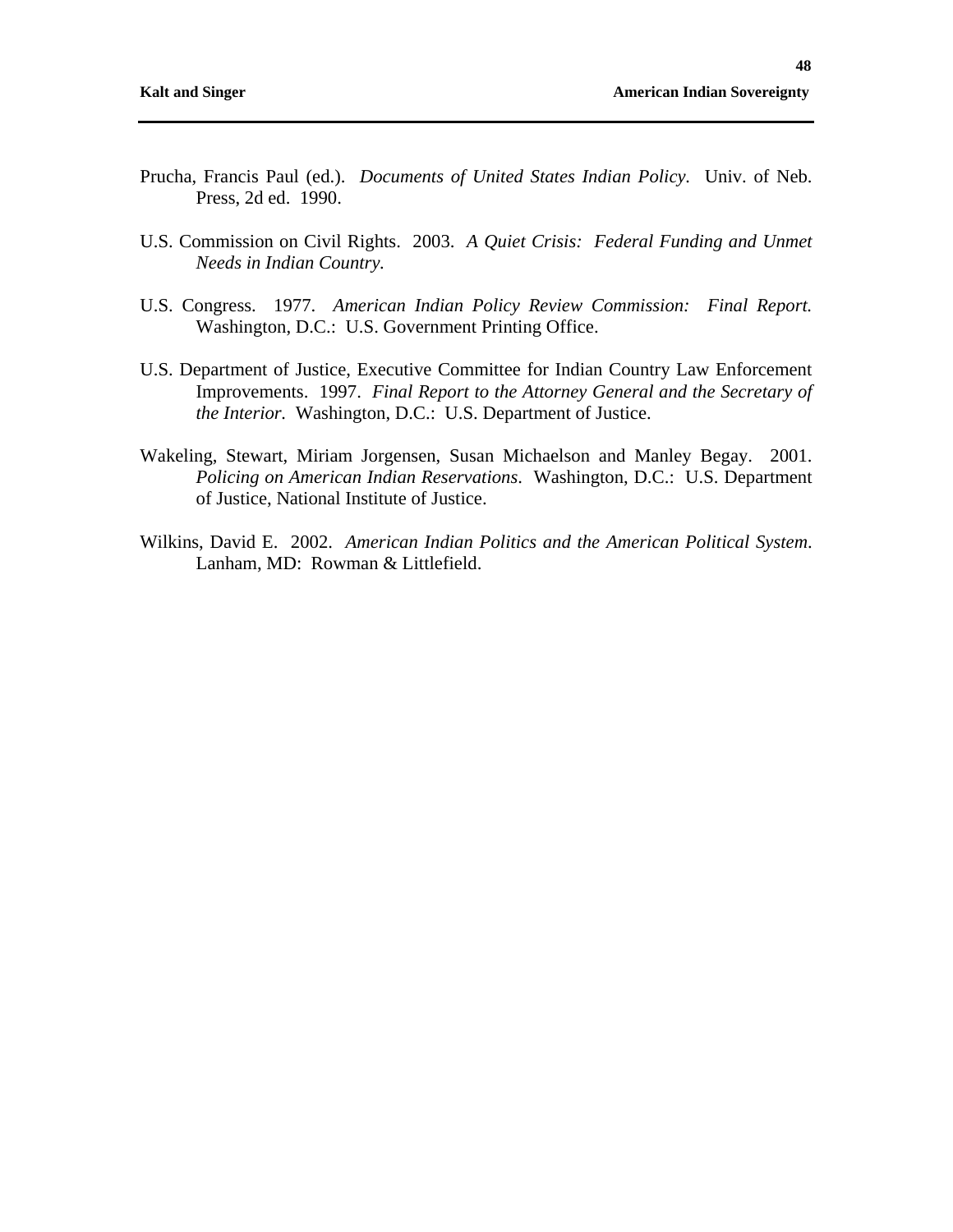Prucha, Francis Paul (ed.). *Documents of United States Indian Policy*. Univ. of Neb. Press, 2d ed. 1990.

U.S. Commission on Civil Rights. 2003. *A Quiet Crisis: Federal Funding and Unmet Needs in Indian Country.*

U.S. Congress. 1977. *American Indian Policy Review Commission: Final Report.* Washington, D.C.: U.S. Government Printing Office.

U.S. Department of Justice, Executive Committee for Indian Country Law Enforcement Improvements. 1997. *Final Report to the Attorney General and the Secretary of the Interior.* Washington, D.C.: U.S. Department of Justice.

Wakeling, Stewart, Miriam Jorgensen, Susan Michaelson and Manley Begay. 2001. *Policing on American Indian Reservations*. Washington, D.C.: U.S. Department of Justice, National Institute of Justice.

Wilkins, David E. 2002. *American Indian Politics and the American Political System*. Lanham, MD: Rowman & Littlefield.